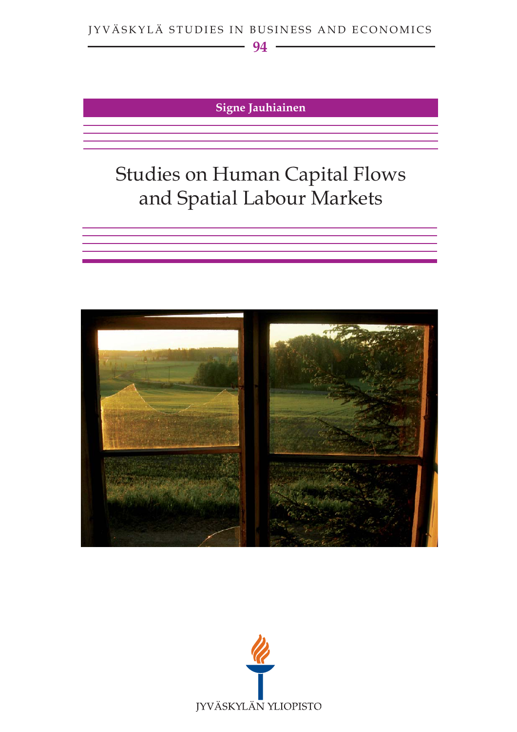JYVÄSKYLÄ STUDIES IN BUSINESS AND ECONOMICS

94

**Signe Jauhiainen**

# Studies on Human Capital Flows and Spatial Labour Markets

JYVÄSKYLÄN YLIOPISTO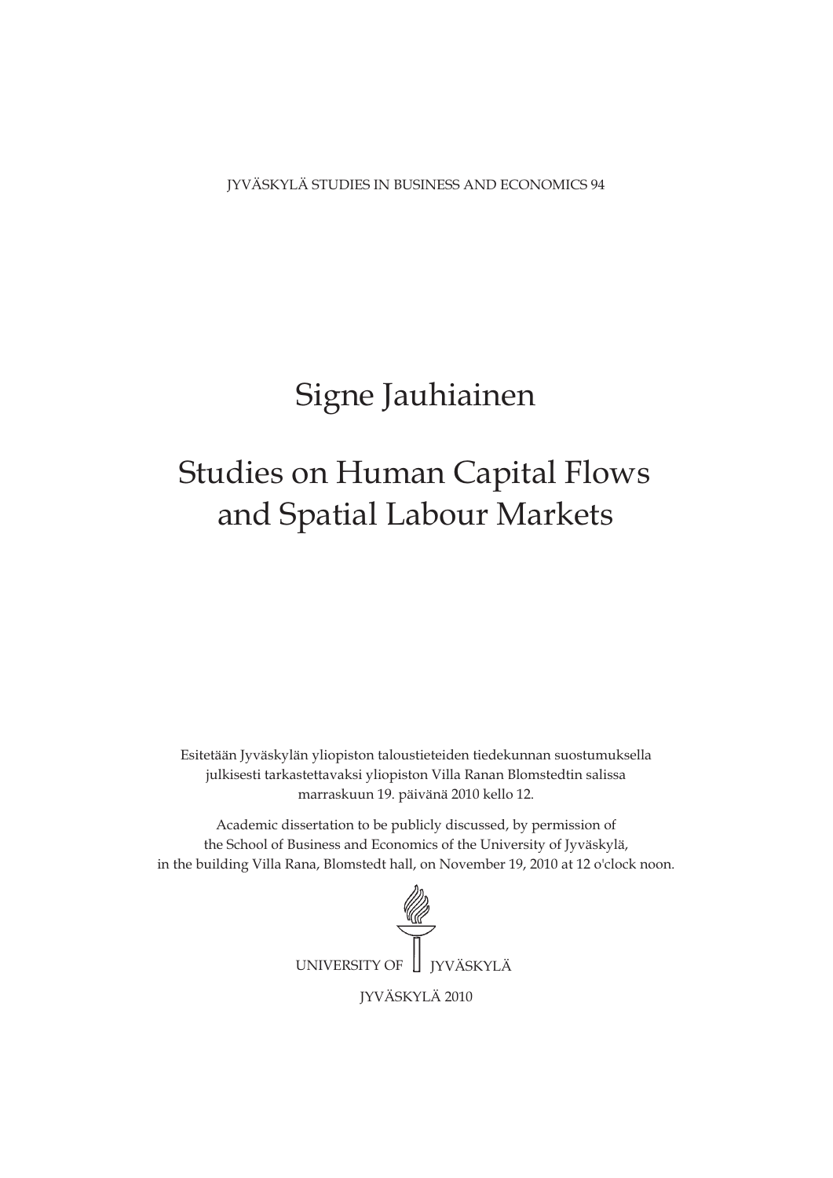JYVÄSKYLÄ STUDIES IN BUSINESS AND ECONOMICS 94

# Signe Jauhiainen

# Studies on Human Capital Flows and Spatial Labour Markets

Esitetään Jyväskylän yliopiston taloustieteiden tiedekunnan suostumuksella julkisesti tarkastettavaksi yliopiston Villa Ranan Blomstedtin salissa marraskuun 19. päivänä 2010 kello 12.

Academic dissertation to be publicly discussed, by permission of the School of Business and Economics of the University of Jyväskylä, in the building Villa Rana, Blomstedt hall, on November 19, 2010 at 12 o'clock noon.

UNIVERSITY OF JYVÄSKYLÄ

JYVÄSKYLÄ 2010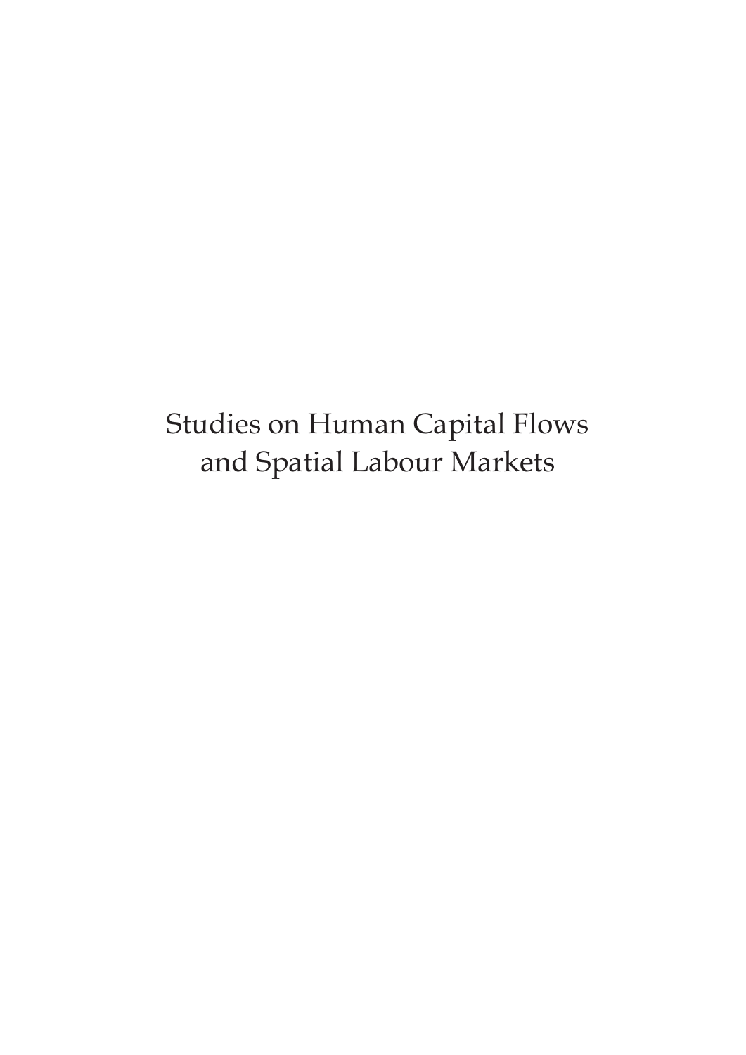# Studies on Human Capital Flows and Spatial Labour Markets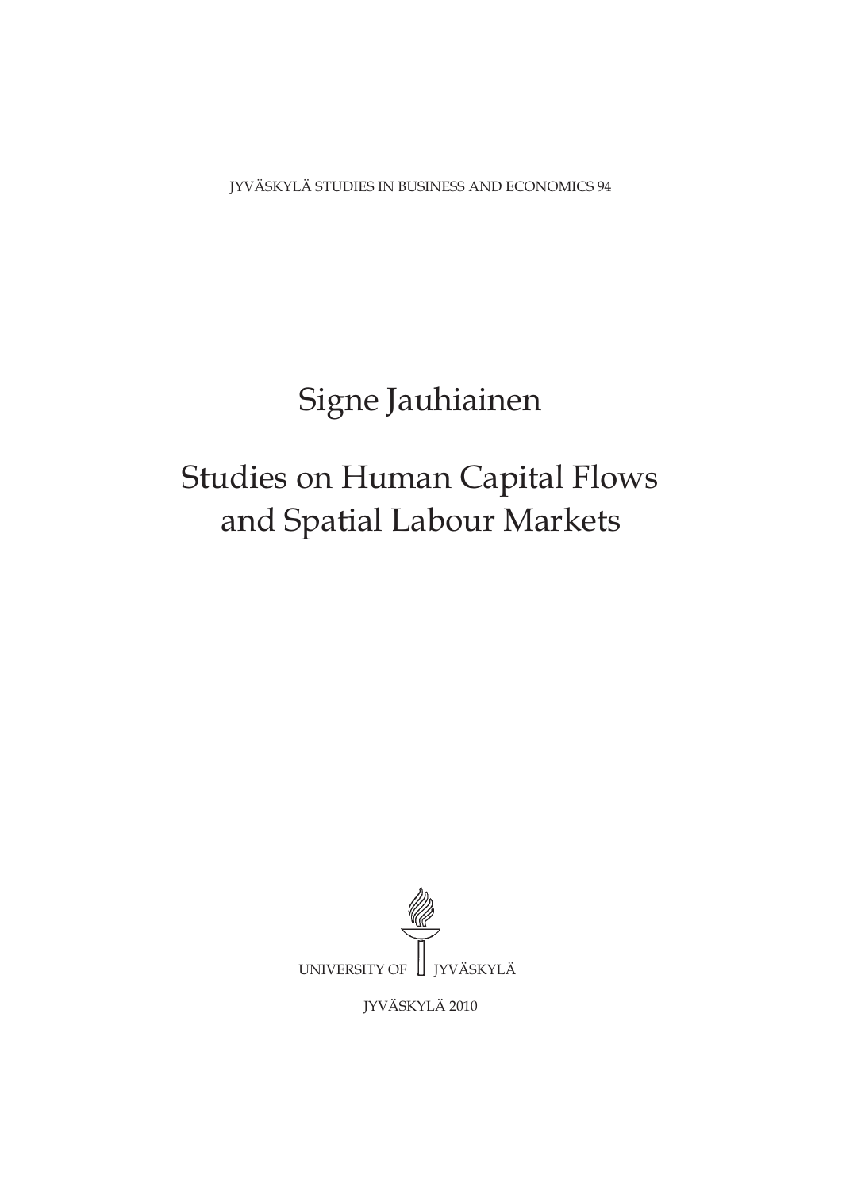JYVÄSKYLÄ STUDIES IN BUSINESS AND ECONOMICS 94

# Signe Jauhiainen

# Studies on Human Capital Flows and Spatial Labour Markets

UNIVERSITY OF JYVÄSKYLÄ

JYVÄSKYLÄ 2010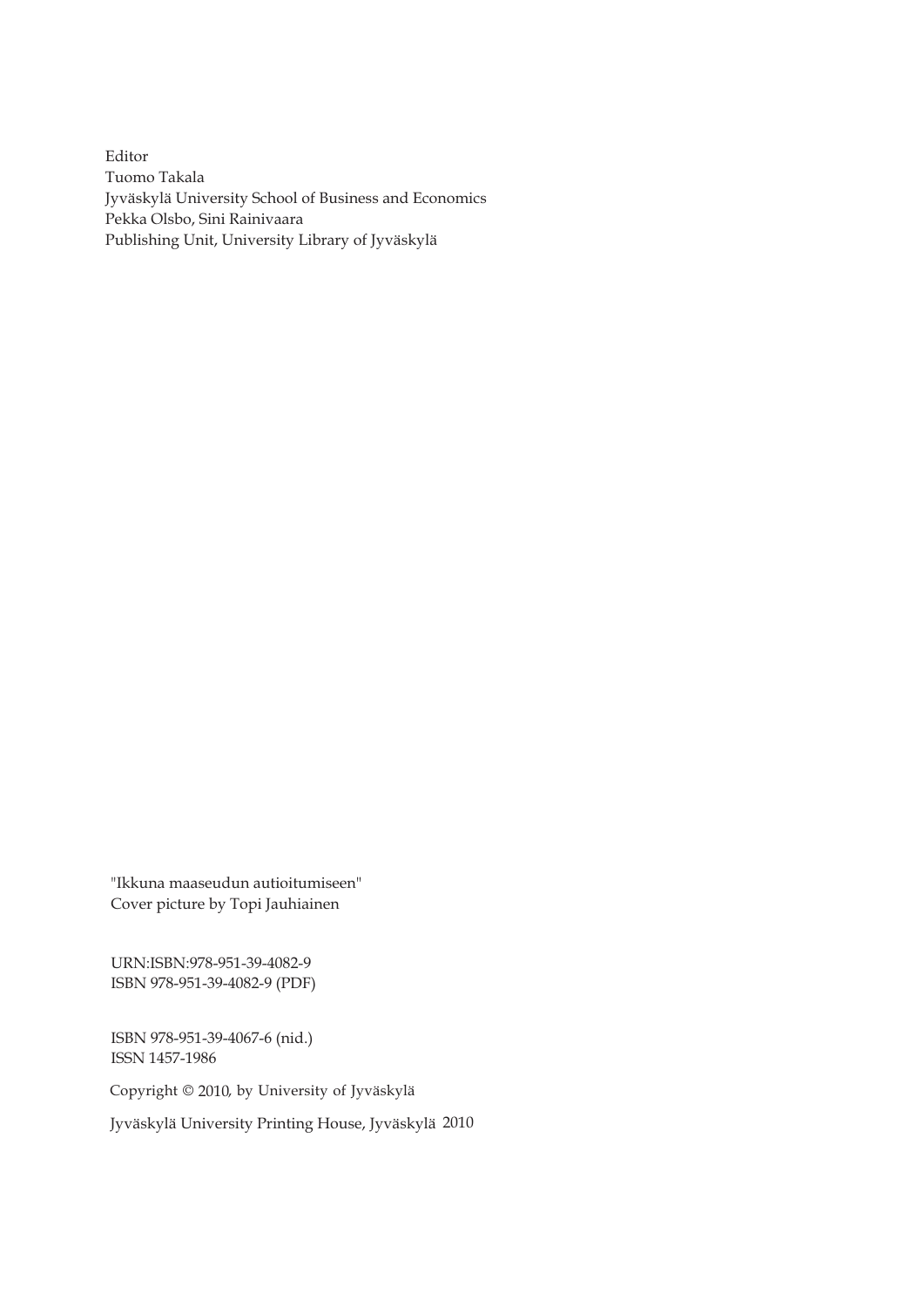Editor
Tuomo Takala
Jyväskylä University School of Business and Economics
Pekka Olsbo, Sini Rainivaara
Publishing Unit, University Library of Jyväskylä

"Ikkuna maaseudun autioitumiseen"
Cover picture by Topi Jauhiainen

URN:ISBN:978-951-39-4082-9
ISBN 978-951-39-4082-9 (PDF)

ISBN 978-951-39-4067-6 (nid.)
ISSN 1457-1986

Copyright © 2010, by University of Jyväskylä

Jyväskylä University Printing House, Jyväskylä 2010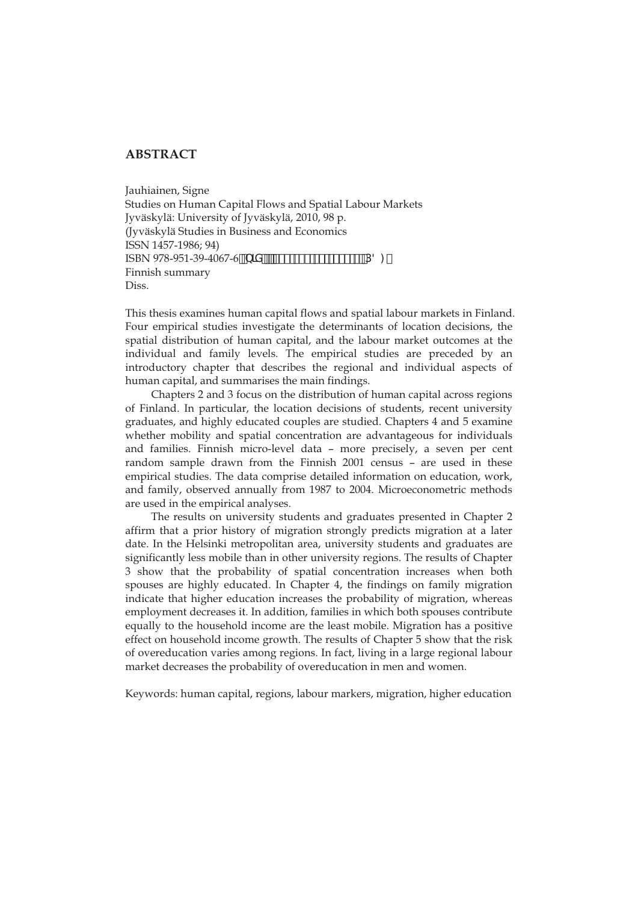## ABSTRACT

Jauhiainen, Signe
Studies on Human Capital Flows and Spatial Labour Markets
Jyväskylä: University of Jyväskylä, 2010, 98 p.
(Jyväskylä Studies in Business and Economics
ISSN 1457-1986; 94)
ISBN 978-951-39-4067-6
Finnish summary
Diss.

This thesis examines human capital flows and spatial labour markets in Finland. Four empirical studies investigate the determinants of location decisions, the spatial distribution of human capital, and the labour market outcomes at the individual and family levels. The empirical studies are preceded by an introductory chapter that describes the regional and individual aspects of human capital, and summarises the main findings.

Chapters 2 and 3 focus on the distribution of human capital across regions of Finland. In particular, the location decisions of students, recent university graduates, and highly educated couples are studied. Chapters 4 and 5 examine whether mobility and spatial concentration are advantageous for individuals and families. Finnish micro-level data – more precisely, a seven per cent random sample drawn from the Finnish 2001 census – are used in these empirical studies. The data comprise detailed information on education, work, and family, observed annually from 1987 to 2004. Microeconometric methods are used in the empirical analyses.

The results on university students and graduates presented in Chapter 2 affirm that a prior history of migration strongly predicts migration at a later date. In the Helsinki metropolitan area, university students and graduates are significantly less mobile than in other university regions. The results of Chapter 3 show that the probability of spatial concentration increases when both spouses are highly educated. In Chapter 4, the findings on family migration indicate that higher education increases the probability of migration, whereas employment decreases it. In addition, families in which both spouses contribute equally to the household income are the least mobile. Migration has a positive effect on household income growth. The results of Chapter 5 show that the risk of overeducation varies among regions. In fact, living in a large regional labour market decreases the probability of overeducation in men and women.

Keywords: human capital, regions, labour markers, migration, higher education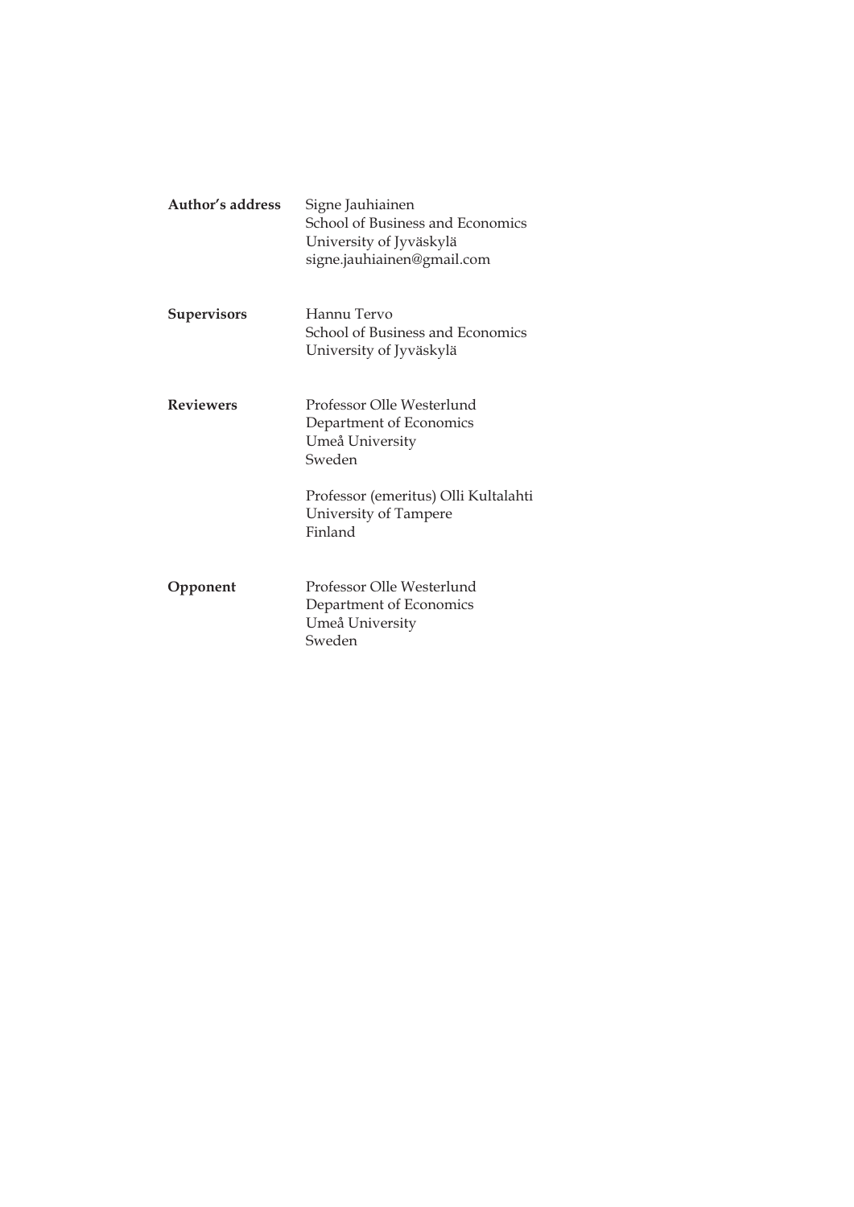**Author's address** Signe Jauhiainen
School of Business and Economics
University of Jyväskylä
signe.jauhiainen@gmail.com

**Supervisors** Hannu Tervo
School of Business and Economics
University of Jyväskylä

**Reviewers** Professor Olle Westerlund
Department of Economics
Umeå University
Sweden

Professor (emeritus) Olli Kultalahti
University of Tampere
Finland

**Opponent** Professor Olle Westerlund
Department of Economics
Umeå University
Sweden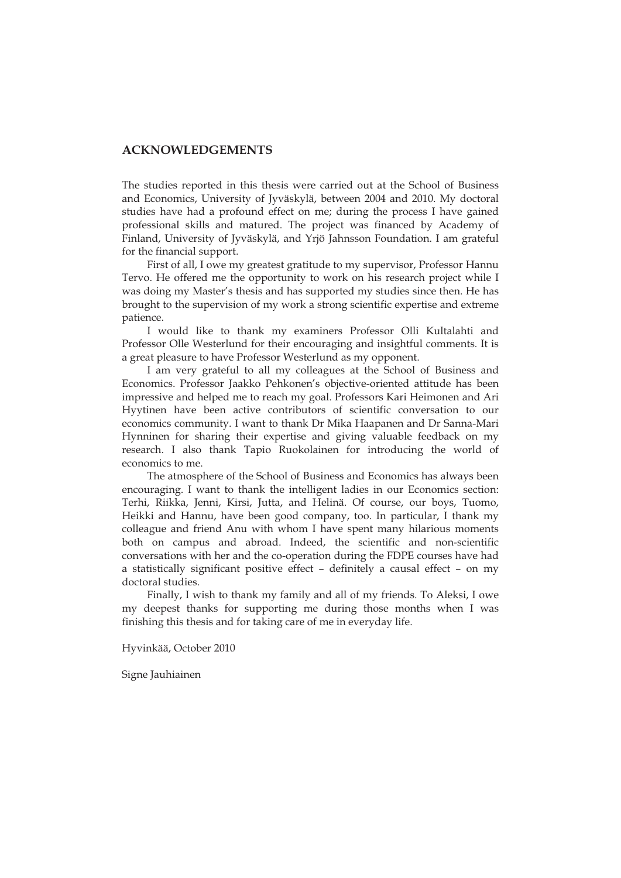## ACKNOWLEDGEMENTS

The studies reported in this thesis were carried out at the School of Business and Economics, University of Jyväskylä, between 2004 and 2010. My doctoral studies have had a profound effect on me; during the process I have gained professional skills and matured. The project was financed by Academy of Finland, University of Jyväskylä, and Yrjö Jahnsson Foundation. I am grateful for the financial support.

First of all, I owe my greatest gratitude to my supervisor, Professor Hannu Tervo. He offered me the opportunity to work on his research project while I was doing my Master's thesis and has supported my studies since then. He has brought to the supervision of my work a strong scientific expertise and extreme patience.

I would like to thank my examiners Professor Olli Kultalahti and Professor Olle Westerlund for their encouraging and insightful comments. It is a great pleasure to have Professor Westerlund as my opponent.

I am very grateful to all my colleagues at the School of Business and Economics. Professor Jaakko Pehkonen's objective-oriented attitude has been impressive and helped me to reach my goal. Professors Kari Heimonen and Ari Hyytinen have been active contributors of scientific conversation to our economics community. I want to thank Dr Mika Haapanen and Dr Sanna-Mari Hynninen for sharing their expertise and giving valuable feedback on my research. I also thank Tapio Ruokolainen for introducing the world of economics to me.

The atmosphere of the School of Business and Economics has always been encouraging. I want to thank the intelligent ladies in our Economics section: Terhi, Riikka, Jenni, Kirsi, Jutta, and Helinä. Of course, our boys, Tuomo, Heikki and Hannu, have been good company, too. In particular, I thank my colleague and friend Anu with whom I have spent many hilarious moments both on campus and abroad. Indeed, the scientific and non-scientific conversations with her and the co-operation during the FDPE courses have had a statistically significant positive effect – definitely a causal effect – on my doctoral studies.

Finally, I wish to thank my family and all of my friends. To Aleksi, I owe my deepest thanks for supporting me during those months when I was finishing this thesis and for taking care of me in everyday life.

Hyvinkää, October 2010

Signe Jauhiainen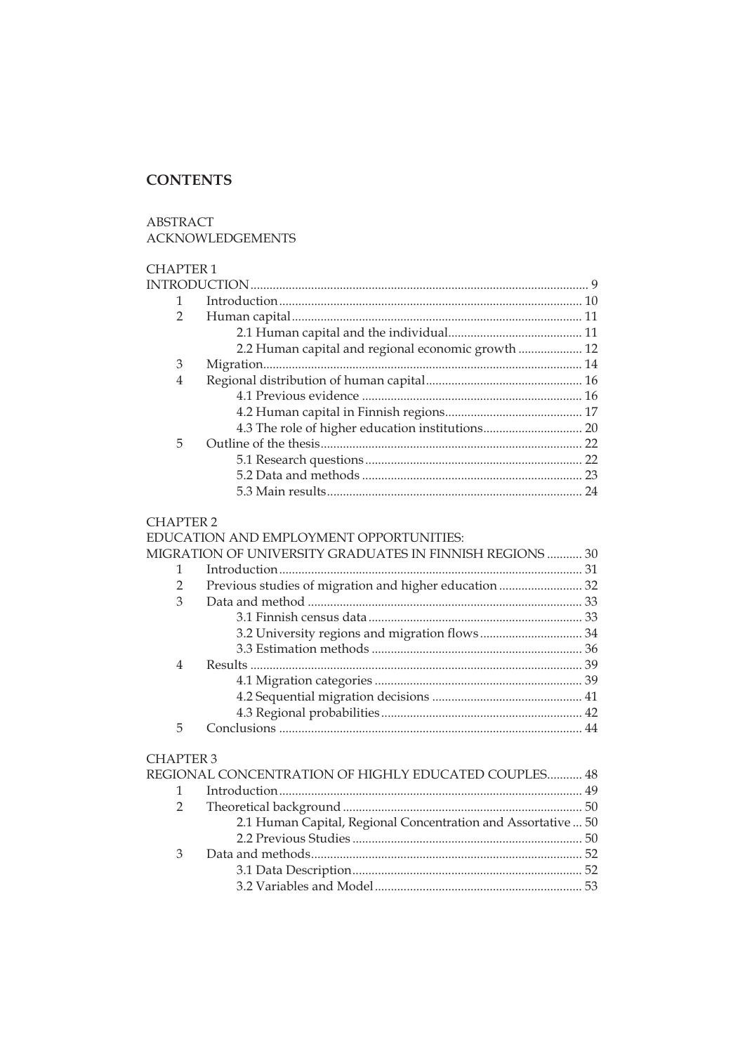## CONTENTS

ABSTRACT
ACKNOWLEDGEMENTS

CHAPTER 1
INTRODUCTION ........................................................................................... 9

| | | |
|---|---|---|
| 1 | Introduction | 10 |
| 2 | Human capital | 11 |
| | 2.1 Human capital and the individual | 11 |
| | 2.2 Human capital and regional economic growth | 12 |
| 3 | Migration | 14 |
| 4 | Regional distribution of human capital | 16 |
| | 4.1 Previous evidence | 16 |
| | 4.2 Human capital in Finnish regions | 17 |
| | 4.3 The role of higher education institutions | 20 |
| 5 | Outline of the thesis | 22 |
| | 5.1 Research questions | 22 |
| | 5.2 Data and methods | 23 |
| | 5.3 Main results | 24 |

CHAPTER 2
EDUCATION AND EMPLOYMENT OPPORTUNITIES:
MIGRATION OF UNIVERSITY GRADUATES IN FINNISH REGIONS ........... 30

| | | |
|---|---|---|
| 1 | Introduction | 31 |
| 2 | Previous studies of migration and higher education | 32 |
| 3 | Data and method | 33 |
| | 3.1 Finnish census data | 33 |
| | 3.2 University regions and migration flows | 34 |
| | 3.3 Estimation methods | 36 |
| 4 | Results | 39 |
| | 4.1 Migration categories | 39 |
| | 4.2 Sequential migration decisions | 41 |
| | 4.3 Regional probabilities | 42 |
| 5 | Conclusions | 44 |

CHAPTER 3
REGIONAL CONCENTRATION OF HIGHLY EDUCATED COUPLES........... 48

| | | |
|---|---|---|
| 1 | Introduction | 49 |
| 2 | Theoretical background | 50 |
| | 2.1 Human Capital, Regional Concentration and Assortative | 50 |
| | 2.2 Previous Studies | 50 |
| 3 | Data and methods | 52 |
| | 3.1 Data Description | 52 |
| | 3.2 Variables and Model | 53 |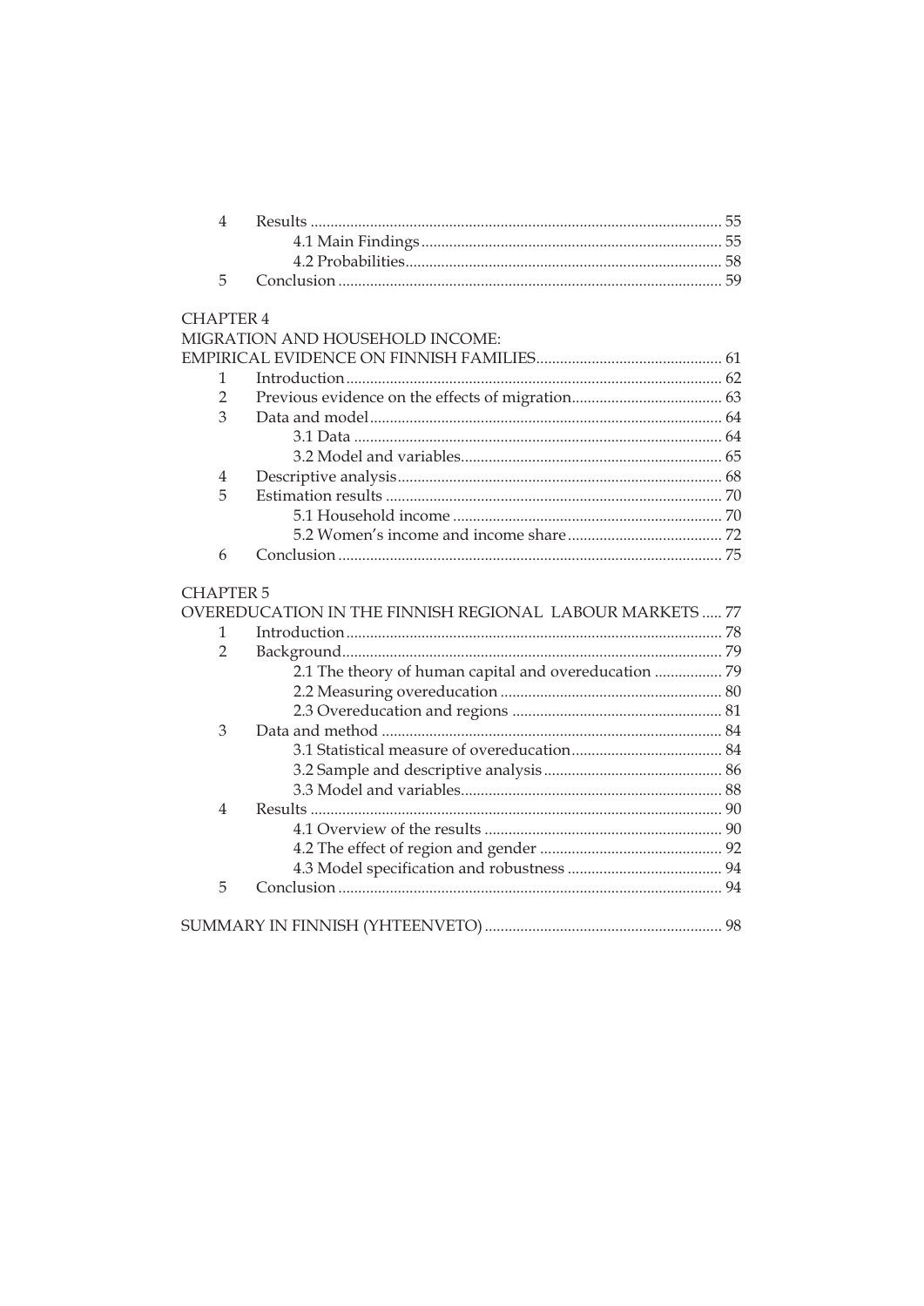4 Results ....................................................................................... 55
    4.1 Main Findings ........................................................................... 55
    4.2 Probabilities ............................................................................... 58
5 Conclusion ................................................................................ 59

CHAPTER 4
MIGRATION AND HOUSEHOLD INCOME:
EMPIRICAL EVIDENCE ON FINNISH FAMILIES ............................................... 61
1 Introduction .............................................................................. 62
2 Previous evidence on the effects of migration ...................................... 63
3 Data and model ......................................................................... 64
    3.1 Data ............................................................................................ 64
    3.2 Model and variables .................................................................. 65
4 Descriptive analysis .................................................................. 68
5 Estimation results ..................................................................... 70
    5.1 Household income .................................................................... 70
    5.2 Women's income and income share ....................................... 72
6 Conclusion ................................................................................ 75

CHAPTER 5
OVEREDUCATION IN THE FINNISH REGIONAL LABOUR MARKETS ..... 77
1 Introduction .............................................................................. 78
2 Background ............................................................................... 79
    2.1 The theory of human capital and overeducation ................. 79
    2.2 Measuring overeducation ........................................................ 80
    2.3 Overeducation and regions ..................................................... 81
3 Data and method ...................................................................... 84
    3.1 Statistical measure of overeducation ...................................... 84
    3.2 Sample and descriptive analysis ............................................. 86
    3.3 Model and variables .................................................................. 88
4 Results ....................................................................................... 90
    4.1 Overview of the results ............................................................ 90
    4.2 The effect of region and gender .............................................. 92
    4.3 Model specification and robustness ....................................... 94
5 Conclusion ................................................................................ 94

SUMMARY IN FINNISH (YHTEENVETO) ............................................................ 98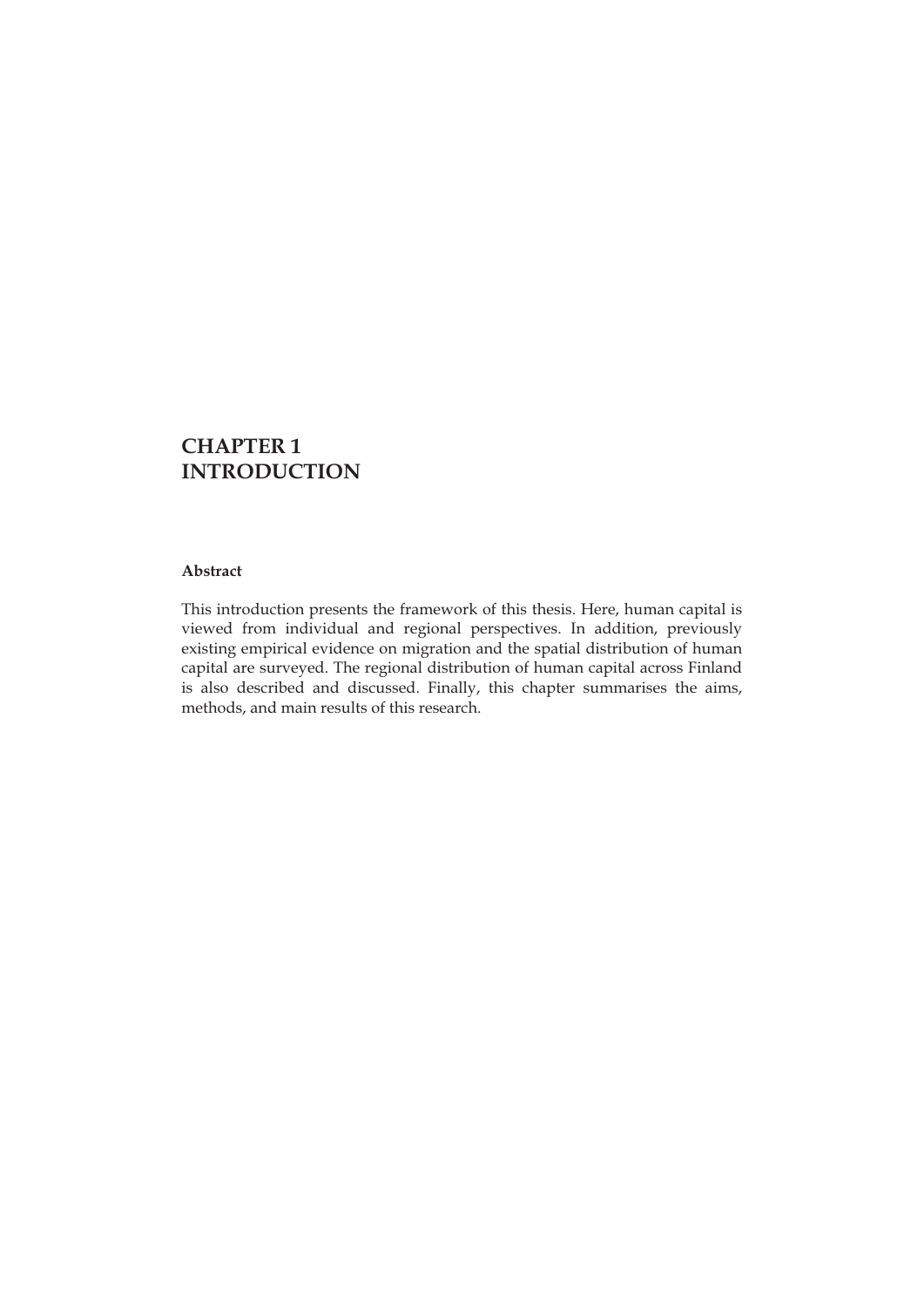# CHAPTER 1
# INTRODUCTION

### Abstract

This introduction presents the framework of this thesis. Here, human capital is viewed from individual and regional perspectives. In addition, previously existing empirical evidence on migration and the spatial distribution of human capital are surveyed. The regional distribution of human capital across Finland is also described and discussed. Finally, this chapter summarises the aims, methods, and main results of this research.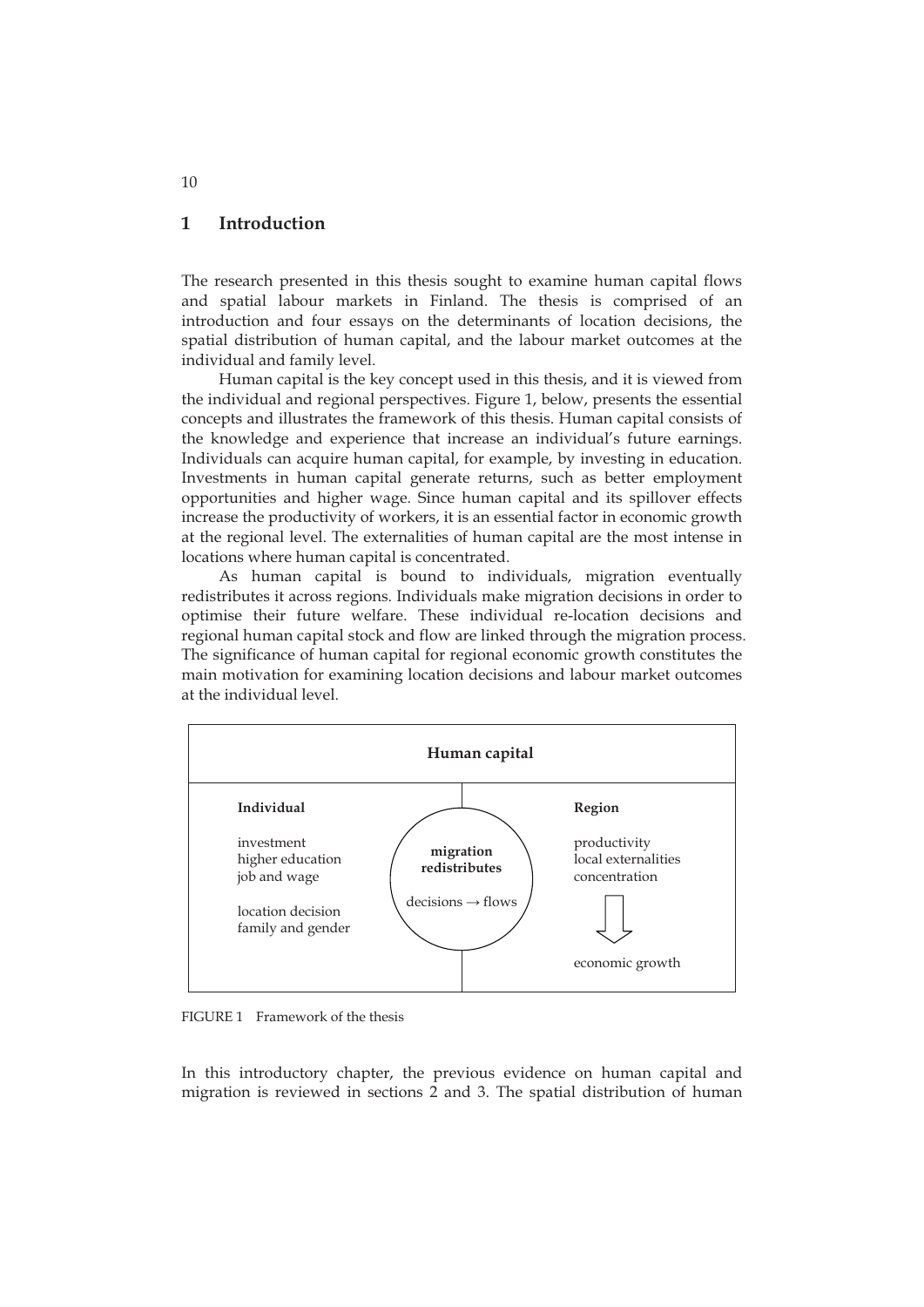# 1 Introduction

The research presented in this thesis sought to examine human capital flows and spatial labour markets in Finland. The thesis is comprised of an introduction and four essays on the determinants of location decisions, the spatial distribution of human capital, and the labour market outcomes at the individual and family level.

Human capital is the key concept used in this thesis, and it is viewed from the individual and regional perspectives. Figure 1, below, presents the essential concepts and illustrates the framework of this thesis. Human capital consists of the knowledge and experience that increase an individual's future earnings. Individuals can acquire human capital, for example, by investing in education. Investments in human capital generate returns, such as better employment opportunities and higher wage. Since human capital and its spillover effects increase the productivity of workers, it is an essential factor in economic growth at the regional level. The externalities of human capital are the most intense in locations where human capital is concentrated.

As human capital is bound to individuals, migration eventually redistributes it across regions. Individuals make migration decisions in order to optimise their future welfare. These individual re-location decisions and regional human capital stock and flow are linked through the migration process. The significance of human capital for regional economic growth constitutes the main motivation for examining location decisions and labour market outcomes at the individual level.

**Human capital**

**Individual**

investment
higher education
job and wage

location decision
family and gender

**migration redistributes**

decisions → flows

**Region**

productivity
local externalities
concentration

economic growth

FIGURE 1 Framework of the thesis

In this introductory chapter, the previous evidence on human capital and migration is reviewed in sections 2 and 3. The spatial distribution of human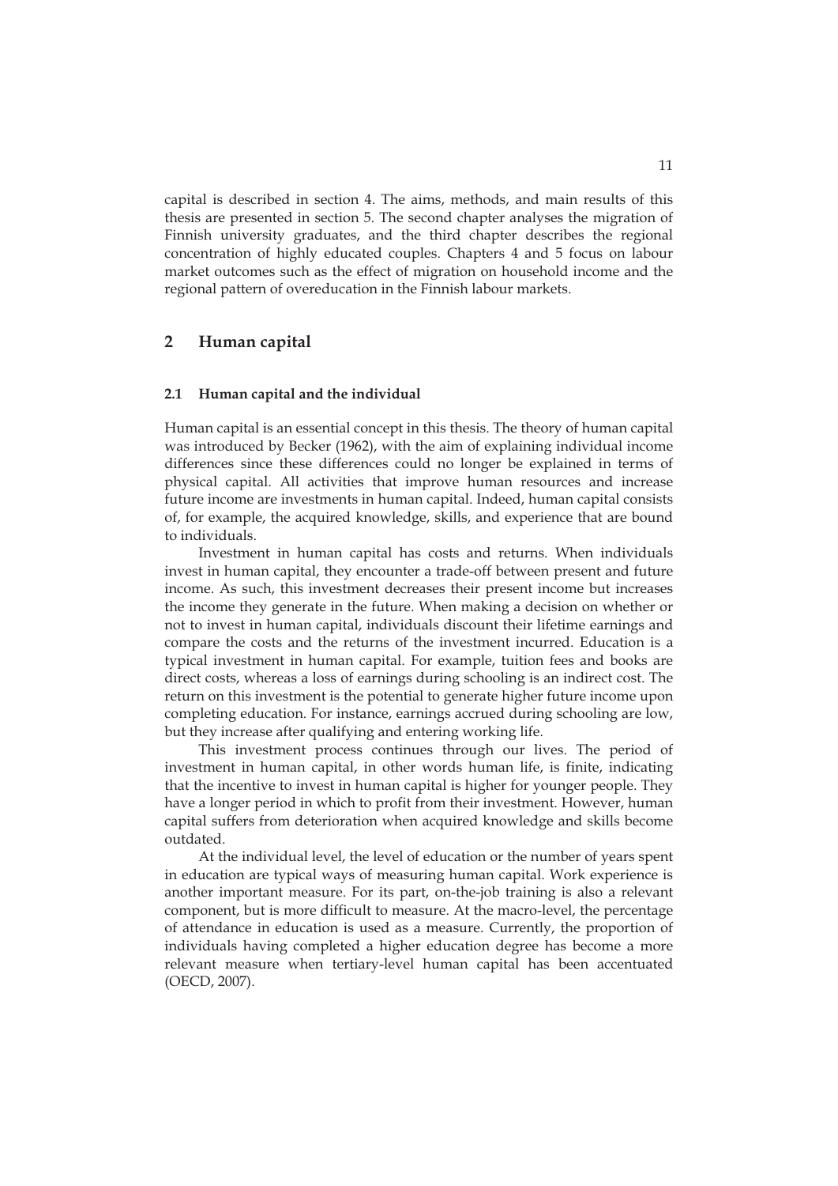capital is described in section 4. The aims, methods, and main results of this thesis are presented in section 5. The second chapter analyses the migration of Finnish university graduates, and the third chapter describes the regional concentration of highly educated couples. Chapters 4 and 5 focus on labour market outcomes such as the effect of migration on household income and the regional pattern of overeducation in the Finnish labour markets.

# 2 Human capital

## 2.1 Human capital and the individual

Human capital is an essential concept in this thesis. The theory of human capital was introduced by Becker (1962), with the aim of explaining individual income differences since these differences could no longer be explained in terms of physical capital. All activities that improve human resources and increase future income are investments in human capital. Indeed, human capital consists of, for example, the acquired knowledge, skills, and experience that are bound to individuals.

Investment in human capital has costs and returns. When individuals invest in human capital, they encounter a trade-off between present and future income. As such, this investment decreases their present income but increases the income they generate in the future. When making a decision on whether or not to invest in human capital, individuals discount their lifetime earnings and compare the costs and the returns of the investment incurred. Education is a typical investment in human capital. For example, tuition fees and books are direct costs, whereas a loss of earnings during schooling is an indirect cost. The return on this investment is the potential to generate higher future income upon completing education. For instance, earnings accrued during schooling are low, but they increase after qualifying and entering working life.

This investment process continues through our lives. The period of investment in human capital, in other words human life, is finite, indicating that the incentive to invest in human capital is higher for younger people. They have a longer period in which to profit from their investment. However, human capital suffers from deterioration when acquired knowledge and skills become outdated.

At the individual level, the level of education or the number of years spent in education are typical ways of measuring human capital. Work experience is another important measure. For its part, on-the-job training is also a relevant component, but is more difficult to measure. At the macro-level, the percentage of attendance in education is used as a measure. Currently, the proportion of individuals having completed a higher education degree has become a more relevant measure when tertiary-level human capital has been accentuated (OECD, 2007).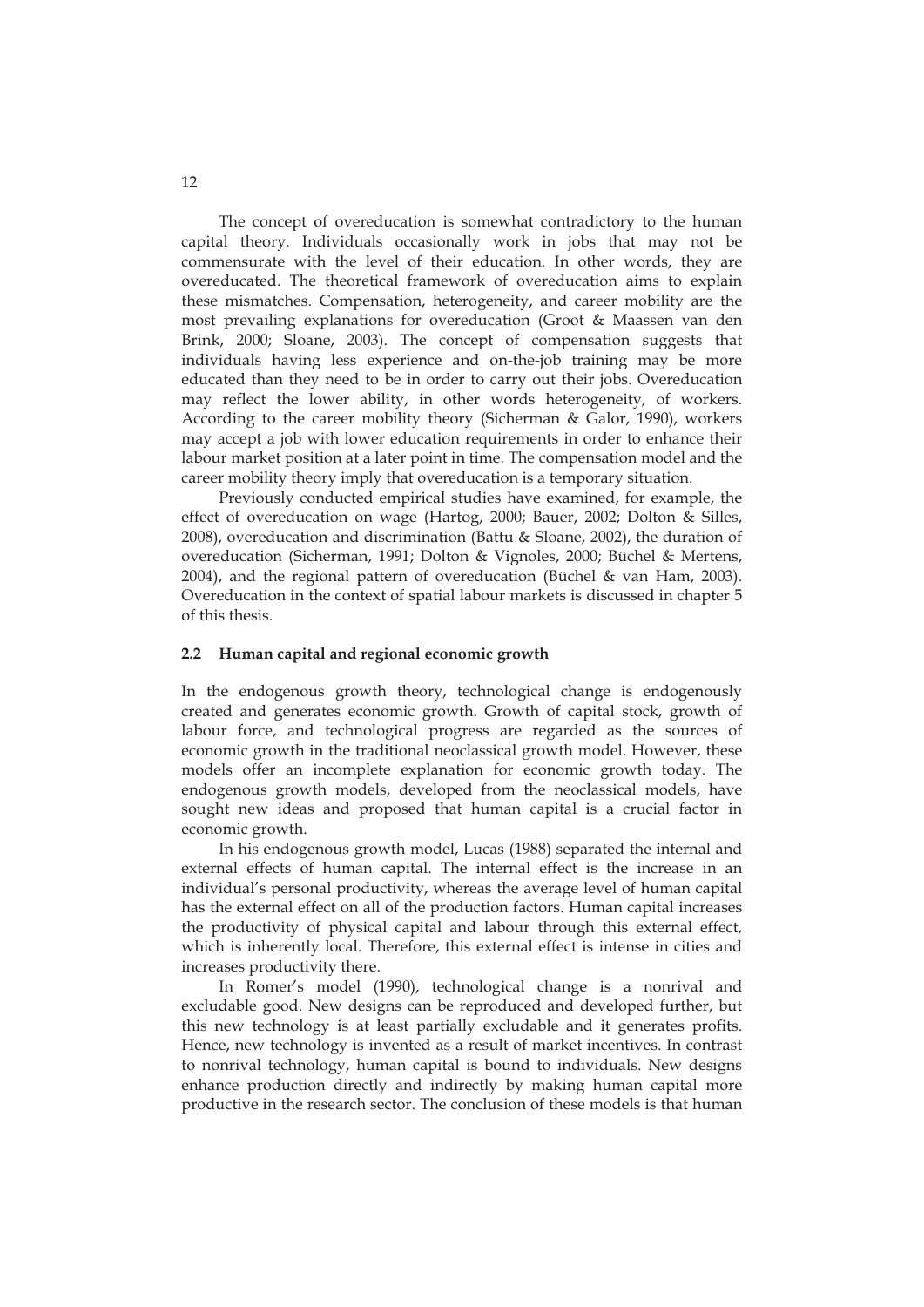The concept of overeducation is somewhat contradictory to the human capital theory. Individuals occasionally work in jobs that may not be commensurate with the level of their education. In other words, they are overeducated. The theoretical framework of overeducation aims to explain these mismatches. Compensation, heterogeneity, and career mobility are the most prevailing explanations for overeducation (Groot & Maassen van den Brink, 2000; Sloane, 2003). The concept of compensation suggests that individuals having less experience and on-the-job training may be more educated than they need to be in order to carry out their jobs. Overeducation may reflect the lower ability, in other words heterogeneity, of workers. According to the career mobility theory (Sicherman & Galor, 1990), workers may accept a job with lower education requirements in order to enhance their labour market position at a later point in time. The compensation model and the career mobility theory imply that overeducation is a temporary situation.

Previously conducted empirical studies have examined, for example, the effect of overeducation on wage (Hartog, 2000; Bauer, 2002; Dolton & Silles, 2008), overeducation and discrimination (Battu & Sloane, 2002), the duration of overeducation (Sicherman, 1991; Dolton & Vignoles, 2000; Büchel & Mertens, 2004), and the regional pattern of overeducation (Büchel & van Ham, 2003). Overeducation in the context of spatial labour markets is discussed in chapter 5 of this thesis.

## 2.2 Human capital and regional economic growth

In the endogenous growth theory, technological change is endogenously created and generates economic growth. Growth of capital stock, growth of labour force, and technological progress are regarded as the sources of economic growth in the traditional neoclassical growth model. However, these models offer an incomplete explanation for economic growth today. The endogenous growth models, developed from the neoclassical models, have sought new ideas and proposed that human capital is a crucial factor in economic growth.

In his endogenous growth model, Lucas (1988) separated the internal and external effects of human capital. The internal effect is the increase in an individual's personal productivity, whereas the average level of human capital has the external effect on all of the production factors. Human capital increases the productivity of physical capital and labour through this external effect, which is inherently local. Therefore, this external effect is intense in cities and increases productivity there.

In Romer's model (1990), technological change is a nonrival and excludable good. New designs can be reproduced and developed further, but this new technology is at least partially excludable and it generates profits. Hence, new technology is invented as a result of market incentives. In contrast to nonrival technology, human capital is bound to individuals. New designs enhance production directly and indirectly by making human capital more productive in the research sector. The conclusion of these models is that human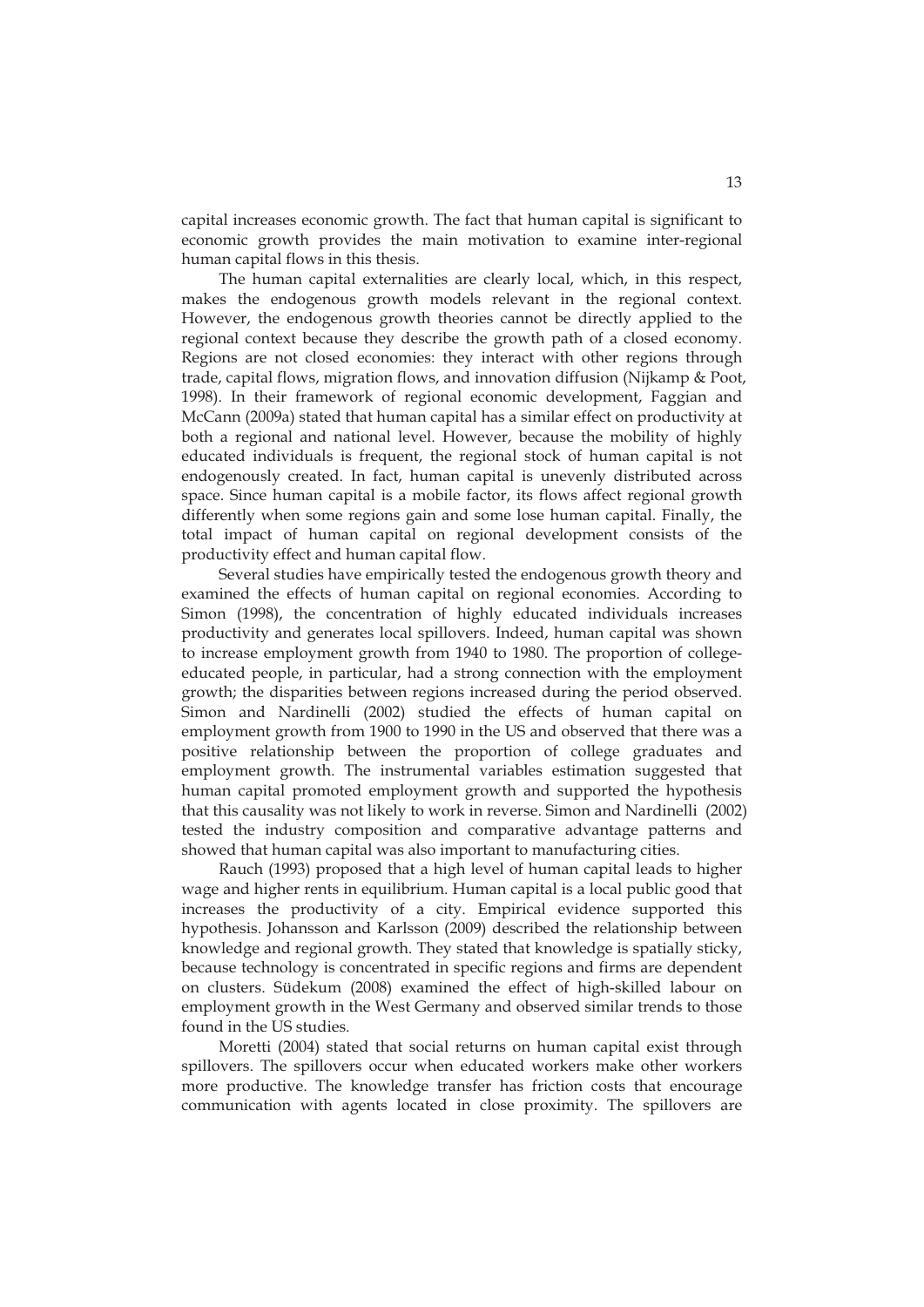capital increases economic growth. The fact that human capital is significant to economic growth provides the main motivation to examine inter-regional human capital flows in this thesis.

The human capital externalities are clearly local, which, in this respect, makes the endogenous growth models relevant in the regional context. However, the endogenous growth theories cannot be directly applied to the regional context because they describe the growth path of a closed economy. Regions are not closed economies: they interact with other regions through trade, capital flows, migration flows, and innovation diffusion (Nijkamp & Poot, 1998). In their framework of regional economic development, Faggian and McCann (2009a) stated that human capital has a similar effect on productivity at both a regional and national level. However, because the mobility of highly educated individuals is frequent, the regional stock of human capital is not endogenously created. In fact, human capital is unevenly distributed across space. Since human capital is a mobile factor, its flows affect regional growth differently when some regions gain and some lose human capital. Finally, the total impact of human capital on regional development consists of the productivity effect and human capital flow.

Several studies have empirically tested the endogenous growth theory and examined the effects of human capital on regional economies. According to Simon (1998), the concentration of highly educated individuals increases productivity and generates local spillovers. Indeed, human capital was shown to increase employment growth from 1940 to 1980. The proportion of college-educated people, in particular, had a strong connection with the employment growth; the disparities between regions increased during the period observed. Simon and Nardinelli (2002) studied the effects of human capital on employment growth from 1900 to 1990 in the US and observed that there was a positive relationship between the proportion of college graduates and employment growth. The instrumental variables estimation suggested that human capital promoted employment growth and supported the hypothesis that this causality was not likely to work in reverse. Simon and Nardinelli (2002) tested the industry composition and comparative advantage patterns and showed that human capital was also important to manufacturing cities.

Rauch (1993) proposed that a high level of human capital leads to higher wage and higher rents in equilibrium. Human capital is a local public good that increases the productivity of a city. Empirical evidence supported this hypothesis. Johansson and Karlsson (2009) described the relationship between knowledge and regional growth. They stated that knowledge is spatially sticky, because technology is concentrated in specific regions and firms are dependent on clusters. Südekum (2008) examined the effect of high-skilled labour on employment growth in the West Germany and observed similar trends to those found in the US studies.

Moretti (2004) stated that social returns on human capital exist through spillovers. The spillovers occur when educated workers make other workers more productive. The knowledge transfer has friction costs that encourage communication with agents located in close proximity. The spillovers are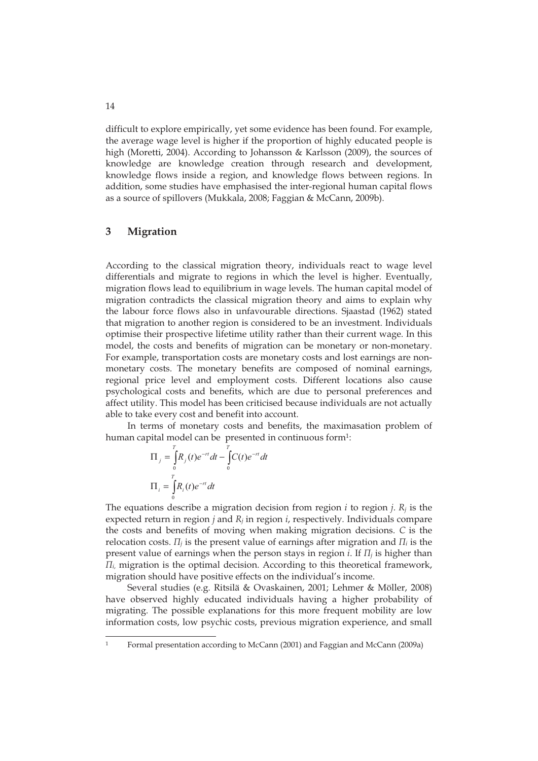difficult to explore empirically, yet some evidence has been found. For example, the average wage level is higher if the proportion of highly educated people is high (Moretti, 2004). According to Johansson & Karlsson (2009), the sources of knowledge are knowledge creation through research and development, knowledge flows inside a region, and knowledge flows between regions. In addition, some studies have emphasised the inter-regional human capital flows as a source of spillovers (Mukkala, 2008; Faggian & McCann, 2009b).

# 3 Migration

According to the classical migration theory, individuals react to wage level differentials and migrate to regions in which the level is higher. Eventually, migration flows lead to equilibrium in wage levels. The human capital model of migration contradicts the classical migration theory and aims to explain why the labour force flows also in unfavourable directions. Sjaastad (1962) stated that migration to another region is considered to be an investment. Individuals optimise their prospective lifetime utility rather than their current wage. In this model, the costs and benefits of migration can be monetary or non-monetary. For example, transportation costs are monetary costs and lost earnings are non-monetary costs. The monetary benefits are composed of nominal earnings, regional price level and employment costs. Different locations also cause psychological costs and benefits, which are due to personal preferences and affect utility. This model has been criticised because individuals are not actually able to take every cost and benefit into account.

In terms of monetary costs and benefits, the maximasation problem of human capital model can be presented in continuous form[1]:

$$\Pi_j = \int_0^T R_j(t)e^{-rt}dt - \int_0^T C(t)e^{-rt}dt$$

$$\Pi_i = \int_0^T R_i(t)e^{-rt}dt$$

The equations describe a migration decision from region $i$ to region $j$. $R_j$ is the expected return in region $j$ and $R_i$ in region $i$, respectively. Individuals compare the costs and benefits of moving when making migration decisions. $C$ is the relocation costs. $\Pi_j$ is the present value of earnings after migration and $\Pi_i$ is the present value of earnings when the person stays in region $i$. If $\Pi_j$ is higher than $\Pi_i$, migration is the optimal decision. According to this theoretical framework, migration should have positive effects on the individual's income.

Several studies (e.g. Ritsilä & Ovaskainen, 2001; Lehmer & Möller, 2008) have observed highly educated individuals having a higher probability of migrating. The possible explanations for this more frequent mobility are low information costs, low psychic costs, previous migration experience, and small

[1] Formal presentation according to McCann (2001) and Faggian and McCann (2009a)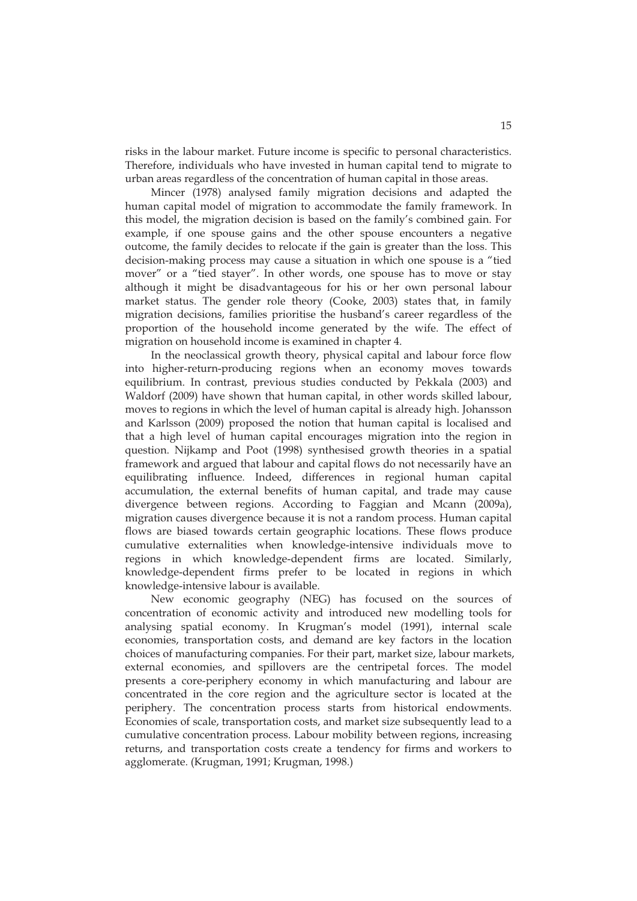risks in the labour market. Future income is specific to personal characteristics. Therefore, individuals who have invested in human capital tend to migrate to urban areas regardless of the concentration of human capital in those areas.

Mincer (1978) analysed family migration decisions and adapted the human capital model of migration to accommodate the family framework. In this model, the migration decision is based on the family's combined gain. For example, if one spouse gains and the other spouse encounters a negative outcome, the family decides to relocate if the gain is greater than the loss. This decision-making process may cause a situation in which one spouse is a "tied mover" or a "tied stayer". In other words, one spouse has to move or stay although it might be disadvantageous for his or her own personal labour market status. The gender role theory (Cooke, 2003) states that, in family migration decisions, families prioritise the husband's career regardless of the proportion of the household income generated by the wife. The effect of migration on household income is examined in chapter 4.

In the neoclassical growth theory, physical capital and labour force flow into higher-return-producing regions when an economy moves towards equilibrium. In contrast, previous studies conducted by Pekkala (2003) and Waldorf (2009) have shown that human capital, in other words skilled labour, moves to regions in which the level of human capital is already high. Johansson and Karlsson (2009) proposed the notion that human capital is localised and that a high level of human capital encourages migration into the region in question. Nijkamp and Poot (1998) synthesised growth theories in a spatial framework and argued that labour and capital flows do not necessarily have an equilibrating influence. Indeed, differences in regional human capital accumulation, the external benefits of human capital, and trade may cause divergence between regions. According to Faggian and Mcann (2009a), migration causes divergence because it is not a random process. Human capital flows are biased towards certain geographic locations. These flows produce cumulative externalities when knowledge-intensive individuals move to regions in which knowledge-dependent firms are located. Similarly, knowledge-dependent firms prefer to be located in regions in which knowledge-intensive labour is available.

New economic geography (NEG) has focused on the sources of concentration of economic activity and introduced new modelling tools for analysing spatial economy. In Krugman's model (1991), internal scale economies, transportation costs, and demand are key factors in the location choices of manufacturing companies. For their part, market size, labour markets, external economies, and spillovers are the centripetal forces. The model presents a core-periphery economy in which manufacturing and labour are concentrated in the core region and the agriculture sector is located at the periphery. The concentration process starts from historical endowments. Economies of scale, transportation costs, and market size subsequently lead to a cumulative concentration process. Labour mobility between regions, increasing returns, and transportation costs create a tendency for firms and workers to agglomerate. (Krugman, 1991; Krugman, 1998.)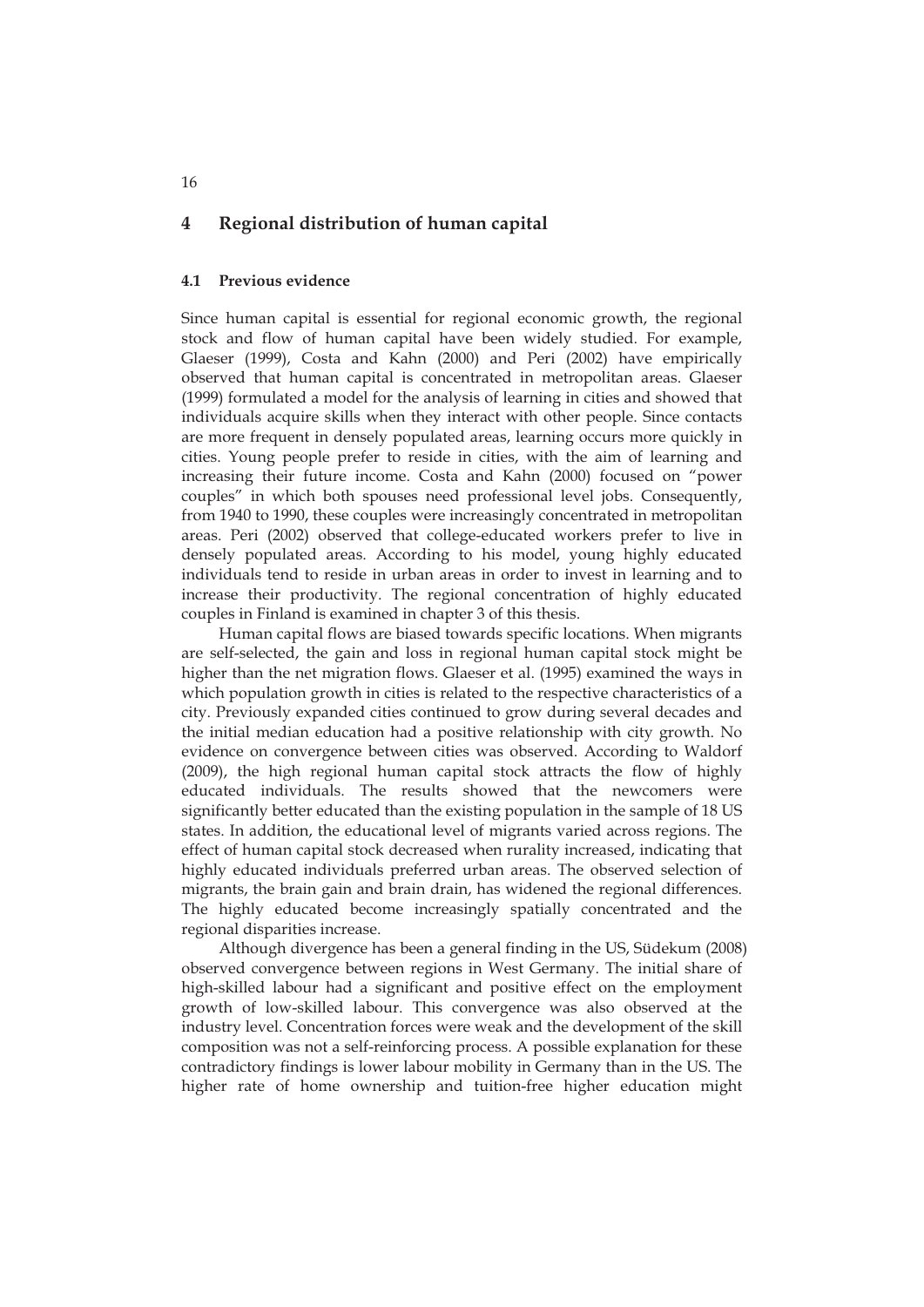# 4 Regional distribution of human capital

## 4.1 Previous evidence

Since human capital is essential for regional economic growth, the regional stock and flow of human capital have been widely studied. For example, Glaeser (1999), Costa and Kahn (2000) and Peri (2002) have empirically observed that human capital is concentrated in metropolitan areas. Glaeser (1999) formulated a model for the analysis of learning in cities and showed that individuals acquire skills when they interact with other people. Since contacts are more frequent in densely populated areas, learning occurs more quickly in cities. Young people prefer to reside in cities, with the aim of learning and increasing their future income. Costa and Kahn (2000) focused on "power couples" in which both spouses need professional level jobs. Consequently, from 1940 to 1990, these couples were increasingly concentrated in metropolitan areas. Peri (2002) observed that college-educated workers prefer to live in densely populated areas. According to his model, young highly educated individuals tend to reside in urban areas in order to invest in learning and to increase their productivity. The regional concentration of highly educated couples in Finland is examined in chapter 3 of this thesis.

Human capital flows are biased towards specific locations. When migrants are self-selected, the gain and loss in regional human capital stock might be higher than the net migration flows. Glaeser et al. (1995) examined the ways in which population growth in cities is related to the respective characteristics of a city. Previously expanded cities continued to grow during several decades and the initial median education had a positive relationship with city growth. No evidence on convergence between cities was observed. According to Waldorf (2009), the high regional human capital stock attracts the flow of highly educated individuals. The results showed that the newcomers were significantly better educated than the existing population in the sample of 18 US states. In addition, the educational level of migrants varied across regions. The effect of human capital stock decreased when rurality increased, indicating that highly educated individuals preferred urban areas. The observed selection of migrants, the brain gain and brain drain, has widened the regional differences. The highly educated become increasingly spatially concentrated and the regional disparities increase.

Although divergence has been a general finding in the US, Südekum (2008) observed convergence between regions in West Germany. The initial share of high-skilled labour had a significant and positive effect on the employment growth of low-skilled labour. This convergence was also observed at the industry level. Concentration forces were weak and the development of the skill composition was not a self-reinforcing process. A possible explanation for these contradictory findings is lower labour mobility in Germany than in the US. The higher rate of home ownership and tuition-free higher education might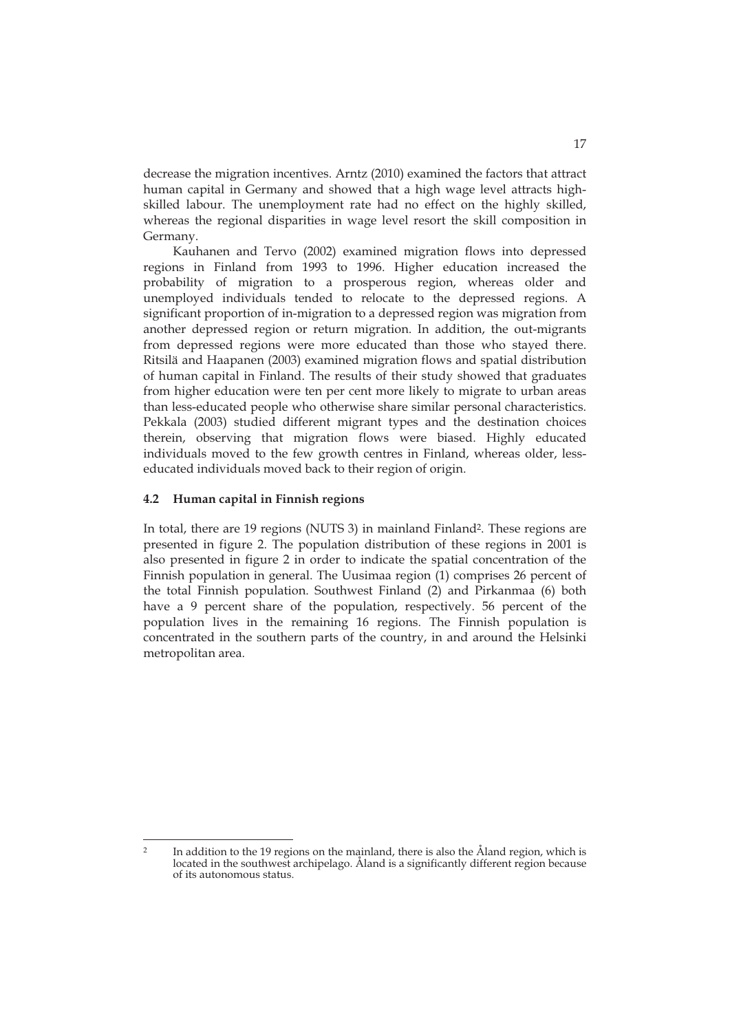decrease the migration incentives. Arntz (2010) examined the factors that attract human capital in Germany and showed that a high wage level attracts high-skilled labour. The unemployment rate had no effect on the highly skilled, whereas the regional disparities in wage level resort the skill composition in Germany.

Kauhanen and Tervo (2002) examined migration flows into depressed regions in Finland from 1993 to 1996. Higher education increased the probability of migration to a prosperous region, whereas older and unemployed individuals tended to relocate to the depressed regions. A significant proportion of in-migration to a depressed region was migration from another depressed region or return migration. In addition, the out-migrants from depressed regions were more educated than those who stayed there. Ritsilä and Haapanen (2003) examined migration flows and spatial distribution of human capital in Finland. The results of their study showed that graduates from higher education were ten per cent more likely to migrate to urban areas than less-educated people who otherwise share similar personal characteristics. Pekkala (2003) studied different migrant types and the destination choices therein, observing that migration flows were biased. Highly educated individuals moved to the few growth centres in Finland, whereas older, less-educated individuals moved back to their region of origin.

### 4.2 Human capital in Finnish regions

In total, there are 19 regions (NUTS 3) in mainland Finland[2]. These regions are presented in figure 2. The population distribution of these regions in 2001 is also presented in figure 2 in order to indicate the spatial concentration of the Finnish population in general. The Uusimaa region (1) comprises 26 percent of the total Finnish population. Southwest Finland (2) and Pirkanmaa (6) both have a 9 percent share of the population, respectively. 56 percent of the population lives in the remaining 16 regions. The Finnish population is concentrated in the southern parts of the country, in and around the Helsinki metropolitan area.

---

[2] In addition to the 19 regions on the mainland, there is also the Åland region, which is located in the southwest archipelago. Åland is a significantly different region because of its autonomous status.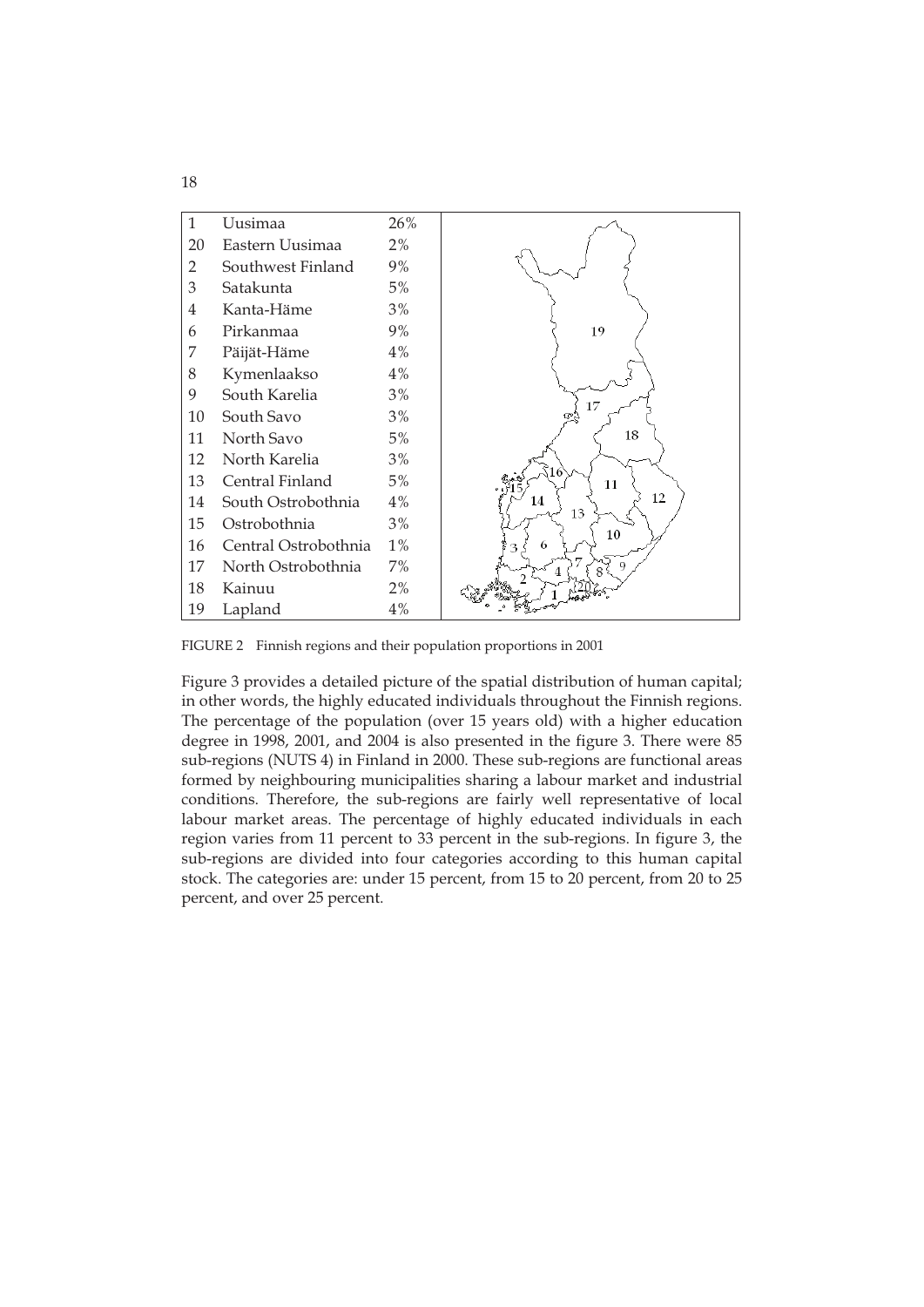| | | |
|---|---|---|
| 1 | Uusimaa | 26% |
| 20 | Eastern Uusimaa | 2% |
| 2 | Southwest Finland | 9% |
| 3 | Satakunta | 5% |
| 4 | Kanta-Häme | 3% |
| 6 | Pirkanmaa | 9% |
| 7 | Päijät-Häme | 4% |
| 8 | Kymenlaakso | 4% |
| 9 | South Karelia | 3% |
| 10 | South Savo | 3% |
| 11 | North Savo | 5% |
| 12 | North Karelia | 3% |
| 13 | Central Finland | 5% |
| 14 | South Ostrobothnia | 4% |
| 15 | Ostrobothnia | 3% |
| 16 | Central Ostrobothnia | 1% |
| 17 | North Ostrobothnia | 7% |
| 18 | Kainuu | 2% |
| 19 | Lapland | 4% |

19
17
18
16
11
15
14
12
13
10
3
6
7
4
8
9
2
20
1

FIGURE 2 Finnish regions and their population proportions in 2001

Figure 3 provides a detailed picture of the spatial distribution of human capital; in other words, the highly educated individuals throughout the Finnish regions. The percentage of the population (over 15 years old) with a higher education degree in 1998, 2001, and 2004 is also presented in the figure 3. There were 85 sub-regions (NUTS 4) in Finland in 2000. These sub-regions are functional areas formed by neighbouring municipalities sharing a labour market and industrial conditions. Therefore, the sub-regions are fairly well representative of local labour market areas. The percentage of highly educated individuals in each region varies from 11 percent to 33 percent in the sub-regions. In figure 3, the sub-regions are divided into four categories according to this human capital stock. The categories are: under 15 percent, from 15 to 20 percent, from 20 to 25 percent, and over 25 percent.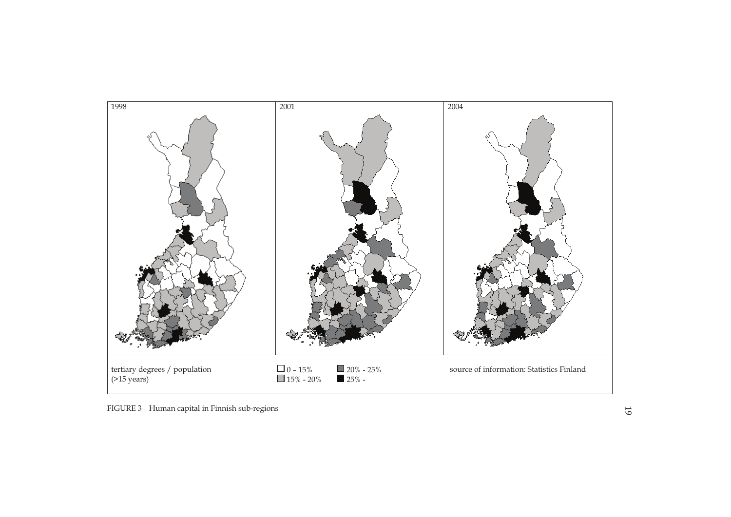1998

2001

2004

tertiary degrees / population (>15 years)

0 – 15%

15% - 20%

20% - 25%

25% -

source of information: Statistics Finland

FIGURE 3 Human capital in Finnish sub-regions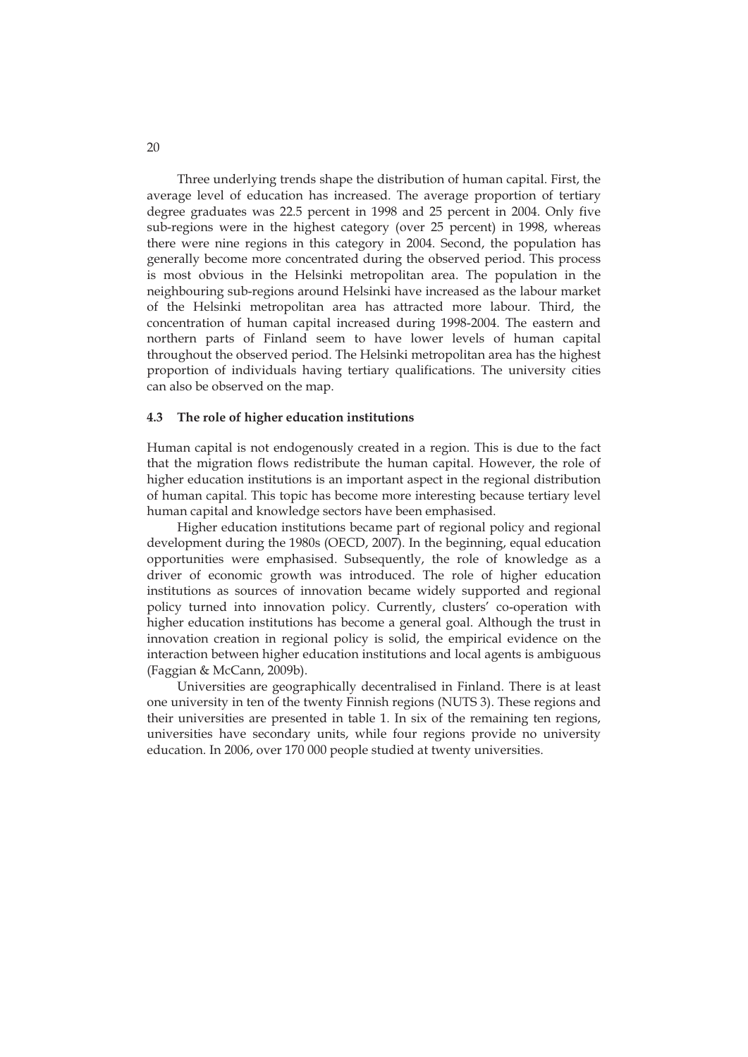Three underlying trends shape the distribution of human capital. First, the average level of education has increased. The average proportion of tertiary degree graduates was 22.5 percent in 1998 and 25 percent in 2004. Only five sub-regions were in the highest category (over 25 percent) in 1998, whereas there were nine regions in this category in 2004. Second, the population has generally become more concentrated during the observed period. This process is most obvious in the Helsinki metropolitan area. The population in the neighbouring sub-regions around Helsinki have increased as the labour market of the Helsinki metropolitan area has attracted more labour. Third, the concentration of human capital increased during 1998-2004. The eastern and northern parts of Finland seem to have lower levels of human capital throughout the observed period. The Helsinki metropolitan area has the highest proportion of individuals having tertiary qualifications. The university cities can also be observed on the map.

### 4.3 The role of higher education institutions

Human capital is not endogenously created in a region. This is due to the fact that the migration flows redistribute the human capital. However, the role of higher education institutions is an important aspect in the regional distribution of human capital. This topic has become more interesting because tertiary level human capital and knowledge sectors have been emphasised.

Higher education institutions became part of regional policy and regional development during the 1980s (OECD, 2007). In the beginning, equal education opportunities were emphasised. Subsequently, the role of knowledge as a driver of economic growth was introduced. The role of higher education institutions as sources of innovation became widely supported and regional policy turned into innovation policy. Currently, clusters' co-operation with higher education institutions has become a general goal. Although the trust in innovation creation in regional policy is solid, the empirical evidence on the interaction between higher education institutions and local agents is ambiguous (Faggian & McCann, 2009b).

Universities are geographically decentralised in Finland. There is at least one university in ten of the twenty Finnish regions (NUTS 3). These regions and their universities are presented in table 1. In six of the remaining ten regions, universities have secondary units, while four regions provide no university education. In 2006, over 170 000 people studied at twenty universities.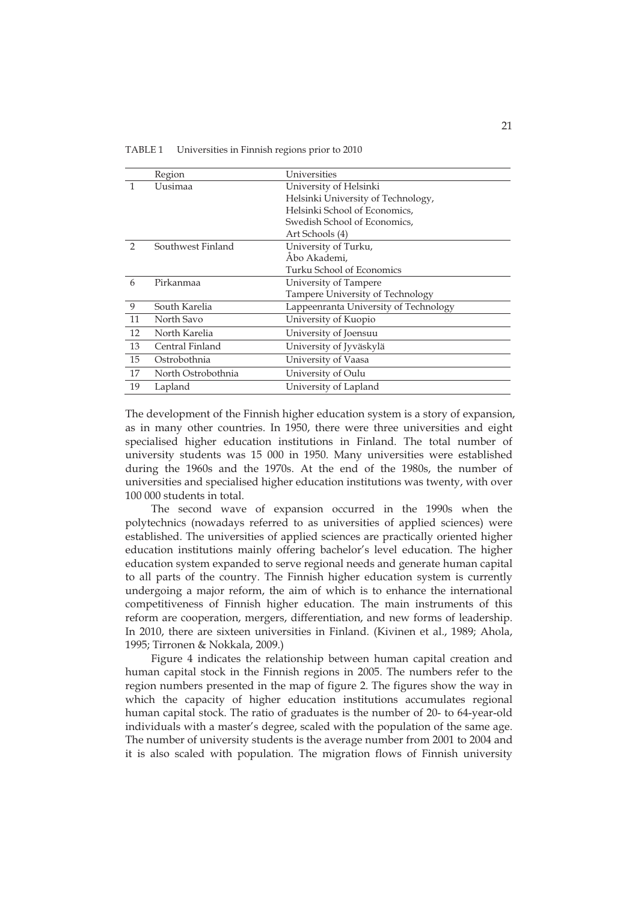TABLE 1 Universities in Finnish regions prior to 2010

| | Region | Universities |
|---|---|---|
| 1 | Uusimaa | University of Helsinki<br>Helsinki University of Technology,<br>Helsinki School of Economics,<br>Swedish School of Economics,<br>Art Schools (4) |
| 2 | Southwest Finland | University of Turku,<br>Åbo Akademi,<br>Turku School of Economics |
| 6 | Pirkanmaa | University of Tampere<br>Tampere University of Technology |
| 9 | South Karelia | Lappeenranta University of Technology |
| 11 | North Savo | University of Kuopio |
| 12 | North Karelia | University of Joensuu |
| 13 | Central Finland | University of Jyväskylä |
| 15 | Ostrobothnia | University of Vaasa |
| 17 | North Ostrobothnia | University of Oulu |
| 19 | Lapland | University of Lapland |

The development of the Finnish higher education system is a story of expansion, as in many other countries. In 1950, there were three universities and eight specialised higher education institutions in Finland. The total number of university students was 15 000 in 1950. Many universities were established during the 1960s and the 1970s. At the end of the 1980s, the number of universities and specialised higher education institutions was twenty, with over 100 000 students in total.

The second wave of expansion occurred in the 1990s when the polytechnics (nowadays referred to as universities of applied sciences) were established. The universities of applied sciences are practically oriented higher education institutions mainly offering bachelor's level education. The higher education system expanded to serve regional needs and generate human capital to all parts of the country. The Finnish higher education system is currently undergoing a major reform, the aim of which is to enhance the international competitiveness of Finnish higher education. The main instruments of this reform are cooperation, mergers, differentiation, and new forms of leadership. In 2010, there are sixteen universities in Finland. (Kivinen et al., 1989; Ahola, 1995; Tirronen & Nokkala, 2009.)

Figure 4 indicates the relationship between human capital creation and human capital stock in the Finnish regions in 2005. The numbers refer to the region numbers presented in the map of figure 2. The figures show the way in which the capacity of higher education institutions accumulates regional human capital stock. The ratio of graduates is the number of 20- to 64-year-old individuals with a master's degree, scaled with the population of the same age. The number of university students is the average number from 2001 to 2004 and it is also scaled with population. The migration flows of Finnish university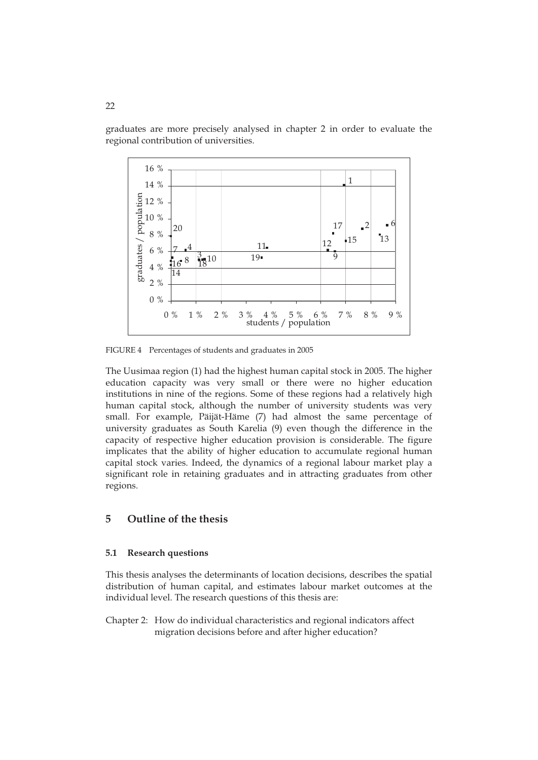graduates are more precisely analysed in chapter 2 in order to evaluate the regional contribution of universities.

16 %
14 %
12 %
10 %
8 %
6 %
4 %
2 %
0 %
graduates / population

0 %
1 %
2 %
3 %
4 %
5 %
6 %
7 %
8 %
9 %
students / population

1
2
3
4
6
7
8
9
10
11
12
13
14
15
16
17
18
19
20

FIGURE 4 Percentages of students and graduates in 2005

The Uusimaa region (1) had the highest human capital stock in 2005. The higher education capacity was very small or there were no higher education institutions in nine of the regions. Some of these regions had a relatively high human capital stock, although the number of university students was very small. For example, Päijät-Häme (7) had almost the same percentage of university graduates as South Karelia (9) even though the difference in the capacity of respective higher education provision is considerable. The figure implicates that the ability of higher education to accumulate regional human capital stock varies. Indeed, the dynamics of a regional labour market play a significant role in retaining graduates and in attracting graduates from other regions.

## 5 Outline of the thesis

### 5.1 Research questions

This thesis analyses the determinants of location decisions, describes the spatial distribution of human capital, and estimates labour market outcomes at the individual level. The research questions of this thesis are:

Chapter 2: How do individual characteristics and regional indicators affect migration decisions before and after higher education?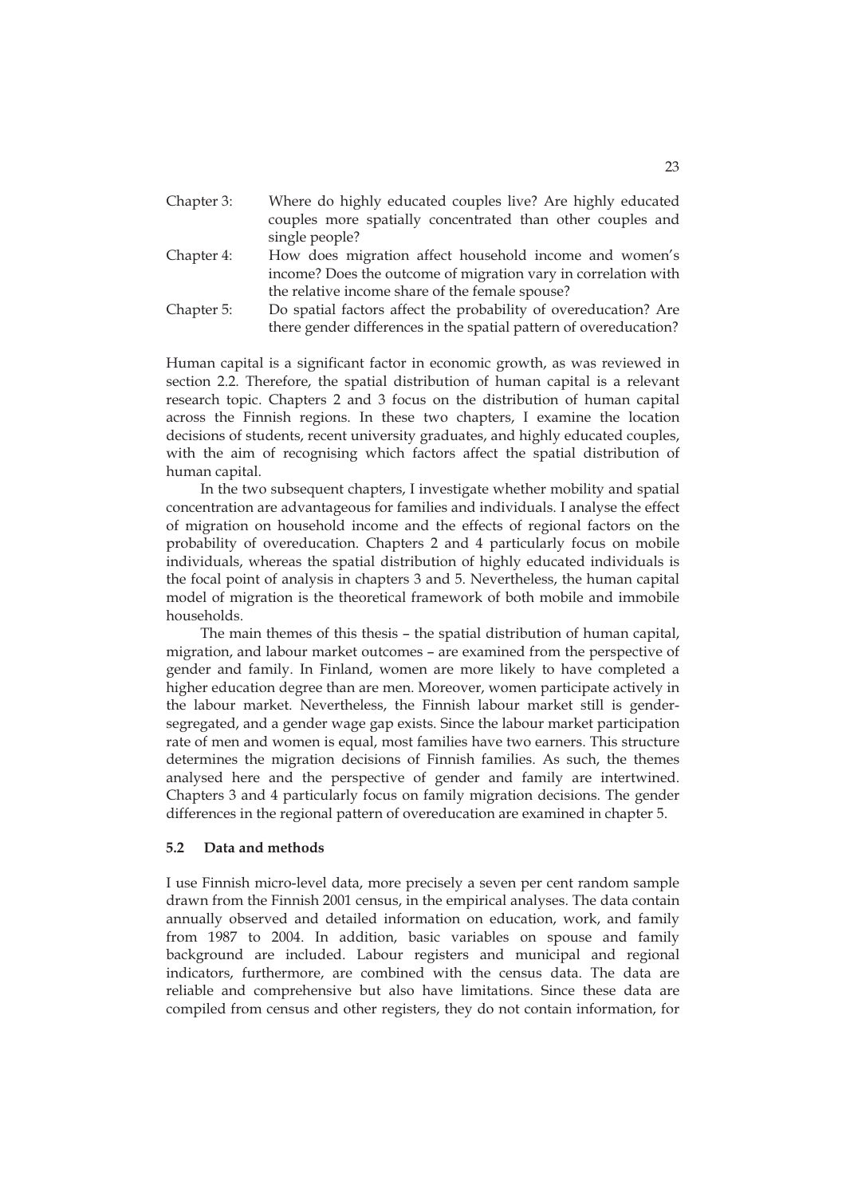Chapter 3: Where do highly educated couples live? Are highly educated couples more spatially concentrated than other couples and single people?

Chapter 4: How does migration affect household income and women's income? Does the outcome of migration vary in correlation with the relative income share of the female spouse?

Chapter 5: Do spatial factors affect the probability of overeducation? Are there gender differences in the spatial pattern of overeducation?

Human capital is a significant factor in economic growth, as was reviewed in section 2.2. Therefore, the spatial distribution of human capital is a relevant research topic. Chapters 2 and 3 focus on the distribution of human capital across the Finnish regions. In these two chapters, I examine the location decisions of students, recent university graduates, and highly educated couples, with the aim of recognising which factors affect the spatial distribution of human capital.

In the two subsequent chapters, I investigate whether mobility and spatial concentration are advantageous for families and individuals. I analyse the effect of migration on household income and the effects of regional factors on the probability of overeducation. Chapters 2 and 4 particularly focus on mobile individuals, whereas the spatial distribution of highly educated individuals is the focal point of analysis in chapters 3 and 5. Nevertheless, the human capital model of migration is the theoretical framework of both mobile and immobile households.

The main themes of this thesis – the spatial distribution of human capital, migration, and labour market outcomes – are examined from the perspective of gender and family. In Finland, women are more likely to have completed a higher education degree than are men. Moreover, women participate actively in the labour market. Nevertheless, the Finnish labour market still is gender-segregated, and a gender wage gap exists. Since the labour market participation rate of men and women is equal, most families have two earners. This structure determines the migration decisions of Finnish families. As such, the themes analysed here and the perspective of gender and family are intertwined. Chapters 3 and 4 particularly focus on family migration decisions. The gender differences in the regional pattern of overeducation are examined in chapter 5.

### 5.2 Data and methods

I use Finnish micro-level data, more precisely a seven per cent random sample drawn from the Finnish 2001 census, in the empirical analyses. The data contain annually observed and detailed information on education, work, and family from 1987 to 2004. In addition, basic variables on spouse and family background are included. Labour registers and municipal and regional indicators, furthermore, are combined with the census data. The data are reliable and comprehensive but also have limitations. Since these data are compiled from census and other registers, they do not contain information, for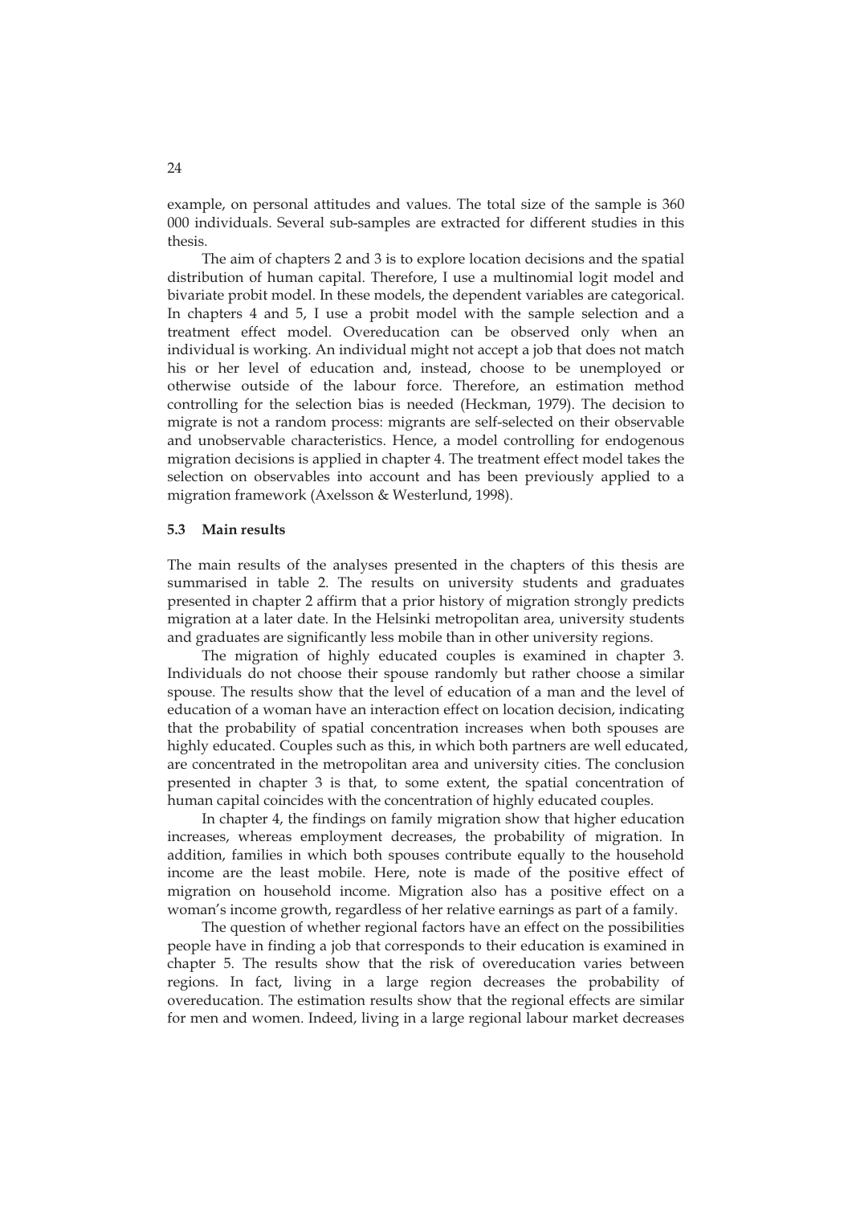example, on personal attitudes and values. The total size of the sample is 360 000 individuals. Several sub-samples are extracted for different studies in this thesis.

The aim of chapters 2 and 3 is to explore location decisions and the spatial distribution of human capital. Therefore, I use a multinomial logit model and bivariate probit model. In these models, the dependent variables are categorical. In chapters 4 and 5, I use a probit model with the sample selection and a treatment effect model. Overeducation can be observed only when an individual is working. An individual might not accept a job that does not match his or her level of education and, instead, choose to be unemployed or otherwise outside of the labour force. Therefore, an estimation method controlling for the selection bias is needed (Heckman, 1979). The decision to migrate is not a random process: migrants are self-selected on their observable and unobservable characteristics. Hence, a model controlling for endogenous migration decisions is applied in chapter 4. The treatment effect model takes the selection on observables into account and has been previously applied to a migration framework (Axelsson & Westerlund, 1998).

### 5.3 Main results

The main results of the analyses presented in the chapters of this thesis are summarised in table 2. The results on university students and graduates presented in chapter 2 affirm that a prior history of migration strongly predicts migration at a later date. In the Helsinki metropolitan area, university students and graduates are significantly less mobile than in other university regions.

The migration of highly educated couples is examined in chapter 3. Individuals do not choose their spouse randomly but rather choose a similar spouse. The results show that the level of education of a man and the level of education of a woman have an interaction effect on location decision, indicating that the probability of spatial concentration increases when both spouses are highly educated. Couples such as this, in which both partners are well educated, are concentrated in the metropolitan area and university cities. The conclusion presented in chapter 3 is that, to some extent, the spatial concentration of human capital coincides with the concentration of highly educated couples.

In chapter 4, the findings on family migration show that higher education increases, whereas employment decreases, the probability of migration. In addition, families in which both spouses contribute equally to the household income are the least mobile. Here, note is made of the positive effect of migration on household income. Migration also has a positive effect on a woman's income growth, regardless of her relative earnings as part of a family.

The question of whether regional factors have an effect on the possibilities people have in finding a job that corresponds to their education is examined in chapter 5. The results show that the risk of overeducation varies between regions. In fact, living in a large region decreases the probability of overeducation. The estimation results show that the regional effects are similar for men and women. Indeed, living in a large regional labour market decreases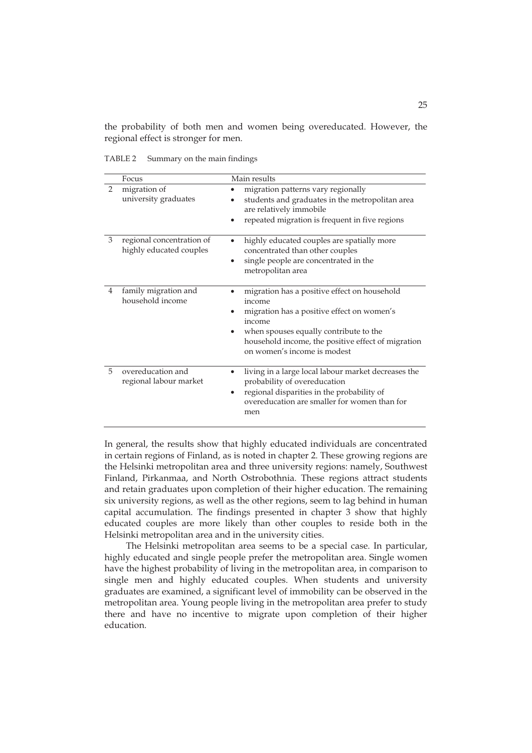the probability of both men and women being overeducated. However, the regional effect is stronger for men.

TABLE 2 Summary on the main findings

| | Focus | Main results |
|---|---|---|
| 2 | migration of university graduates | • migration patterns vary regionally<br>• students and graduates in the metropolitan area are relatively immobile<br>• repeated migration is frequent in five regions |
| 3 | regional concentration of highly educated couples | • highly educated couples are spatially more concentrated than other couples<br>• single people are concentrated in the metropolitan area |
| 4 | family migration and household income | • migration has a positive effect on household income<br>• migration has a positive effect on women's income<br>• when spouses equally contribute to the household income, the positive effect of migration on women's income is modest |
| 5 | overeducation and regional labour market | • living in a large local labour market decreases the probability of overeducation<br>• regional disparities in the probability of overeducation are smaller for women than for men |

In general, the results show that highly educated individuals are concentrated in certain regions of Finland, as is noted in chapter 2. These growing regions are the Helsinki metropolitan area and three university regions: namely, Southwest Finland, Pirkanmaa, and North Ostrobothnia. These regions attract students and retain graduates upon completion of their higher education. The remaining six university regions, as well as the other regions, seem to lag behind in human capital accumulation. The findings presented in chapter 3 show that highly educated couples are more likely than other couples to reside both in the Helsinki metropolitan area and in the university cities.

The Helsinki metropolitan area seems to be a special case. In particular, highly educated and single people prefer the metropolitan area. Single women have the highest probability of living in the metropolitan area, in comparison to single men and highly educated couples. When students and university graduates are examined, a significant level of immobility can be observed in the metropolitan area. Young people living in the metropolitan area prefer to study there and have no incentive to migrate upon completion of their higher education.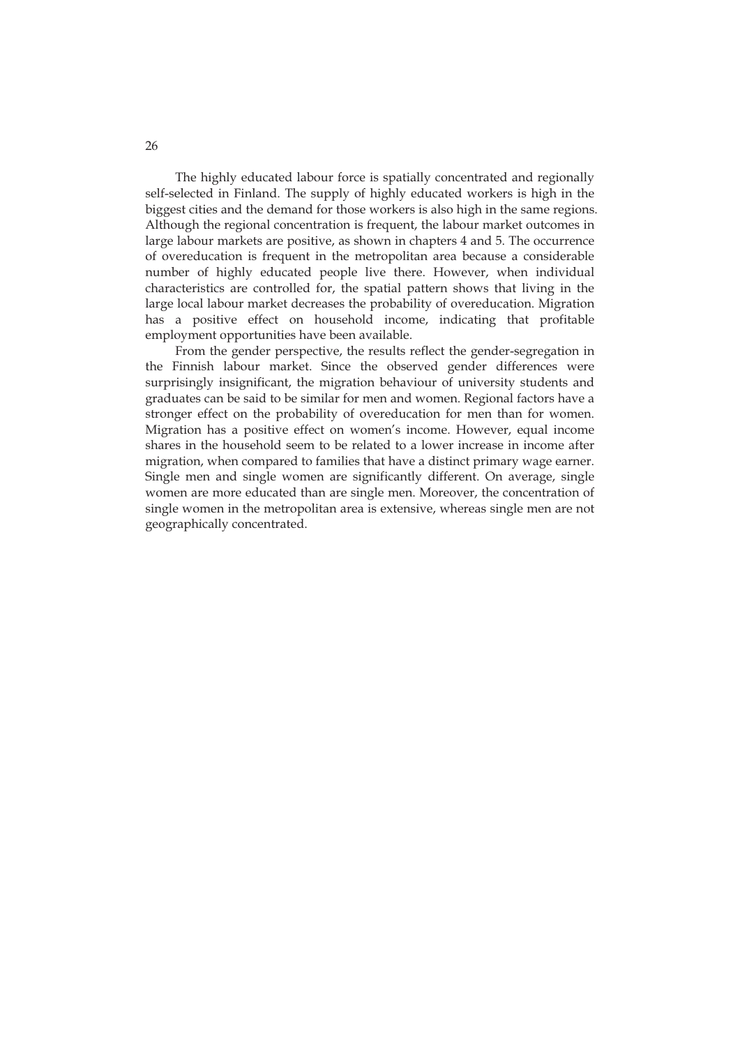The highly educated labour force is spatially concentrated and regionally self-selected in Finland. The supply of highly educated workers is high in the biggest cities and the demand for those workers is also high in the same regions. Although the regional concentration is frequent, the labour market outcomes in large labour markets are positive, as shown in chapters 4 and 5. The occurrence of overeducation is frequent in the metropolitan area because a considerable number of highly educated people live there. However, when individual characteristics are controlled for, the spatial pattern shows that living in the large local labour market decreases the probability of overeducation. Migration has a positive effect on household income, indicating that profitable employment opportunities have been available.

From the gender perspective, the results reflect the gender-segregation in the Finnish labour market. Since the observed gender differences were surprisingly insignificant, the migration behaviour of university students and graduates can be said to be similar for men and women. Regional factors have a stronger effect on the probability of overeducation for men than for women. Migration has a positive effect on women's income. However, equal income shares in the household seem to be related to a lower increase in income after migration, when compared to families that have a distinct primary wage earner. Single men and single women are significantly different. On average, single women are more educated than are single men. Moreover, the concentration of single women in the metropolitan area is extensive, whereas single men are not geographically concentrated.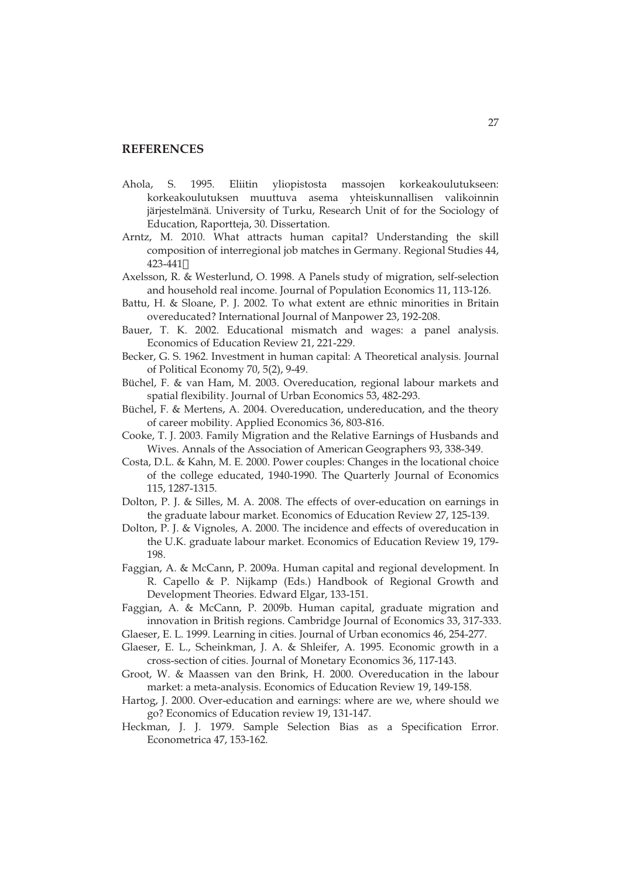## REFERENCES

Ahola, S. 1995. Eliitin yliopistosta massojen korkeakoulutukseen: korkeakoulutuksen muuttuva asema yhteiskunnallisen valikoinnin järjestelmänä. University of Turku, Research Unit of for the Sociology of Education, Raportteja, 30. Dissertation.

Arntz, M. 2010. What attracts human capital? Understanding the skill composition of interregional job matches in Germany. Regional Studies 44, 423-441.

Axelsson, R. & Westerlund, O. 1998. A Panels study of migration, self-selection and household real income. Journal of Population Economics 11, 113-126.

Battu, H. & Sloane, P. J. 2002. To what extent are ethnic minorities in Britain overeducated? International Journal of Manpower 23, 192-208.

Bauer, T. K. 2002. Educational mismatch and wages: a panel analysis. Economics of Education Review 21, 221-229.

Becker, G. S. 1962. Investment in human capital: A Theoretical analysis. Journal of Political Economy 70, 5(2), 9-49.

Büchel, F. & van Ham, M. 2003. Overeducation, regional labour markets and spatial flexibility. Journal of Urban Economics 53, 482-293.

Büchel, F. & Mertens, A. 2004. Overeducation, undereducation, and the theory of career mobility. Applied Economics 36, 803-816.

Cooke, T. J. 2003. Family Migration and the Relative Earnings of Husbands and Wives. Annals of the Association of American Geographers 93, 338-349.

Costa, D.L. & Kahn, M. E. 2000. Power couples: Changes in the locational choice of the college educated, 1940-1990. The Quarterly Journal of Economics 115, 1287-1315.

Dolton, P. J. & Silles, M. A. 2008. The effects of over-education on earnings in the graduate labour market. Economics of Education Review 27, 125-139.

Dolton, P. J. & Vignoles, A. 2000. The incidence and effects of overeducation in the U.K. graduate labour market. Economics of Education Review 19, 179-198.

Faggian, A. & McCann, P. 2009a. Human capital and regional development. In R. Capello & P. Nijkamp (Eds.) Handbook of Regional Growth and Development Theories. Edward Elgar, 133-151.

Faggian, A. & McCann, P. 2009b. Human capital, graduate migration and innovation in British regions. Cambridge Journal of Economics 33, 317-333.

Glaeser, E. L. 1999. Learning in cities. Journal of Urban economics 46, 254-277.

Glaeser, E. L., Scheinkman, J. A. & Shleifer, A. 1995. Economic growth in a cross-section of cities. Journal of Monetary Economics 36, 117-143.

Groot, W. & Maassen van den Brink, H. 2000. Overeducation in the labour market: a meta-analysis. Economics of Education Review 19, 149-158.

Hartog, J. 2000. Over-education and earnings: where are we, where should we go? Economics of Education review 19, 131-147.

Heckman, J. J. 1979. Sample Selection Bias as a Specification Error. Econometrica 47, 153-162.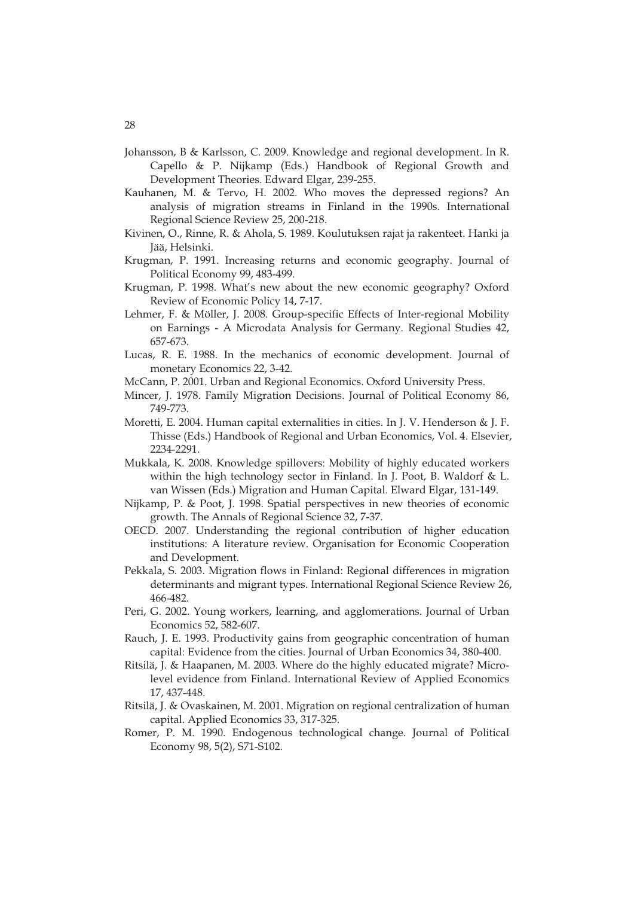Johansson, B & Karlsson, C. 2009. Knowledge and regional development. In R. Capello & P. Nijkamp (Eds.) Handbook of Regional Growth and Development Theories. Edward Elgar, 239-255.

Kauhanen, M. & Tervo, H. 2002. Who moves the depressed regions? An analysis of migration streams in Finland in the 1990s. International Regional Science Review 25, 200-218.

Kivinen, O., Rinne, R. & Ahola, S. 1989. Koulutuksen rajat ja rakenteet. Hanki ja Jää, Helsinki.

Krugman, P. 1991. Increasing returns and economic geography. Journal of Political Economy 99, 483-499.

Krugman, P. 1998. What's new about the new economic geography? Oxford Review of Economic Policy 14, 7-17.

Lehmer, F. & Möller, J. 2008. Group-specific Effects of Inter-regional Mobility on Earnings - A Microdata Analysis for Germany. Regional Studies 42, 657-673.

Lucas, R. E. 1988. In the mechanics of economic development. Journal of monetary Economics 22, 3-42.

McCann, P. 2001. Urban and Regional Economics. Oxford University Press.

Mincer, J. 1978. Family Migration Decisions. Journal of Political Economy 86, 749-773.

Moretti, E. 2004. Human capital externalities in cities. In J. V. Henderson & J. F. Thisse (Eds.) Handbook of Regional and Urban Economics, Vol. 4. Elsevier, 2234-2291.

Mukkala, K. 2008. Knowledge spillovers: Mobility of highly educated workers within the high technology sector in Finland. In J. Poot, B. Waldorf & L. van Wissen (Eds.) Migration and Human Capital. Elward Elgar, 131-149.

Nijkamp, P. & Poot, J. 1998. Spatial perspectives in new theories of economic growth. The Annals of Regional Science 32, 7-37.

OECD. 2007. Understanding the regional contribution of higher education institutions: A literature review. Organisation for Economic Cooperation and Development.

Pekkala, S. 2003. Migration flows in Finland: Regional differences in migration determinants and migrant types. International Regional Science Review 26, 466-482.

Peri, G. 2002. Young workers, learning, and agglomerations. Journal of Urban Economics 52, 582-607.

Rauch, J. E. 1993. Productivity gains from geographic concentration of human capital: Evidence from the cities. Journal of Urban Economics 34, 380-400.

Ritsilä, J. & Haapanen, M. 2003. Where do the highly educated migrate? Micro-level evidence from Finland. International Review of Applied Economics 17, 437-448.

Ritsilä, J. & Ovaskainen, M. 2001. Migration on regional centralization of human capital. Applied Economics 33, 317-325.

Romer, P. M. 1990. Endogenous technological change. Journal of Political Economy 98, 5(2), S71-S102.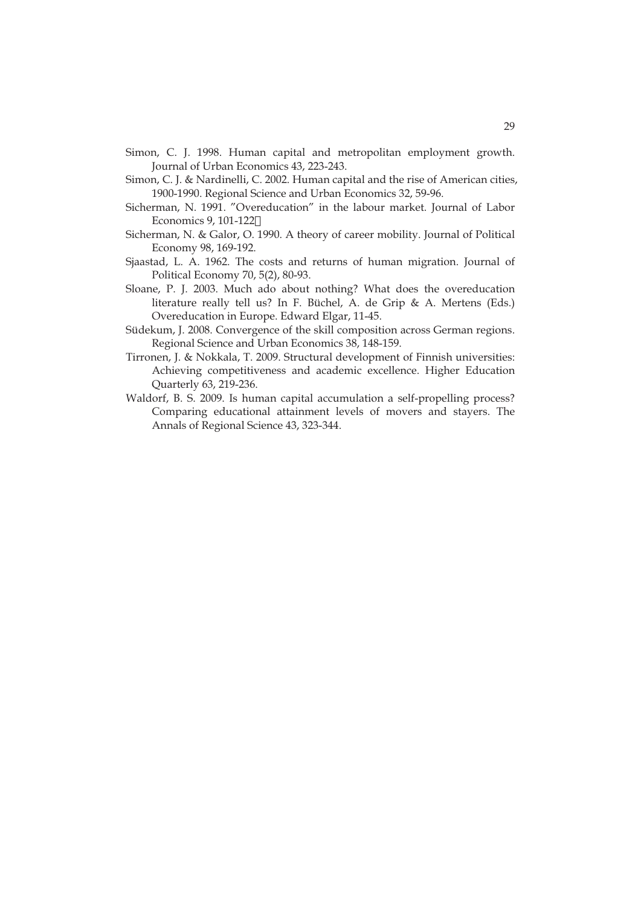Simon, C. J. 1998. Human capital and metropolitan employment growth. Journal of Urban Economics 43, 223-243.

Simon, C. J. & Nardinelli, C. 2002. Human capital and the rise of American cities, 1900-1990. Regional Science and Urban Economics 32, 59-96.

Sicherman, N. 1991. "Overeducation" in the labour market. Journal of Labor Economics 9, 101-122.

Sicherman, N. & Galor, O. 1990. A theory of career mobility. Journal of Political Economy 98, 169-192.

Sjaastad, L. A. 1962. The costs and returns of human migration. Journal of Political Economy 70, 5(2), 80-93.

Sloane, P. J. 2003. Much ado about nothing? What does the overeducation literature really tell us? In F. Büchel, A. de Grip & A. Mertens (Eds.) Overeducation in Europe. Edward Elgar, 11-45.

Südekum, J. 2008. Convergence of the skill composition across German regions. Regional Science and Urban Economics 38, 148-159.

Tirronen, J. & Nokkala, T. 2009. Structural development of Finnish universities: Achieving competitiveness and academic excellence. Higher Education Quarterly 63, 219-236.

Waldorf, B. S. 2009. Is human capital accumulation a self-propelling process? Comparing educational attainment levels of movers and stayers. The Annals of Regional Science 43, 323-344.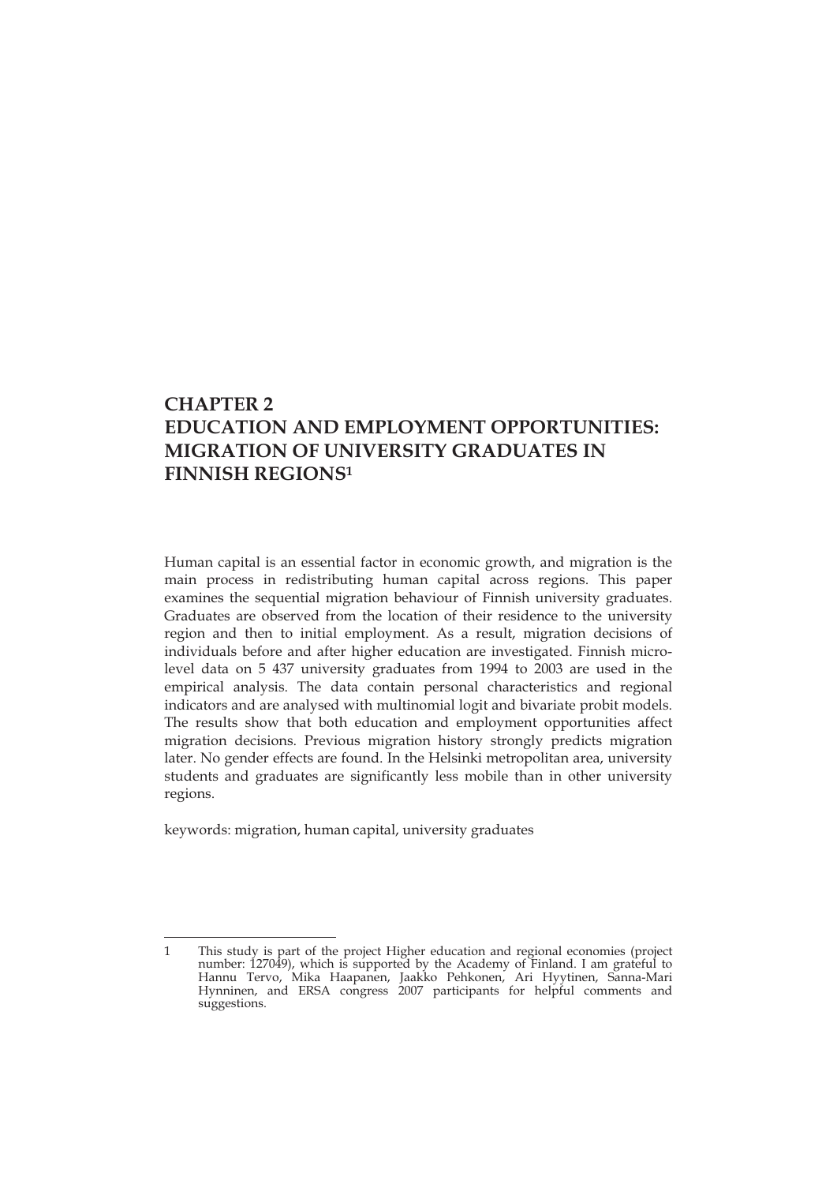# CHAPTER 2
# EDUCATION AND EMPLOYMENT OPPORTUNITIES: MIGRATION OF UNIVERSITY GRADUATES IN FINNISH REGIONS[1]

Human capital is an essential factor in economic growth, and migration is the main process in redistributing human capital across regions. This paper examines the sequential migration behaviour of Finnish university graduates. Graduates are observed from the location of their residence to the university region and then to initial employment. As a result, migration decisions of individuals before and after higher education are investigated. Finnish micro-level data on 5 437 university graduates from 1994 to 2003 are used in the empirical analysis. The data contain personal characteristics and regional indicators and are analysed with multinomial logit and bivariate probit models. The results show that both education and employment opportunities affect migration decisions. Previous migration history strongly predicts migration later. No gender effects are found. In the Helsinki metropolitan area, university students and graduates are significantly less mobile than in other university regions.

keywords: migration, human capital, university graduates

---

1 This study is part of the project Higher education and regional economies (project number: 127049), which is supported by the Academy of Finland. I am grateful to Hannu Tervo, Mika Haapanen, Jaakko Pehkonen, Ari Hyytinen, Sanna-Mari Hynninen, and ERSA congress 2007 participants for helpful comments and suggestions.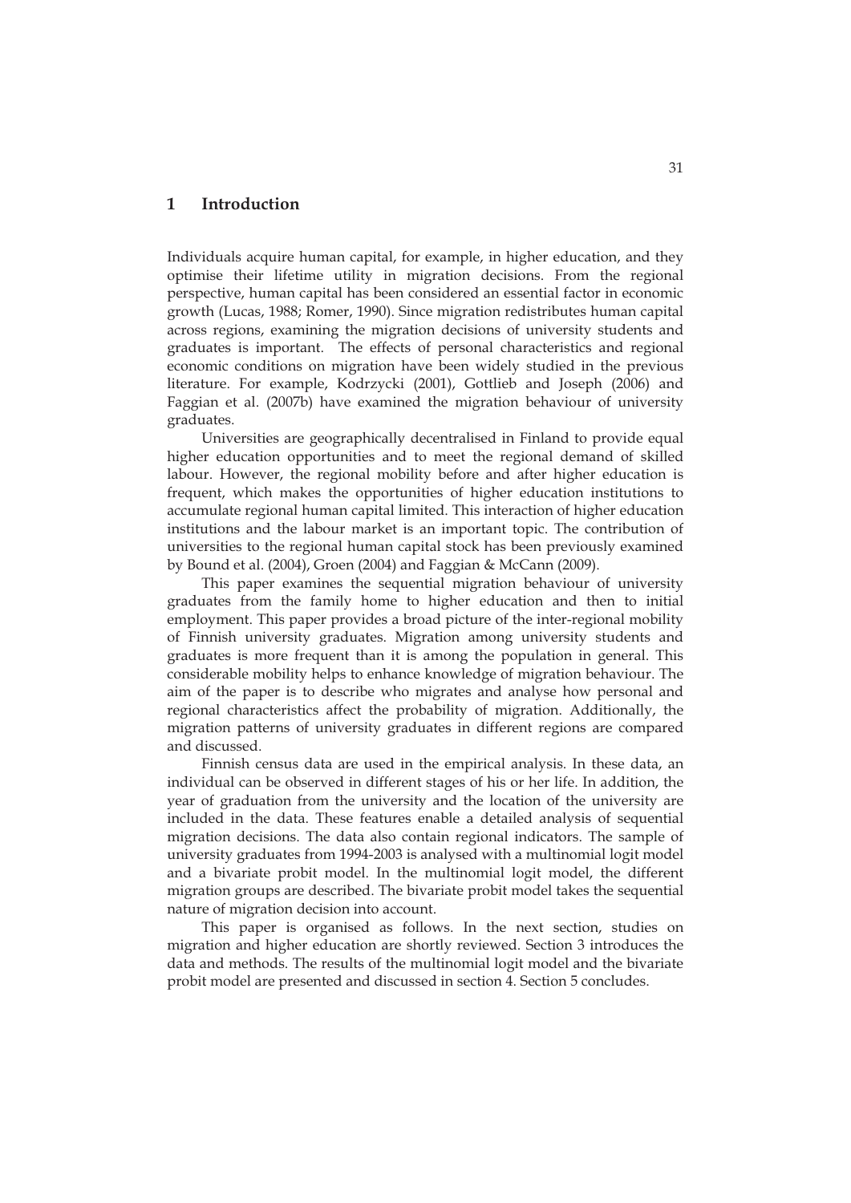# 1 Introduction

Individuals acquire human capital, for example, in higher education, and they optimise their lifetime utility in migration decisions. From the regional perspective, human capital has been considered an essential factor in economic growth (Lucas, 1988; Romer, 1990). Since migration redistributes human capital across regions, examining the migration decisions of university students and graduates is important. The effects of personal characteristics and regional economic conditions on migration have been widely studied in the previous literature. For example, Kodrzycki (2001), Gottlieb and Joseph (2006) and Faggian et al. (2007b) have examined the migration behaviour of university graduates.

Universities are geographically decentralised in Finland to provide equal higher education opportunities and to meet the regional demand of skilled labour. However, the regional mobility before and after higher education is frequent, which makes the opportunities of higher education institutions to accumulate regional human capital limited. This interaction of higher education institutions and the labour market is an important topic. The contribution of universities to the regional human capital stock has been previously examined by Bound et al. (2004), Groen (2004) and Faggian & McCann (2009).

This paper examines the sequential migration behaviour of university graduates from the family home to higher education and then to initial employment. This paper provides a broad picture of the inter-regional mobility of Finnish university graduates. Migration among university students and graduates is more frequent than it is among the population in general. This considerable mobility helps to enhance knowledge of migration behaviour. The aim of the paper is to describe who migrates and analyse how personal and regional characteristics affect the probability of migration. Additionally, the migration patterns of university graduates in different regions are compared and discussed.

Finnish census data are used in the empirical analysis. In these data, an individual can be observed in different stages of his or her life. In addition, the year of graduation from the university and the location of the university are included in the data. These features enable a detailed analysis of sequential migration decisions. The data also contain regional indicators. The sample of university graduates from 1994-2003 is analysed with a multinomial logit model and a bivariate probit model. In the multinomial logit model, the different migration groups are described. The bivariate probit model takes the sequential nature of migration decision into account.

This paper is organised as follows. In the next section, studies on migration and higher education are shortly reviewed. Section 3 introduces the data and methods. The results of the multinomial logit model and the bivariate probit model are presented and discussed in section 4. Section 5 concludes.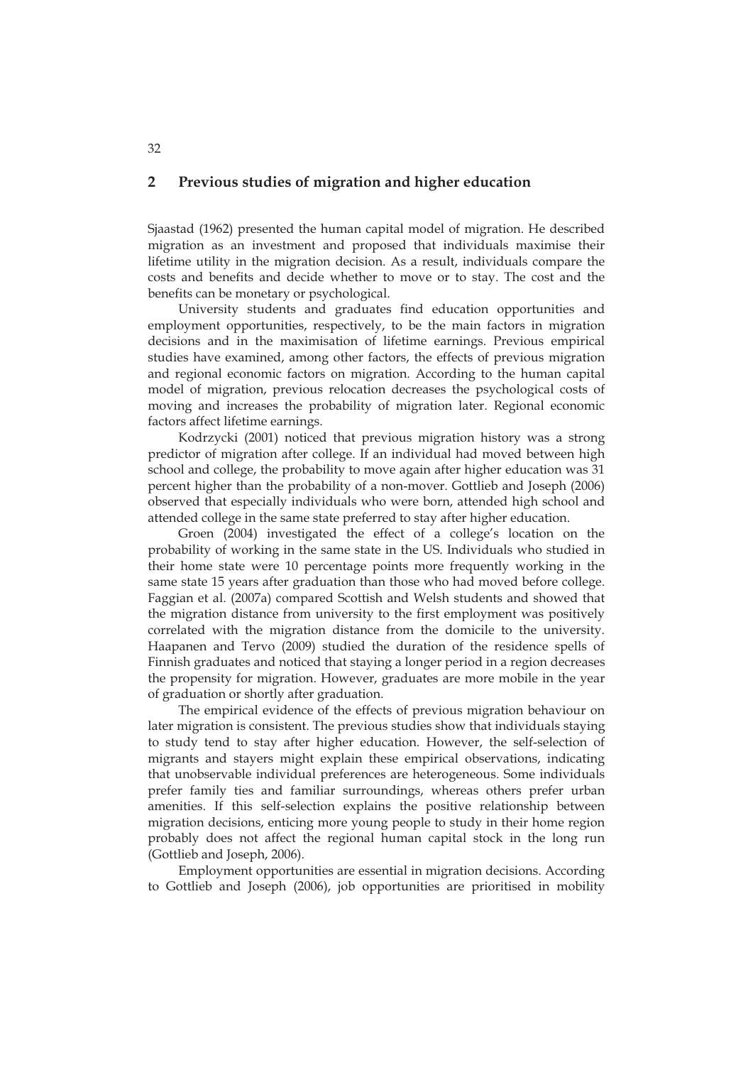## 2 Previous studies of migration and higher education

Sjaastad (1962) presented the human capital model of migration. He described migration as an investment and proposed that individuals maximise their lifetime utility in the migration decision. As a result, individuals compare the costs and benefits and decide whether to move or to stay. The cost and the benefits can be monetary or psychological.

University students and graduates find education opportunities and employment opportunities, respectively, to be the main factors in migration decisions and in the maximisation of lifetime earnings. Previous empirical studies have examined, among other factors, the effects of previous migration and regional economic factors on migration. According to the human capital model of migration, previous relocation decreases the psychological costs of moving and increases the probability of migration later. Regional economic factors affect lifetime earnings.

Kodrzycki (2001) noticed that previous migration history was a strong predictor of migration after college. If an individual had moved between high school and college, the probability to move again after higher education was 31 percent higher than the probability of a non-mover. Gottlieb and Joseph (2006) observed that especially individuals who were born, attended high school and attended college in the same state preferred to stay after higher education.

Groen (2004) investigated the effect of a college's location on the probability of working in the same state in the US. Individuals who studied in their home state were 10 percentage points more frequently working in the same state 15 years after graduation than those who had moved before college. Faggian et al. (2007a) compared Scottish and Welsh students and showed that the migration distance from university to the first employment was positively correlated with the migration distance from the domicile to the university. Haapanen and Tervo (2009) studied the duration of the residence spells of Finnish graduates and noticed that staying a longer period in a region decreases the propensity for migration. However, graduates are more mobile in the year of graduation or shortly after graduation.

The empirical evidence of the effects of previous migration behaviour on later migration is consistent. The previous studies show that individuals staying to study tend to stay after higher education. However, the self-selection of migrants and stayers might explain these empirical observations, indicating that unobservable individual preferences are heterogeneous. Some individuals prefer family ties and familiar surroundings, whereas others prefer urban amenities. If this self-selection explains the positive relationship between migration decisions, enticing more young people to study in their home region probably does not affect the regional human capital stock in the long run (Gottlieb and Joseph, 2006).

Employment opportunities are essential in migration decisions. According to Gottlieb and Joseph (2006), job opportunities are prioritised in mobility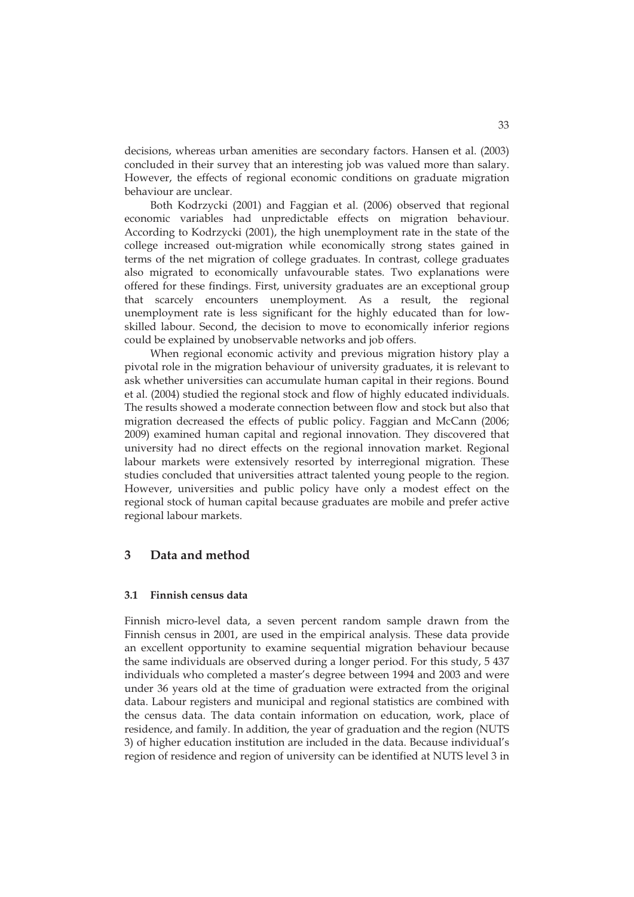decisions, whereas urban amenities are secondary factors. Hansen et al. (2003) concluded in their survey that an interesting job was valued more than salary. However, the effects of regional economic conditions on graduate migration behaviour are unclear.

Both Kodrzycki (2001) and Faggian et al. (2006) observed that regional economic variables had unpredictable effects on migration behaviour. According to Kodrzycki (2001), the high unemployment rate in the state of the college increased out-migration while economically strong states gained in terms of the net migration of college graduates. In contrast, college graduates also migrated to economically unfavourable states. Two explanations were offered for these findings. First, university graduates are an exceptional group that scarcely encounters unemployment. As a result, the regional unemployment rate is less significant for the highly educated than for low-skilled labour. Second, the decision to move to economically inferior regions could be explained by unobservable networks and job offers.

When regional economic activity and previous migration history play a pivotal role in the migration behaviour of university graduates, it is relevant to ask whether universities can accumulate human capital in their regions. Bound et al. (2004) studied the regional stock and flow of highly educated individuals. The results showed a moderate connection between flow and stock but also that migration decreased the effects of public policy. Faggian and McCann (2006; 2009) examined human capital and regional innovation. They discovered that university had no direct effects on the regional innovation market. Regional labour markets were extensively resorted by interregional migration. These studies concluded that universities attract talented young people to the region. However, universities and public policy have only a modest effect on the regional stock of human capital because graduates are mobile and prefer active regional labour markets.

## 3 Data and method

### 3.1 Finnish census data

Finnish micro-level data, a seven percent random sample drawn from the Finnish census in 2001, are used in the empirical analysis. These data provide an excellent opportunity to examine sequential migration behaviour because the same individuals are observed during a longer period. For this study, 5 437 individuals who completed a master's degree between 1994 and 2003 and were under 36 years old at the time of graduation were extracted from the original data. Labour registers and municipal and regional statistics are combined with the census data. The data contain information on education, work, place of residence, and family. In addition, the year of graduation and the region (NUTS 3) of higher education institution are included in the data. Because individual's region of residence and region of university can be identified at NUTS level 3 in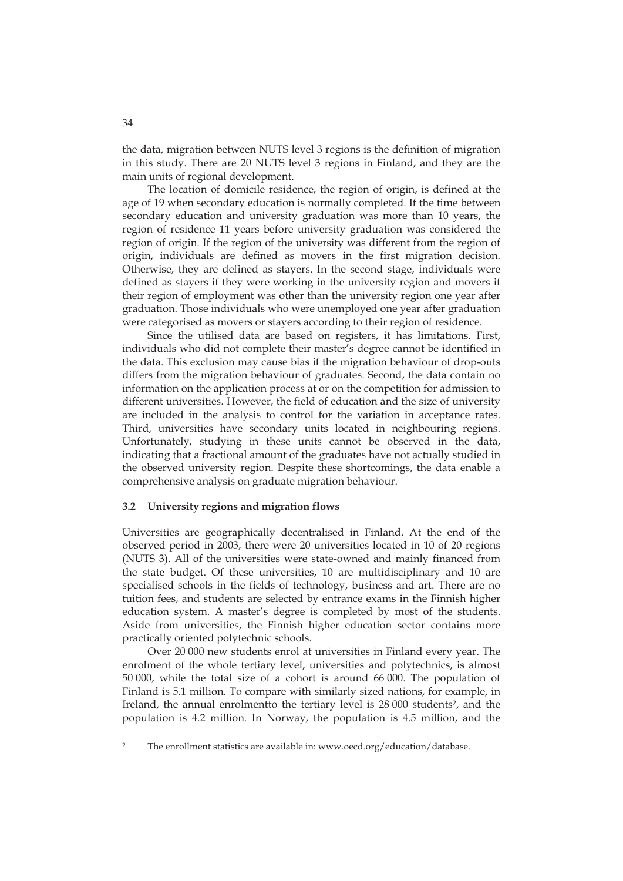the data, migration between NUTS level 3 regions is the definition of migration in this study. There are 20 NUTS level 3 regions in Finland, and they are the main units of regional development.

The location of domicile residence, the region of origin, is defined at the age of 19 when secondary education is normally completed. If the time between secondary education and university graduation was more than 10 years, the region of residence 11 years before university graduation was considered the region of origin. If the region of the university was different from the region of origin, individuals are defined as movers in the first migration decision. Otherwise, they are defined as stayers. In the second stage, individuals were defined as stayers if they were working in the university region and movers if their region of employment was other than the university region one year after graduation. Those individuals who were unemployed one year after graduation were categorised as movers or stayers according to their region of residence.

Since the utilised data are based on registers, it has limitations. First, individuals who did not complete their master's degree cannot be identified in the data. This exclusion may cause bias if the migration behaviour of drop-outs differs from the migration behaviour of graduates. Second, the data contain no information on the application process at or on the competition for admission to different universities. However, the field of education and the size of university are included in the analysis to control for the variation in acceptance rates. Third, universities have secondary units located in neighbouring regions. Unfortunately, studying in these units cannot be observed in the data, indicating that a fractional amount of the graduates have not actually studied in the observed university region. Despite these shortcomings, the data enable a comprehensive analysis on graduate migration behaviour.

### 3.2 University regions and migration flows

Universities are geographically decentralised in Finland. At the end of the observed period in 2003, there were 20 universities located in 10 of 20 regions (NUTS 3). All of the universities were state-owned and mainly financed from the state budget. Of these universities, 10 are multidisciplinary and 10 are specialised schools in the fields of technology, business and art. There are no tuition fees, and students are selected by entrance exams in the Finnish higher education system. A master's degree is completed by most of the students. Aside from universities, the Finnish higher education sector contains more practically oriented polytechnic schools.

Over 20 000 new students enrol at universities in Finland every year. The enrolment of the whole tertiary level, universities and polytechnics, is almost 50 000, while the total size of a cohort is around 66 000. The population of Finland is 5.1 million. To compare with similarly sized nations, for example, in Ireland, the annual enrolmentto the tertiary level is 28 000 students[2], and the population is 4.2 million. In Norway, the population is 4.5 million, and the

[2] The enrollment statistics are available in: www.oecd.org/education/database.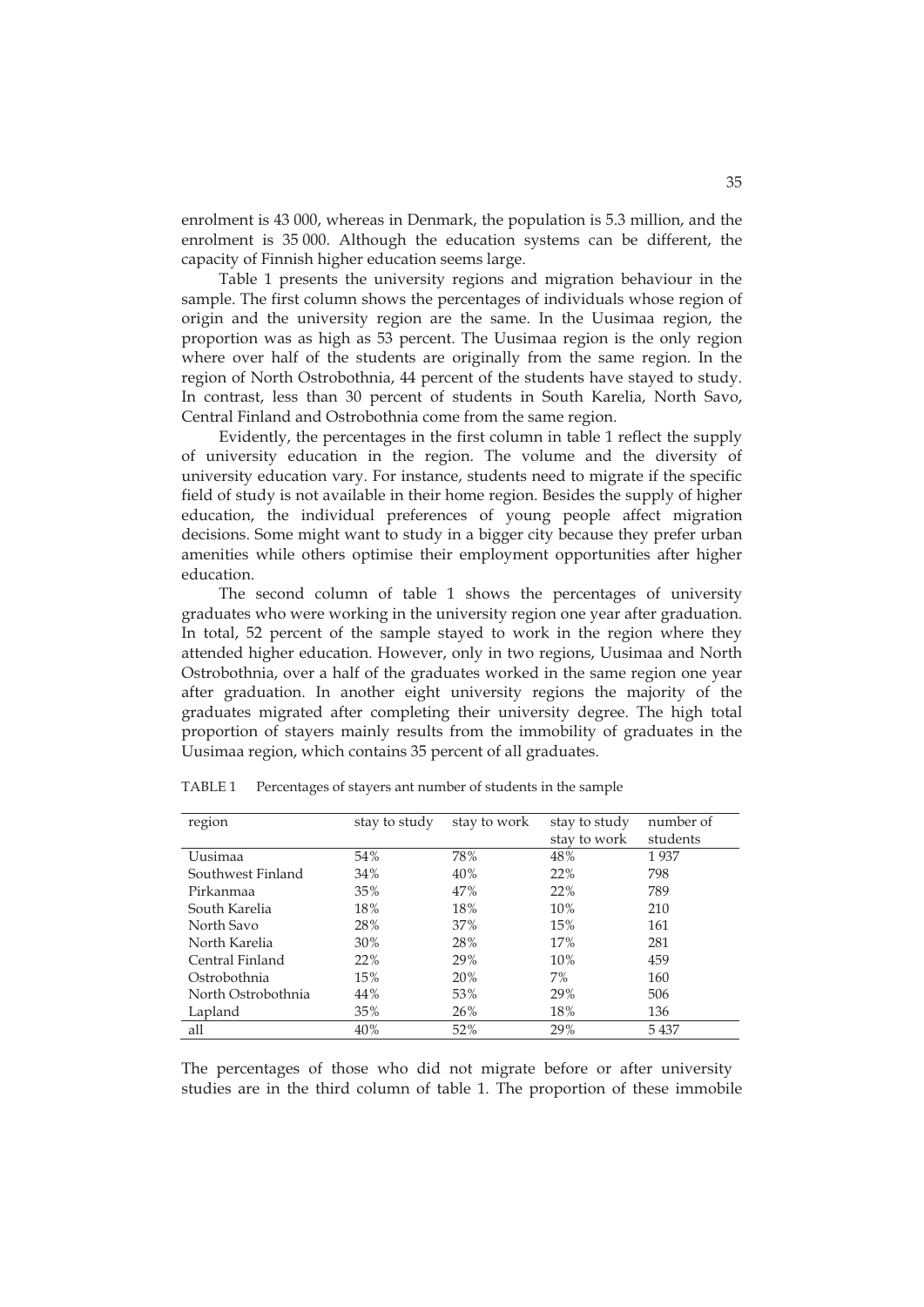enrolment is 43 000, whereas in Denmark, the population is 5.3 million, and the enrolment is 35 000. Although the education systems can be different, the capacity of Finnish higher education seems large.

Table 1 presents the university regions and migration behaviour in the sample. The first column shows the percentages of individuals whose region of origin and the university region are the same. In the Uusimaa region, the proportion was as high as 53 percent. The Uusimaa region is the only region where over half of the students are originally from the same region. In the region of North Ostrobothnia, 44 percent of the students have stayed to study. In contrast, less than 30 percent of students in South Karelia, North Savo, Central Finland and Ostrobothnia come from the same region.

Evidently, the percentages in the first column in table 1 reflect the supply of university education in the region. The volume and the diversity of university education vary. For instance, students need to migrate if the specific field of study is not available in their home region. Besides the supply of higher education, the individual preferences of young people affect migration decisions. Some might want to study in a bigger city because they prefer urban amenities while others optimise their employment opportunities after higher education.

The second column of table 1 shows the percentages of university graduates who were working in the university region one year after graduation. In total, 52 percent of the sample stayed to work in the region where they attended higher education. However, only in two regions, Uusimaa and North Ostrobothnia, over a half of the graduates worked in the same region one year after graduation. In another eight university regions the majority of the graduates migrated after completing their university degree. The high total proportion of stayers mainly results from the immobility of graduates in the Uusimaa region, which contains 35 percent of all graduates.

TABLE 1 Percentages of stayers ant number of students in the sample

| region | stay to study | stay to work | stay to study stay to work | number of students |
|---|---|---|---|---|
| Uusimaa | 54% | 78% | 48% | 1 937 |
| Southwest Finland | 34% | 40% | 22% | 798 |
| Pirkanmaa | 35% | 47% | 22% | 789 |
| South Karelia | 18% | 18% | 10% | 210 |
| North Savo | 28% | 37% | 15% | 161 |
| North Karelia | 30% | 28% | 17% | 281 |
| Central Finland | 22% | 29% | 10% | 459 |
| Ostrobothnia | 15% | 20% | 7% | 160 |
| North Ostrobothnia | 44% | 53% | 29% | 506 |
| Lapland | 35% | 26% | 18% | 136 |
| all | 40% | 52% | 29% | 5 437 |

The percentages of those who did not migrate before or after university studies are in the third column of table 1. The proportion of these immobile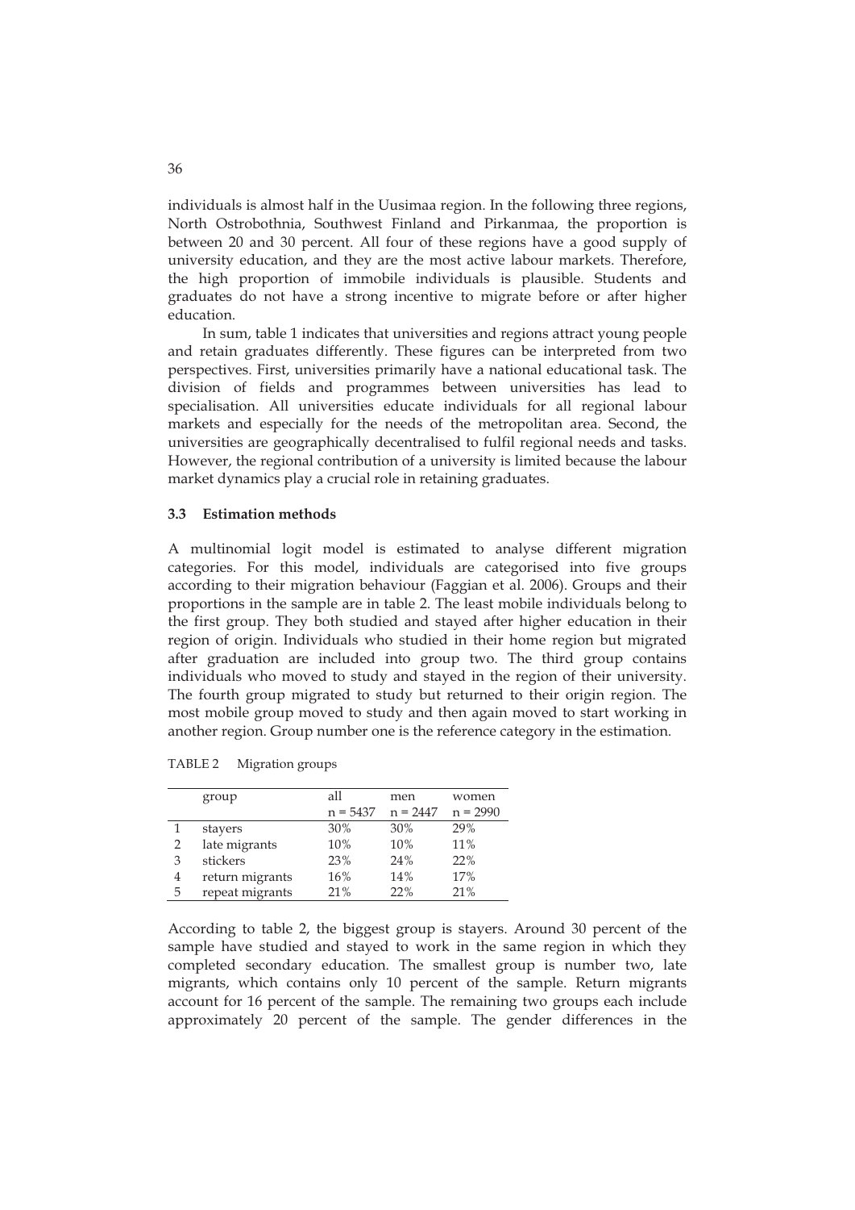individuals is almost half in the Uusimaa region. In the following three regions, North Ostrobothnia, Southwest Finland and Pirkanmaa, the proportion is between 20 and 30 percent. All four of these regions have a good supply of university education, and they are the most active labour markets. Therefore, the high proportion of immobile individuals is plausible. Students and graduates do not have a strong incentive to migrate before or after higher education.

In sum, table 1 indicates that universities and regions attract young people and retain graduates differently. These figures can be interpreted from two perspectives. First, universities primarily have a national educational task. The division of fields and programmes between universities has lead to specialisation. All universities educate individuals for all regional labour markets and especially for the needs of the metropolitan area. Second, the universities are geographically decentralised to fulfil regional needs and tasks. However, the regional contribution of a university is limited because the labour market dynamics play a crucial role in retaining graduates.

### 3.3 Estimation methods

A multinomial logit model is estimated to analyse different migration categories. For this model, individuals are categorised into five groups according to their migration behaviour (Faggian et al. 2006). Groups and their proportions in the sample are in table 2. The least mobile individuals belong to the first group. They both studied and stayed after higher education in their region of origin. Individuals who studied in their home region but migrated after graduation are included into group two. The third group contains individuals who moved to study and stayed in the region of their university. The fourth group migrated to study but returned to their origin region. The most mobile group moved to study and then again moved to start working in another region. Group number one is the reference category in the estimation.

TABLE 2 Migration groups

| | group | all<br>n = 5437 | men<br>n = 2447 | women<br>n = 2990 |
|---|---|---|---|---|
| 1 | stayers | 30% | 30% | 29% |
| 2 | late migrants | 10% | 10% | 11% |
| 3 | stickers | 23% | 24% | 22% |
| 4 | return migrants | 16% | 14% | 17% |
| 5 | repeat migrants | 21% | 22% | 21% |

According to table 2, the biggest group is stayers. Around 30 percent of the sample have studied and stayed to work in the same region in which they completed secondary education. The smallest group is number two, late migrants, which contains only 10 percent of the sample. Return migrants account for 16 percent of the sample. The remaining two groups each include approximately 20 percent of the sample. The gender differences in the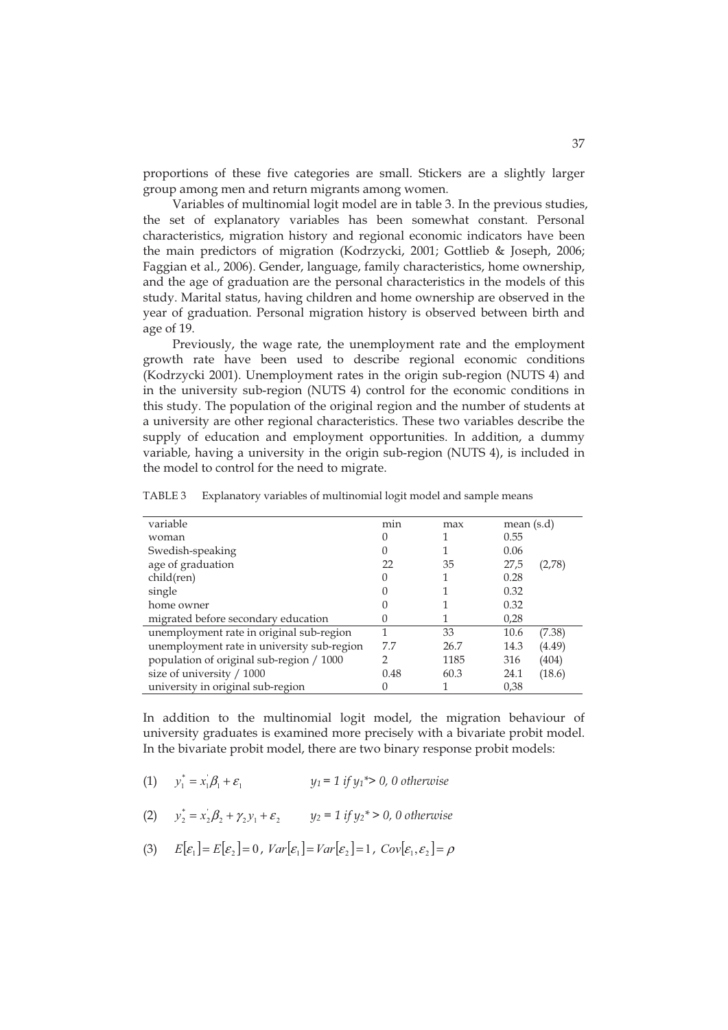proportions of these five categories are small. Stickers are a slightly larger group among men and return migrants among women.

Variables of multinomial logit model are in table 3. In the previous studies, the set of explanatory variables has been somewhat constant. Personal characteristics, migration history and regional economic indicators have been the main predictors of migration (Kodrzycki, 2001; Gottlieb & Joseph, 2006; Faggian et al., 2006). Gender, language, family characteristics, home ownership, and the age of graduation are the personal characteristics in the models of this study. Marital status, having children and home ownership are observed in the year of graduation. Personal migration history is observed between birth and age of 19.

Previously, the wage rate, the unemployment rate and the employment growth rate have been used to describe regional economic conditions (Kodrzycki 2001). Unemployment rates in the origin sub-region (NUTS 4) and in the university sub-region (NUTS 4) control for the economic conditions in this study. The population of the original region and the number of students at a university are other regional characteristics. These two variables describe the supply of education and employment opportunities. In addition, a dummy variable, having a university in the origin sub-region (NUTS 4), is included in the model to control for the need to migrate.

TABLE 3 Explanatory variables of multinomial logit model and sample means

| variable | min | max | mean | (s.d) |
|---|---|---|---|---|
| woman | 0 | 1 | 0.55 | |
| Swedish-speaking | 0 | 1 | 0.06 | |
| age of graduation | 22 | 35 | 27,5 | (2,78) |
| child(ren) | 0 | 1 | 0.28 | |
| single | 0 | 1 | 0.32 | |
| home owner | 0 | 1 | 0.32 | |
| migrated before secondary education | 0 | 1 | 0,28 | |
| unemployment rate in original sub-region | 1 | 33 | 10.6 | (7.38) |
| unemployment rate in university sub-region | 7.7 | 26.7 | 14.3 | (4.49) |
| population of original sub-region / 1000 | 2 | 1185 | 316 | (404) |
| size of university / 1000 | 0.48 | 60.3 | 24.1 | (18.6) |
| university in original sub-region | 0 | 1 | 0,38 | |

In addition to the multinomial logit model, the migration behaviour of university graduates is examined more precisely with a bivariate probit model. In the bivariate probit model, there are two binary response probit models:

(1) $y_1^* = x_1'\beta_1 + \varepsilon_1$ $\quad$ *$y_1$ = 1 if $y_1^*$ > 0, 0 otherwise*

(2) $y_2^* = x_2'\beta_2 + \gamma_2 y_1 + \varepsilon_2$ $\quad$ *$y_2$ = 1 if $y_2^*$ > 0, 0 otherwise*

(3) $E[\varepsilon_1] = E[\varepsilon_2] = 0$, $Var[\varepsilon_1] = Var[\varepsilon_2] = 1$, $Cov[\varepsilon_1, \varepsilon_2] = \rho$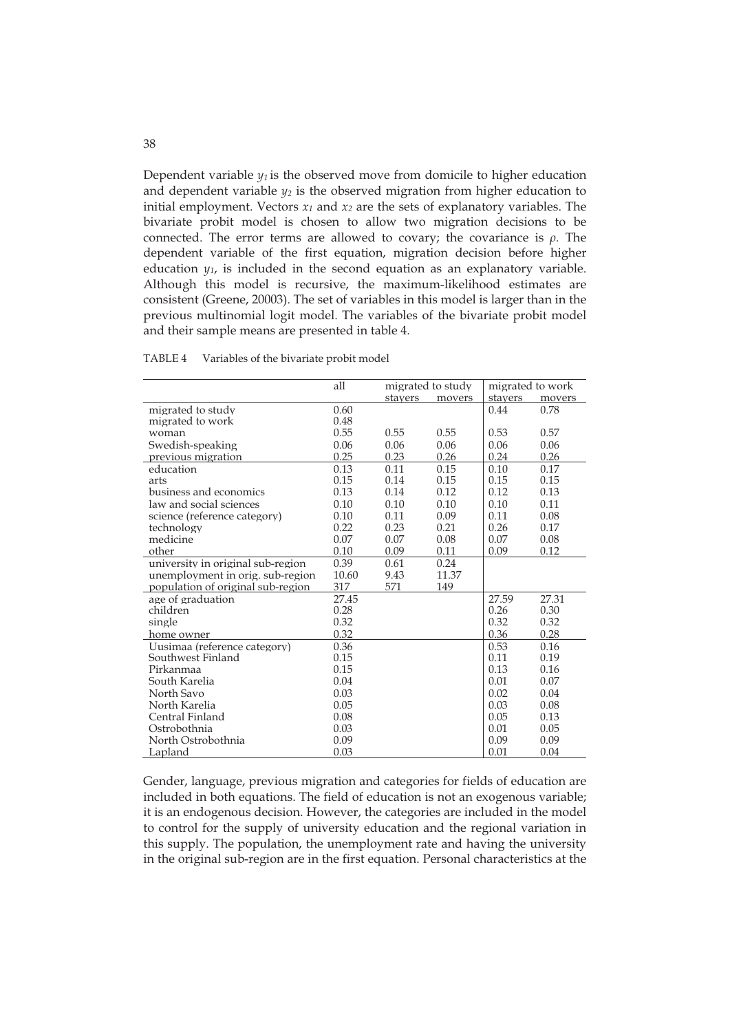Dependent variable $y_1$ is the observed move from domicile to higher education and dependent variable $y_2$ is the observed migration from higher education to initial employment. Vectors $x_1$ and $x_2$ are the sets of explanatory variables. The bivariate probit model is chosen to allow two migration decisions to be connected. The error terms are allowed to covary; the covariance is $\rho$. The dependent variable of the first equation, migration decision before higher education $y_1$, is included in the second equation as an explanatory variable. Although this model is recursive, the maximum-likelihood estimates are consistent (Greene, 20003). The set of variables in this model is larger than in the previous multinomial logit model. The variables of the bivariate probit model and their sample means are presented in table 4.

TABLE 4 Variables of the bivariate probit model

| | all | migrated to study | | migrated to work | |
|---|---|---|---|---|---|
| | | stayers | movers | stayers | movers |
| migrated to study | 0.60 | | | 0.44 | 0.78 |
| migrated to work | 0.48 | | | | |
| woman | 0.55 | 0.55 | 0.55 | 0.53 | 0.57 |
| Swedish-speaking | 0.06 | 0.06 | 0.06 | 0.06 | 0.06 |
| previous migration | 0.25 | 0.23 | 0.26 | 0.24 | 0.26 |
| education | 0.13 | 0.11 | 0.15 | 0.10 | 0.17 |
| arts | 0.15 | 0.14 | 0.15 | 0.15 | 0.15 |
| business and economics | 0.13 | 0.14 | 0.12 | 0.12 | 0.13 |
| law and social sciences | 0.10 | 0.10 | 0.10 | 0.10 | 0.11 |
| science (reference category) | 0.10 | 0.11 | 0.09 | 0.11 | 0.08 |
| technology | 0.22 | 0.23 | 0.21 | 0.26 | 0.17 |
| medicine | 0.07 | 0.07 | 0.08 | 0.07 | 0.08 |
| other | 0.10 | 0.09 | 0.11 | 0.09 | 0.12 |
| university in original sub-region | 0.39 | 0.61 | 0.24 | | |
| unemployment in orig. sub-region | 10.60 | 9.43 | 11.37 | | |
| population of original sub-region | 317 | 571 | 149 | | |
| age of graduation | 27.45 | | | 27.59 | 27.31 |
| children | 0.28 | | | 0.26 | 0.30 |
| single | 0.32 | | | 0.32 | 0.32 |
| home owner | 0.32 | | | 0.36 | 0.28 |
| Uusimaa (reference category) | 0.36 | | | 0.53 | 0.16 |
| Southwest Finland | 0.15 | | | 0.11 | 0.19 |
| Pirkanmaa | 0.15 | | | 0.13 | 0.16 |
| South Karelia | 0.04 | | | 0.01 | 0.07 |
| North Savo | 0.03 | | | 0.02 | 0.04 |
| North Karelia | 0.05 | | | 0.03 | 0.08 |
| Central Finland | 0.08 | | | 0.05 | 0.13 |
| Ostrobothnia | 0.03 | | | 0.01 | 0.05 |
| North Ostrobothnia | 0.09 | | | 0.09 | 0.09 |
| Lapland | 0.03 | | | 0.01 | 0.04 |

Gender, language, previous migration and categories for fields of education are included in both equations. The field of education is not an exogenous variable; it is an endogenous decision. However, the categories are included in the model to control for the supply of university education and the regional variation in this supply. The population, the unemployment rate and having the university in the original sub-region are in the first equation. Personal characteristics at the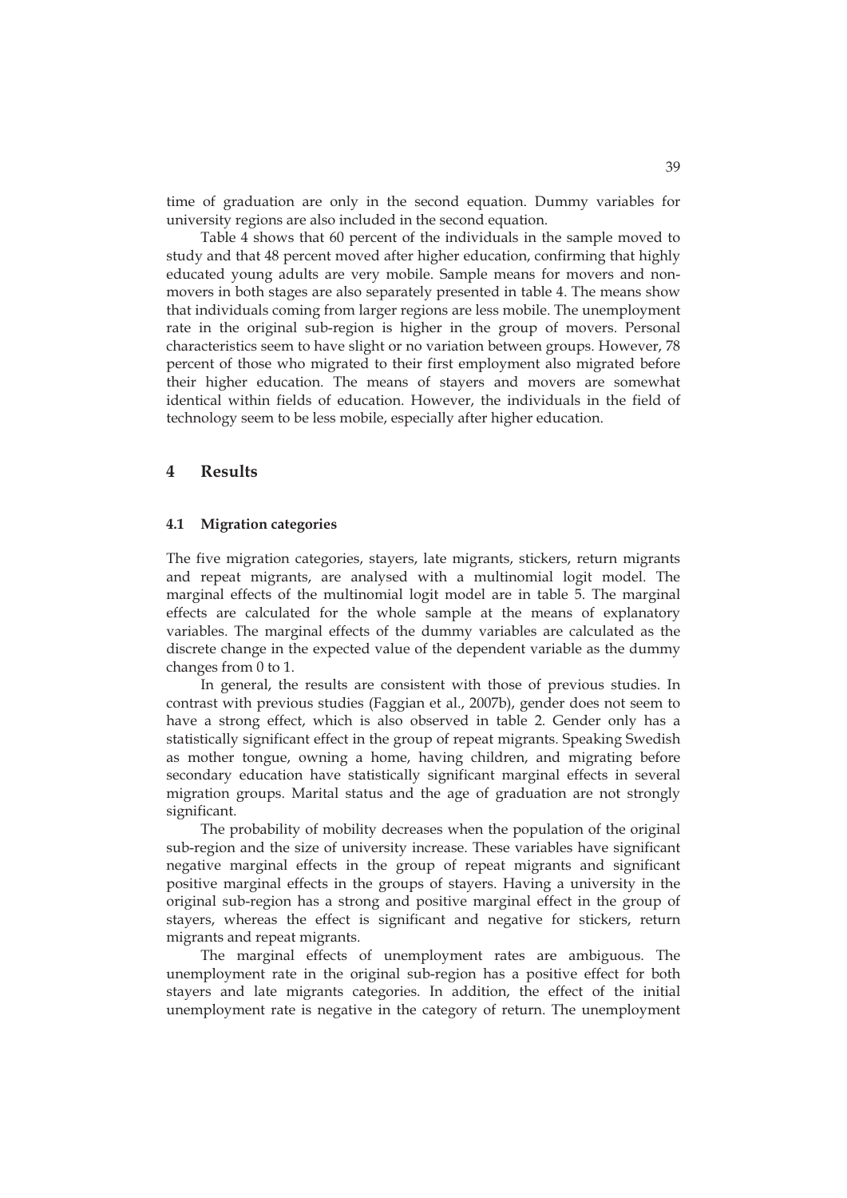time of graduation are only in the second equation. Dummy variables for university regions are also included in the second equation.

Table 4 shows that 60 percent of the individuals in the sample moved to study and that 48 percent moved after higher education, confirming that highly educated young adults are very mobile. Sample means for movers and non-movers in both stages are also separately presented in table 4. The means show that individuals coming from larger regions are less mobile. The unemployment rate in the original sub-region is higher in the group of movers. Personal characteristics seem to have slight or no variation between groups. However, 78 percent of those who migrated to their first employment also migrated before their higher education. The means of stayers and movers are somewhat identical within fields of education. However, the individuals in the field of technology seem to be less mobile, especially after higher education.

## 4 Results

### 4.1 Migration categories

The five migration categories, stayers, late migrants, stickers, return migrants and repeat migrants, are analysed with a multinomial logit model. The marginal effects of the multinomial logit model are in table 5. The marginal effects are calculated for the whole sample at the means of explanatory variables. The marginal effects of the dummy variables are calculated as the discrete change in the expected value of the dependent variable as the dummy changes from 0 to 1.

In general, the results are consistent with those of previous studies. In contrast with previous studies (Faggian et al., 2007b), gender does not seem to have a strong effect, which is also observed in table 2. Gender only has a statistically significant effect in the group of repeat migrants. Speaking Swedish as mother tongue, owning a home, having children, and migrating before secondary education have statistically significant marginal effects in several migration groups. Marital status and the age of graduation are not strongly significant.

The probability of mobility decreases when the population of the original sub-region and the size of university increase. These variables have significant negative marginal effects in the group of repeat migrants and significant positive marginal effects in the groups of stayers. Having a university in the original sub-region has a strong and positive marginal effect in the group of stayers, whereas the effect is significant and negative for stickers, return migrants and repeat migrants.

The marginal effects of unemployment rates are ambiguous. The unemployment rate in the original sub-region has a positive effect for both stayers and late migrants categories. In addition, the effect of the initial unemployment rate is negative in the category of return. The unemployment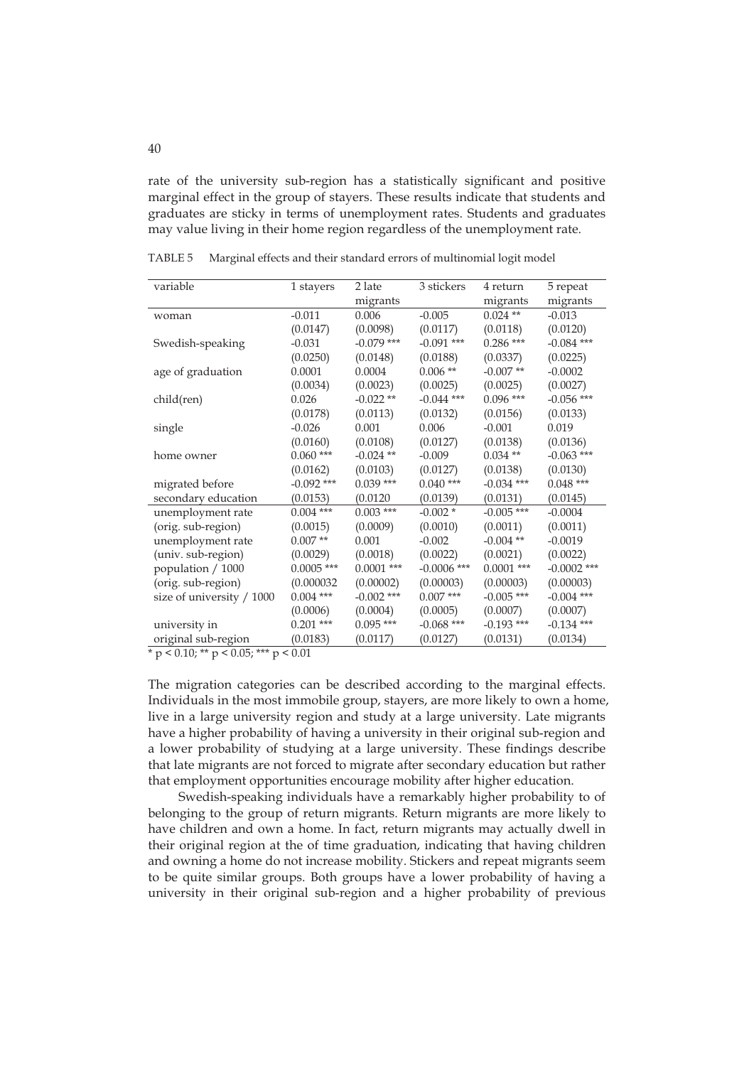rate of the university sub-region has a statistically significant and positive marginal effect in the group of stayers. These results indicate that students and graduates are sticky in terms of unemployment rates. Students and graduates may value living in their home region regardless of the unemployment rate.

TABLE 5 Marginal effects and their standard errors of multinomial logit model

| variable | 1 stayers | 2 late migrants | 3 stickers | 4 return migrants | 5 repeat migrants |
|---|---|---|---|---|---|
| woman | -0.011 | 0.006 | -0.005 | 0.024 ** | -0.013 |
| | (0.0147) | (0.0098) | (0.0117) | (0.0118) | (0.0120) |
| Swedish-speaking | -0.031 | -0.079 *** | -0.091 *** | 0.286 *** | -0.084 *** |
| | (0.0250) | (0.0148) | (0.0188) | (0.0337) | (0.0225) |
| age of graduation | 0.0001 | 0.0004 | 0.006 ** | -0.007 ** | -0.0002 |
| | (0.0034) | (0.0023) | (0.0025) | (0.0025) | (0.0027) |
| child(ren) | 0.026 | -0.022 ** | -0.044 *** | 0.096 *** | -0.056 *** |
| | (0.0178) | (0.0113) | (0.0132) | (0.0156) | (0.0133) |
| single | -0.026 | 0.001 | 0.006 | -0.001 | 0.019 |
| | (0.0160) | (0.0108) | (0.0127) | (0.0138) | (0.0136) |
| home owner | 0.060 *** | -0.024 ** | -0.009 | 0.034 ** | -0.063 *** |
| | (0.0162) | (0.0103) | (0.0127) | (0.0138) | (0.0130) |
| migrated before | -0.092 *** | 0.039 *** | 0.040 *** | -0.034 *** | 0.048 *** |
| secondary education | (0.0153) | (0.0120 | (0.0139) | (0.0131) | (0.0145) |
| unemployment rate | 0.004 *** | 0.003 *** | -0.002 * | -0.005 *** | -0.0004 |
| (orig. sub-region) | (0.0015) | (0.0009) | (0.0010) | (0.0011) | (0.0011) |
| unemployment rate | 0.007 ** | 0.001 | -0.002 | -0.004 ** | -0.0019 |
| (univ. sub-region) | (0.0029) | (0.0018) | (0.0022) | (0.0021) | (0.0022) |
| population / 1000 | 0.0005 *** | 0.0001 *** | -0.0006 *** | 0.0001 *** | -0.0002 *** |
| (orig. sub-region) | (0.000032 | (0.00002) | (0.00003) | (0.00003) | (0.00003) |
| size of university / 1000 | 0.004 *** | -0.002 *** | 0.007 *** | -0.005 *** | -0.004 *** |
| | (0.0006) | (0.0004) | (0.0005) | (0.0007) | (0.0007) |
| university in | 0.201 *** | 0.095 *** | -0.068 *** | -0.193 *** | -0.134 *** |
| original sub-region | (0.0183) | (0.0117) | (0.0127) | (0.0131) | (0.0134) |

* $p < 0.10$; ** $p < 0.05$; *** $p < 0.01$

The migration categories can be described according to the marginal effects. Individuals in the most immobile group, stayers, are more likely to own a home, live in a large university region and study at a large university. Late migrants have a higher probability of having a university in their original sub-region and a lower probability of studying at a large university. These findings describe that late migrants are not forced to migrate after secondary education but rather that employment opportunities encourage mobility after higher education.

Swedish-speaking individuals have a remarkably higher probability to of belonging to the group of return migrants. Return migrants are more likely to have children and own a home. In fact, return migrants may actually dwell in their original region at the of time graduation, indicating that having children and owning a home do not increase mobility. Stickers and repeat migrants seem to be quite similar groups. Both groups have a lower probability of having a university in their original sub-region and a higher probability of previous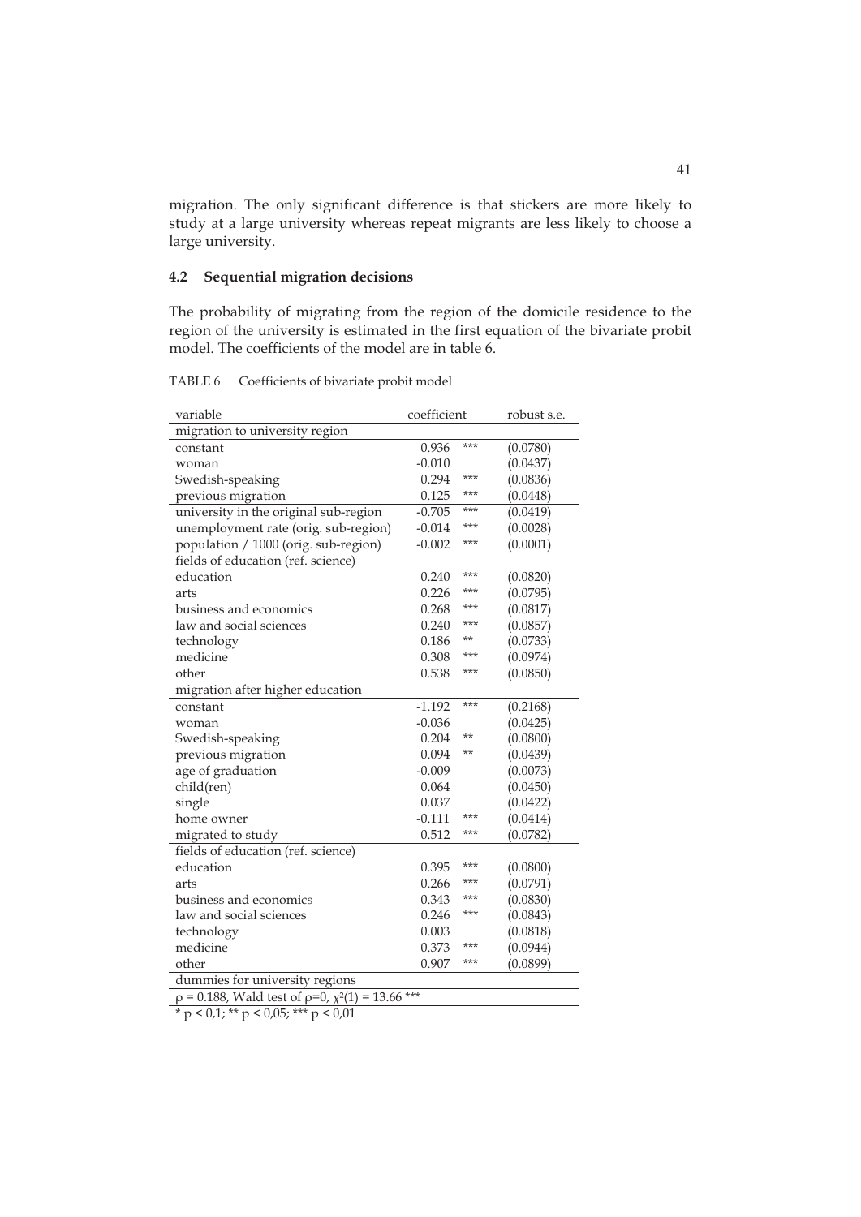migration. The only significant difference is that stickers are more likely to study at a large university whereas repeat migrants are less likely to choose a large university.

### 4.2 Sequential migration decisions

The probability of migrating from the region of the domicile residence to the region of the university is estimated in the first equation of the bivariate probit model. The coefficients of the model are in table 6.

TABLE 6 Coefficients of bivariate probit model

| variable | coefficient | | robust s.e. |
|---|---|---|---|
| migration to university region | | | |
| constant | 0.936 | *** | (0.0780) |
| woman | -0.010 | | (0.0437) |
| Swedish-speaking | 0.294 | *** | (0.0836) |
| previous migration | 0.125 | *** | (0.0448) |
| university in the original sub-region | -0.705 | *** | (0.0419) |
| unemployment rate (orig. sub-region) | -0.014 | *** | (0.0028) |
| population / 1000 (orig. sub-region) | -0.002 | *** | (0.0001) |
| fields of education (ref. science) | | | |
| education | 0.240 | *** | (0.0820) |
| arts | 0.226 | *** | (0.0795) |
| business and economics | 0.268 | *** | (0.0817) |
| law and social sciences | 0.240 | *** | (0.0857) |
| technology | 0.186 | ** | (0.0733) |
| medicine | 0.308 | *** | (0.0974) |
| other | 0.538 | *** | (0.0850) |
| migration after higher education | | | |
| constant | -1.192 | *** | (0.2168) |
| woman | -0.036 | | (0.0425) |
| Swedish-speaking | 0.204 | ** | (0.0800) |
| previous migration | 0.094 | ** | (0.0439) |
| age of graduation | -0.009 | | (0.0073) |
| child(ren) | 0.064 | | (0.0450) |
| single | 0.037 | | (0.0422) |
| home owner | -0.111 | *** | (0.0414) |
| migrated to study | 0.512 | *** | (0.0782) |
| fields of education (ref. science) | | | |
| education | 0.395 | *** | (0.0800) |
| arts | 0.266 | *** | (0.0791) |
| business and economics | 0.343 | *** | (0.0830) |
| law and social sciences | 0.246 | *** | (0.0843) |
| technology | 0.003 | | (0.0818) |
| medicine | 0.373 | *** | (0.0944) |
| other | 0.907 | *** | (0.0899) |
| dummies for university regions | | | |
| $\rho$ = 0.188, Wald test of $\rho$=0, $\chi^2(1)$ = 13.66 *** | | | |

* $p < 0,1$; ** $p < 0,05$; *** $p < 0,01$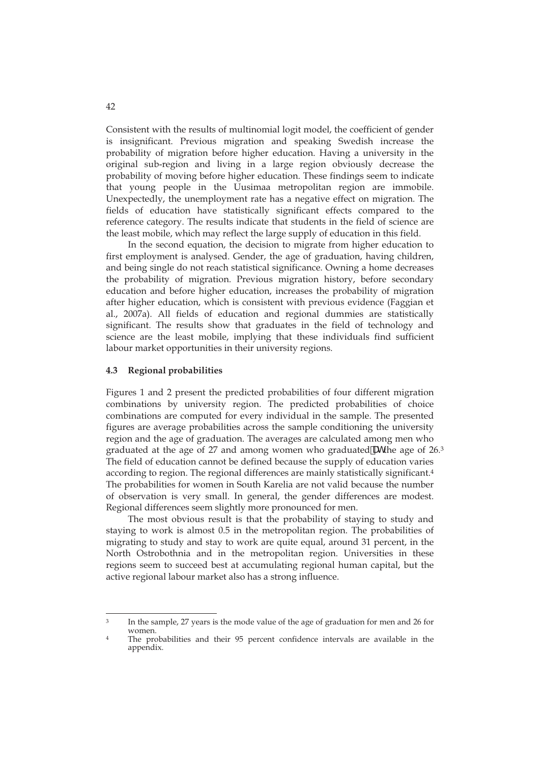Consistent with the results of multinomial logit model, the coefficient of gender is insignificant. Previous migration and speaking Swedish increase the probability of migration before higher education. Having a university in the original sub-region and living in a large region obviously decrease the probability of moving before higher education. These findings seem to indicate that young people in the Uusimaa metropolitan region are immobile. Unexpectedly, the unemployment rate has a negative effect on migration. The fields of education have statistically significant effects compared to the reference category. The results indicate that students in the field of science are the least mobile, which may reflect the large supply of education in this field.

In the second equation, the decision to migrate from higher education to first employment is analysed. Gender, the age of graduation, having children, and being single do not reach statistical significance. Owning a home decreases the probability of migration. Previous migration history, before secondary education and before higher education, increases the probability of migration after higher education, which is consistent with previous evidence (Faggian et al., 2007a). All fields of education and regional dummies are statistically significant. The results show that graduates in the field of technology and science are the least mobile, implying that these individuals find sufficient labour market opportunities in their university regions.

### 4.3 Regional probabilities

Figures 1 and 2 present the predicted probabilities of four different migration combinations by university region. The predicted probabilities of choice combinations are computed for every individual in the sample. The presented figures are average probabilities across the sample conditioning the university region and the age of graduation. The averages are calculated among men who graduated at the age of 27 and among women who graduated at the age of 26.[3] The field of education cannot be defined because the supply of education varies according to region. The regional differences are mainly statistically significant.[4] The probabilities for women in South Karelia are not valid because the number of observation is very small. In general, the gender differences are modest. Regional differences seem slightly more pronounced for men.

The most obvious result is that the probability of staying to study and staying to work is almost 0.5 in the metropolitan region. The probabilities of migrating to study and stay to work are quite equal, around 31 percent, in the North Ostrobothnia and in the metropolitan region. Universities in these regions seem to succeed best at accumulating regional human capital, but the active regional labour market also has a strong influence.

[3] In the sample, 27 years is the mode value of the age of graduation for men and 26 for women.

[4] The probabilities and their 95 percent confidence intervals are available in the appendix.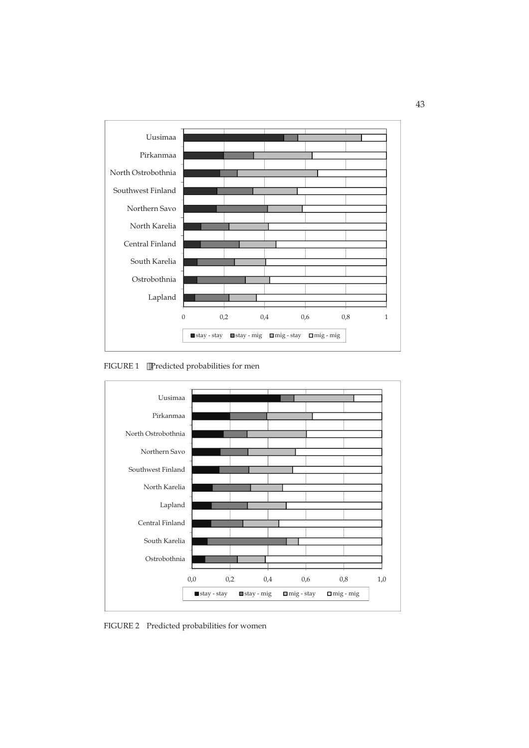Uusimaa
Pirkanmaa
North Ostrobothnia
Southwest Finland
Northern Savo
North Karelia
Central Finland
South Karelia
Ostrobothnia
Lapland

0 0,2 0,4 0,6 0,8 1

stay - stay stay - mig mig - stay mig - mig

FIGURE 1 Predicted probabilities for men

Uusimaa
Pirkanmaa
North Ostrobothnia
Northern Savo
Southwest Finland
North Karelia
Lapland
Central Finland
South Karelia
Ostrobothnia

0,0 0,2 0,4 0,6 0,8 1,0

stay - stay stay - mig mig - stay mig - mig

FIGURE 2 Predicted probabilities for women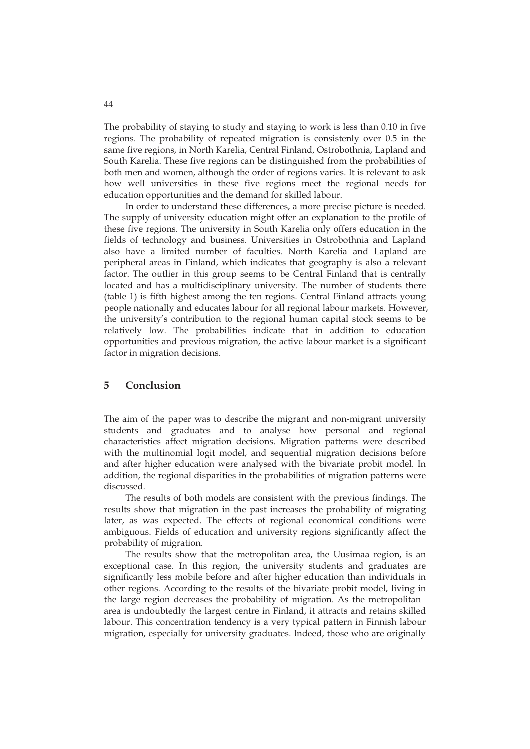The probability of staying to study and staying to work is less than 0.10 in five regions. The probability of repeated migration is consistenly over 0.5 in the same five regions, in North Karelia, Central Finland, Ostrobothnia, Lapland and South Karelia. These five regions can be distinguished from the probabilities of both men and women, although the order of regions varies. It is relevant to ask how well universities in these five regions meet the regional needs for education opportunities and the demand for skilled labour.

In order to understand these differences, a more precise picture is needed. The supply of university education might offer an explanation to the profile of these five regions. The university in South Karelia only offers education in the fields of technology and business. Universities in Ostrobothnia and Lapland also have a limited number of faculties. North Karelia and Lapland are peripheral areas in Finland, which indicates that geography is also a relevant factor. The outlier in this group seems to be Central Finland that is centrally located and has a multidisciplinary university. The number of students there (table 1) is fifth highest among the ten regions. Central Finland attracts young people nationally and educates labour for all regional labour markets. However, the university's contribution to the regional human capital stock seems to be relatively low. The probabilities indicate that in addition to education opportunities and previous migration, the active labour market is a significant factor in migration decisions.

## 5 Conclusion

The aim of the paper was to describe the migrant and non-migrant university students and graduates and to analyse how personal and regional characteristics affect migration decisions. Migration patterns were described with the multinomial logit model, and sequential migration decisions before and after higher education were analysed with the bivariate probit model. In addition, the regional disparities in the probabilities of migration patterns were discussed.

The results of both models are consistent with the previous findings. The results show that migration in the past increases the probability of migrating later, as was expected. The effects of regional economical conditions were ambiguous. Fields of education and university regions significantly affect the probability of migration.

The results show that the metropolitan area, the Uusimaa region, is an exceptional case. In this region, the university students and graduates are significantly less mobile before and after higher education than individuals in other regions. According to the results of the bivariate probit model, living in the large region decreases the probability of migration. As the metropolitan area is undoubtedly the largest centre in Finland, it attracts and retains skilled labour. This concentration tendency is a very typical pattern in Finnish labour migration, especially for university graduates. Indeed, those who are originally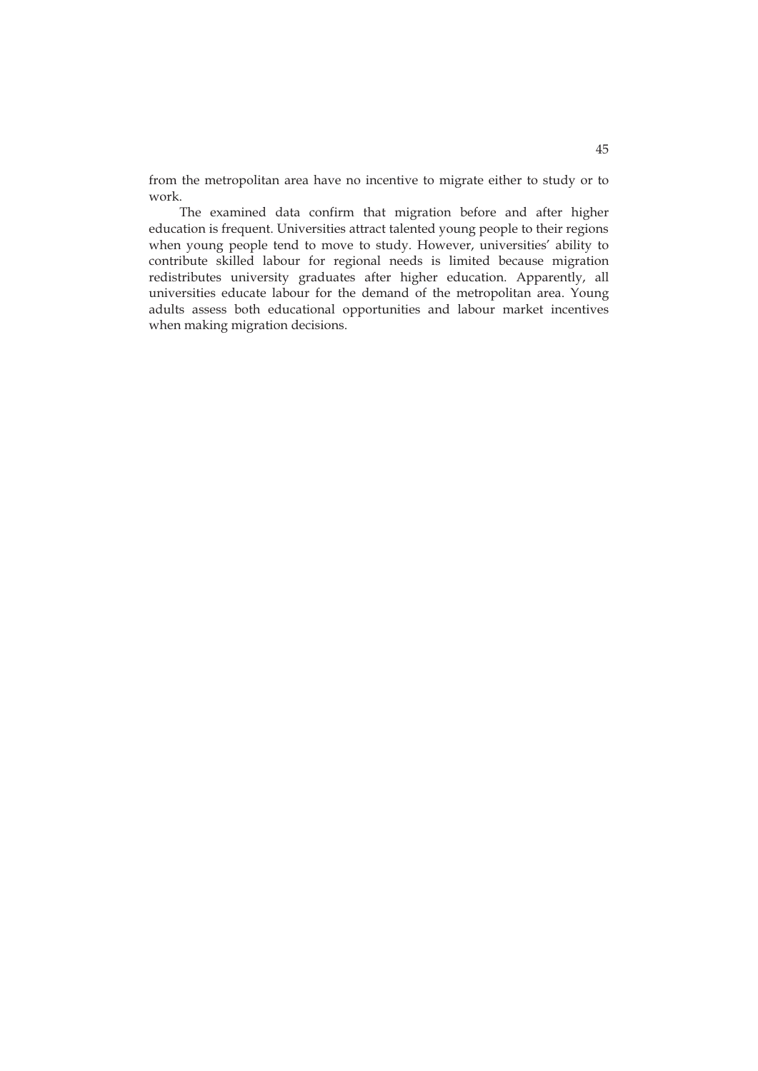from the metropolitan area have no incentive to migrate either to study or to work.

The examined data confirm that migration before and after higher education is frequent. Universities attract talented young people to their regions when young people tend to move to study. However, universities' ability to contribute skilled labour for regional needs is limited because migration redistributes university graduates after higher education. Apparently, all universities educate labour for the demand of the metropolitan area. Young adults assess both educational opportunities and labour market incentives when making migration decisions.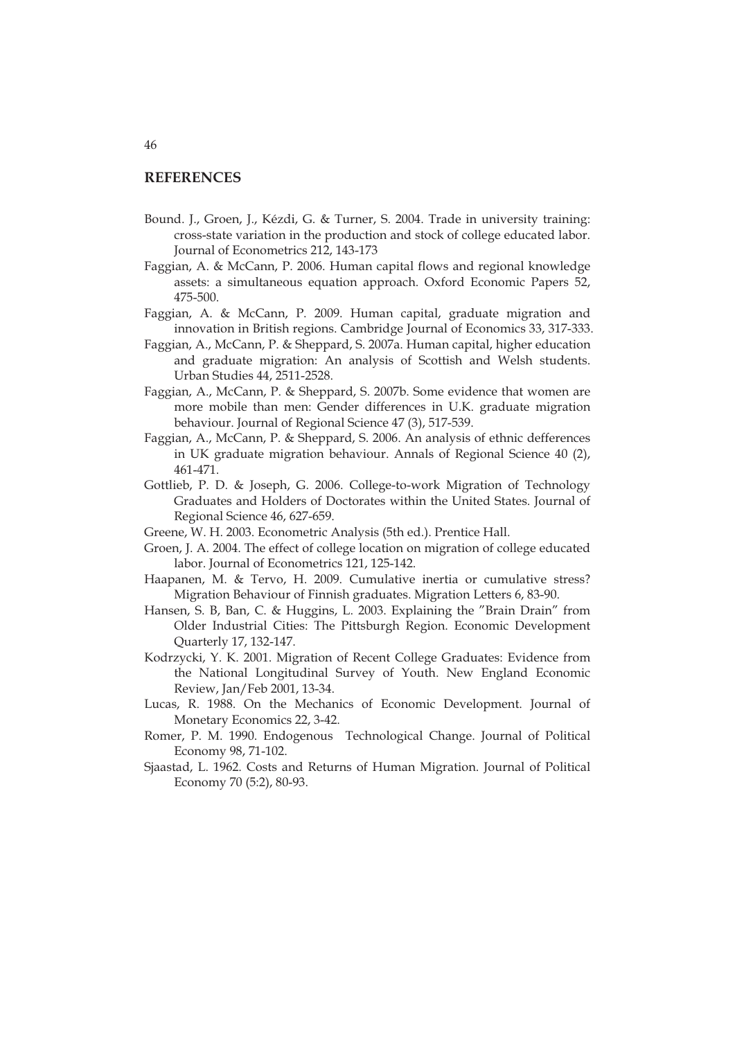## REFERENCES

Bound. J., Groen, J., Kézdi, G. & Turner, S. 2004. Trade in university training: cross-state variation in the production and stock of college educated labor. Journal of Econometrics 212, 143-173

Faggian, A. & McCann, P. 2006. Human capital flows and regional knowledge assets: a simultaneous equation approach. Oxford Economic Papers 52, 475-500.

Faggian, A. & McCann, P. 2009. Human capital, graduate migration and innovation in British regions. Cambridge Journal of Economics 33, 317-333.

Faggian, A., McCann, P. & Sheppard, S. 2007a. Human capital, higher education and graduate migration: An analysis of Scottish and Welsh students. Urban Studies 44, 2511-2528.

Faggian, A., McCann, P. & Sheppard, S. 2007b. Some evidence that women are more mobile than men: Gender differences in U.K. graduate migration behaviour. Journal of Regional Science 47 (3), 517-539.

Faggian, A., McCann, P. & Sheppard, S. 2006. An analysis of ethnic defferences in UK graduate migration behaviour. Annals of Regional Science 40 (2), 461-471.

Gottlieb, P. D. & Joseph, G. 2006. College-to-work Migration of Technology Graduates and Holders of Doctorates within the United States. Journal of Regional Science 46, 627-659.

Greene, W. H. 2003. Econometric Analysis (5th ed.). Prentice Hall.

Groen, J. A. 2004. The effect of college location on migration of college educated labor. Journal of Econometrics 121, 125-142.

Haapanen, M. & Tervo, H. 2009. Cumulative inertia or cumulative stress? Migration Behaviour of Finnish graduates. Migration Letters 6, 83-90.

Hansen, S. B, Ban, C. & Huggins, L. 2003. Explaining the "Brain Drain" from Older Industrial Cities: The Pittsburgh Region. Economic Development Quarterly 17, 132-147.

Kodrzycki, Y. K. 2001. Migration of Recent College Graduates: Evidence from the National Longitudinal Survey of Youth. New England Economic Review, Jan/Feb 2001, 13-34.

Lucas, R. 1988. On the Mechanics of Economic Development. Journal of Monetary Economics 22, 3-42.

Romer, P. M. 1990. Endogenous Technological Change. Journal of Political Economy 98, 71-102.

Sjaastad, L. 1962. Costs and Returns of Human Migration. Journal of Political Economy 70 (5:2), 80-93.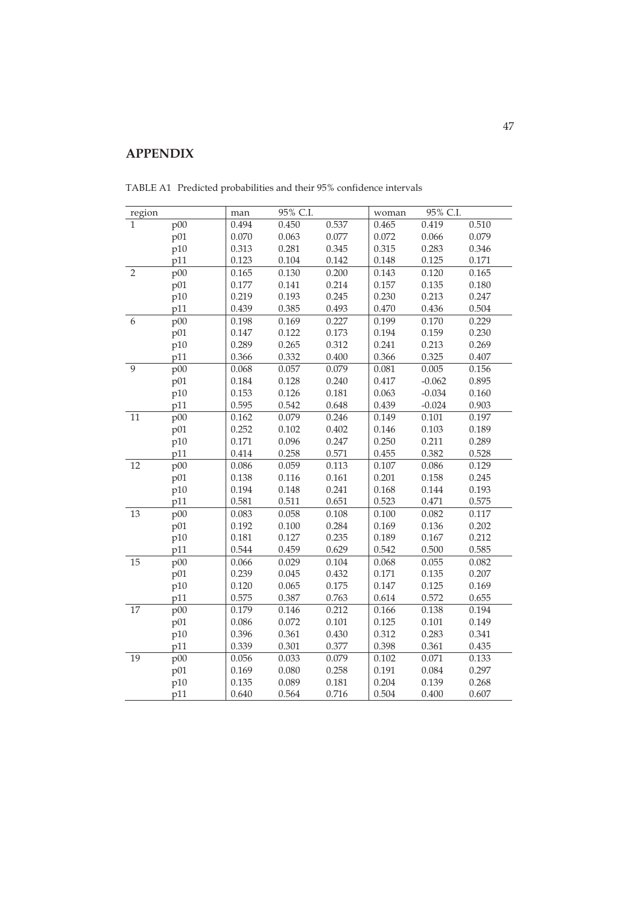# APPENDIX

TABLE A1 Predicted probabilities and their 95% confidence intervals

| region | | man | 95% C.I. | | woman | 95% C.I. | |
|---|---|---|---|---|---|---|---|
| 1 | p00 | 0.494 | 0.450 | 0.537 | 0.465 | 0.419 | 0.510 |
| | p01 | 0.070 | 0.063 | 0.077 | 0.072 | 0.066 | 0.079 |
| | p10 | 0.313 | 0.281 | 0.345 | 0.315 | 0.283 | 0.346 |
| | p11 | 0.123 | 0.104 | 0.142 | 0.148 | 0.125 | 0.171 |
| 2 | p00 | 0.165 | 0.130 | 0.200 | 0.143 | 0.120 | 0.165 |
| | p01 | 0.177 | 0.141 | 0.214 | 0.157 | 0.135 | 0.180 |
| | p10 | 0.219 | 0.193 | 0.245 | 0.230 | 0.213 | 0.247 |
| | p11 | 0.439 | 0.385 | 0.493 | 0.470 | 0.436 | 0.504 |
| 6 | p00 | 0.198 | 0.169 | 0.227 | 0.199 | 0.170 | 0.229 |
| | p01 | 0.147 | 0.122 | 0.173 | 0.194 | 0.159 | 0.230 |
| | p10 | 0.289 | 0.265 | 0.312 | 0.241 | 0.213 | 0.269 |
| | p11 | 0.366 | 0.332 | 0.400 | 0.366 | 0.325 | 0.407 |
| 9 | p00 | 0.068 | 0.057 | 0.079 | 0.081 | 0.005 | 0.156 |
| | p01 | 0.184 | 0.128 | 0.240 | 0.417 | -0.062 | 0.895 |
| | p10 | 0.153 | 0.126 | 0.181 | 0.063 | -0.034 | 0.160 |
| | p11 | 0.595 | 0.542 | 0.648 | 0.439 | -0.024 | 0.903 |
| 11 | p00 | 0.162 | 0.079 | 0.246 | 0.149 | 0.101 | 0.197 |
| | p01 | 0.252 | 0.102 | 0.402 | 0.146 | 0.103 | 0.189 |
| | p10 | 0.171 | 0.096 | 0.247 | 0.250 | 0.211 | 0.289 |
| | p11 | 0.414 | 0.258 | 0.571 | 0.455 | 0.382 | 0.528 |
| 12 | p00 | 0.086 | 0.059 | 0.113 | 0.107 | 0.086 | 0.129 |
| | p01 | 0.138 | 0.116 | 0.161 | 0.201 | 0.158 | 0.245 |
| | p10 | 0.194 | 0.148 | 0.241 | 0.168 | 0.144 | 0.193 |
| | p11 | 0.581 | 0.511 | 0.651 | 0.523 | 0.471 | 0.575 |
| 13 | p00 | 0.083 | 0.058 | 0.108 | 0.100 | 0.082 | 0.117 |
| | p01 | 0.192 | 0.100 | 0.284 | 0.169 | 0.136 | 0.202 |
| | p10 | 0.181 | 0.127 | 0.235 | 0.189 | 0.167 | 0.212 |
| | p11 | 0.544 | 0.459 | 0.629 | 0.542 | 0.500 | 0.585 |
| 15 | p00 | 0.066 | 0.029 | 0.104 | 0.068 | 0.055 | 0.082 |
| | p01 | 0.239 | 0.045 | 0.432 | 0.171 | 0.135 | 0.207 |
| | p10 | 0.120 | 0.065 | 0.175 | 0.147 | 0.125 | 0.169 |
| | p11 | 0.575 | 0.387 | 0.763 | 0.614 | 0.572 | 0.655 |
| 17 | p00 | 0.179 | 0.146 | 0.212 | 0.166 | 0.138 | 0.194 |
| | p01 | 0.086 | 0.072 | 0.101 | 0.125 | 0.101 | 0.149 |
| | p10 | 0.396 | 0.361 | 0.430 | 0.312 | 0.283 | 0.341 |
| | p11 | 0.339 | 0.301 | 0.377 | 0.398 | 0.361 | 0.435 |
| 19 | p00 | 0.056 | 0.033 | 0.079 | 0.102 | 0.071 | 0.133 |
| | p01 | 0.169 | 0.080 | 0.258 | 0.191 | 0.084 | 0.297 |
| | p10 | 0.135 | 0.089 | 0.181 | 0.204 | 0.139 | 0.268 |
| | p11 | 0.640 | 0.564 | 0.716 | 0.504 | 0.400 | 0.607 |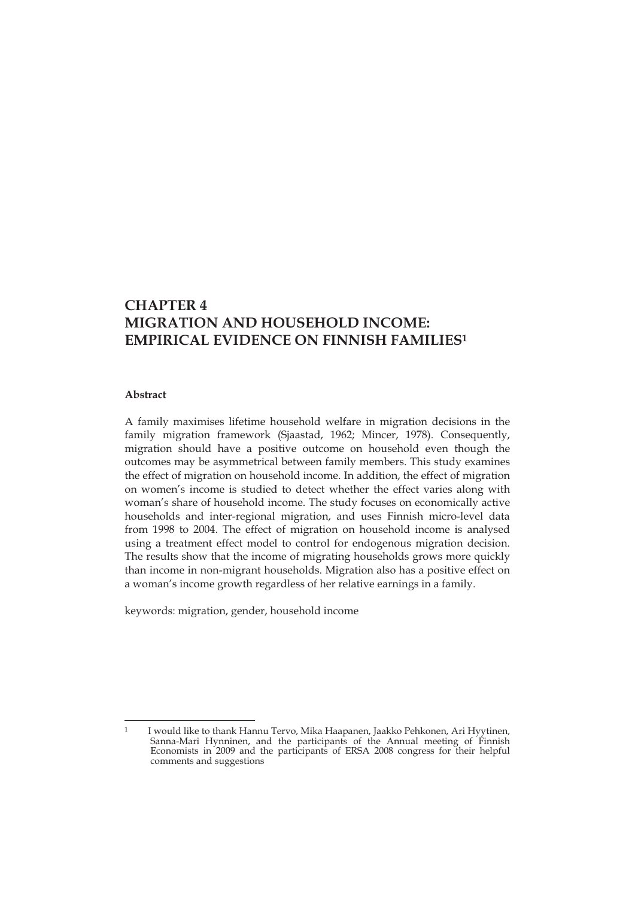# CHAPTER 4
# MIGRATION AND HOUSEHOLD INCOME: EMPIRICAL EVIDENCE ON FINNISH FAMILIES[1]

### Abstract

A family maximises lifetime household welfare in migration decisions in the family migration framework (Sjaastad, 1962; Mincer, 1978). Consequently, migration should have a positive outcome on household even though the outcomes may be asymmetrical between family members. This study examines the effect of migration on household income. In addition, the effect of migration on women's income is studied to detect whether the effect varies along with woman's share of household income. The study focuses on economically active households and inter-regional migration, and uses Finnish micro-level data from 1998 to 2004. The effect of migration on household income is analysed using a treatment effect model to control for endogenous migration decision. The results show that the income of migrating households grows more quickly than income in non-migrant households. Migration also has a positive effect on a woman's income growth regardless of her relative earnings in a family.

keywords: migration, gender, household income

---

[1] I would like to thank Hannu Tervo, Mika Haapanen, Jaakko Pehkonen, Ari Hyytinen, Sanna-Mari Hynninen, and the participants of the Annual meeting of Finnish Economists in 2009 and the participants of ERSA 2008 congress for their helpful comments and suggestions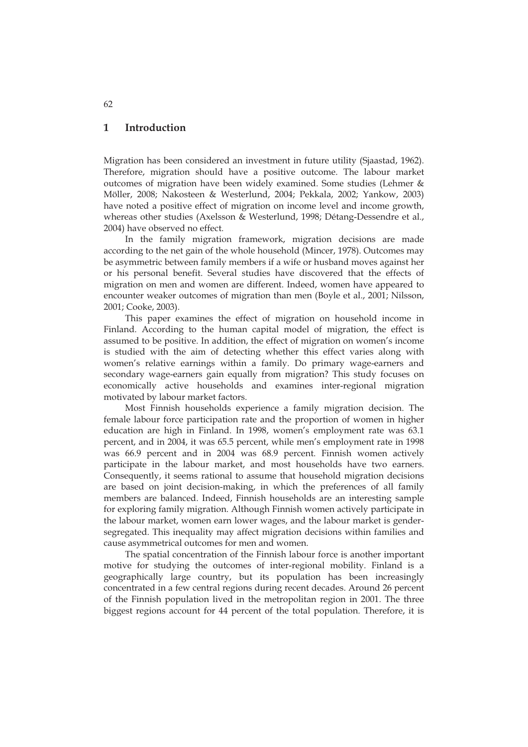# 1 Introduction

Migration has been considered an investment in future utility (Sjaastad, 1962). Therefore, migration should have a positive outcome. The labour market outcomes of migration have been widely examined. Some studies (Lehmer & Möller, 2008; Nakosteen & Westerlund, 2004; Pekkala, 2002; Yankow, 2003) have noted a positive effect of migration on income level and income growth, whereas other studies (Axelsson & Westerlund, 1998; Détang-Dessendre et al., 2004) have observed no effect.

In the family migration framework, migration decisions are made according to the net gain of the whole household (Mincer, 1978). Outcomes may be asymmetric between family members if a wife or husband moves against her or his personal benefit. Several studies have discovered that the effects of migration on men and women are different. Indeed, women have appeared to encounter weaker outcomes of migration than men (Boyle et al., 2001; Nilsson, 2001; Cooke, 2003).

This paper examines the effect of migration on household income in Finland. According to the human capital model of migration, the effect is assumed to be positive. In addition, the effect of migration on women's income is studied with the aim of detecting whether this effect varies along with women's relative earnings within a family. Do primary wage-earners and secondary wage-earners gain equally from migration? This study focuses on economically active households and examines inter-regional migration motivated by labour market factors.

Most Finnish households experience a family migration decision. The female labour force participation rate and the proportion of women in higher education are high in Finland. In 1998, women's employment rate was 63.1 percent, and in 2004, it was 65.5 percent, while men's employment rate in 1998 was 66.9 percent and in 2004 was 68.9 percent. Finnish women actively participate in the labour market, and most households have two earners. Consequently, it seems rational to assume that household migration decisions are based on joint decision-making, in which the preferences of all family members are balanced. Indeed, Finnish households are an interesting sample for exploring family migration. Although Finnish women actively participate in the labour market, women earn lower wages, and the labour market is gender-segregated. This inequality may affect migration decisions within families and cause asymmetrical outcomes for men and women.

The spatial concentration of the Finnish labour force is another important motive for studying the outcomes of inter-regional mobility. Finland is a geographically large country, but its population has been increasingly concentrated in a few central regions during recent decades. Around 26 percent of the Finnish population lived in the metropolitan region in 2001. The three biggest regions account for 44 percent of the total population. Therefore, it is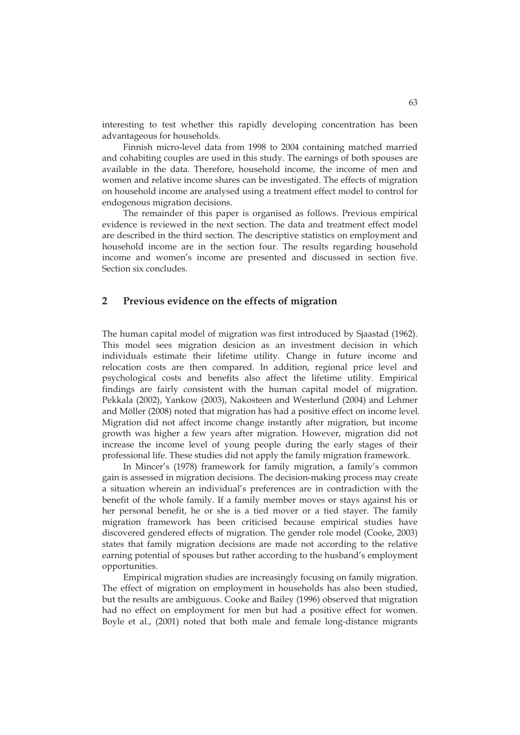interesting to test whether this rapidly developing concentration has been advantageous for households.

Finnish micro-level data from 1998 to 2004 containing matched married and cohabiting couples are used in this study. The earnings of both spouses are available in the data. Therefore, household income, the income of men and women and relative income shares can be investigated. The effects of migration on household income are analysed using a treatment effect model to control for endogenous migration decisions.

The remainder of this paper is organised as follows. Previous empirical evidence is reviewed in the next section. The data and treatment effect model are described in the third section. The descriptive statistics on employment and household income are in the section four. The results regarding household income and women's income are presented and discussed in section five. Section six concludes.

## 2 Previous evidence on the effects of migration

The human capital model of migration was first introduced by Sjaastad (1962). This model sees migration desicion as an investment decision in which individuals estimate their lifetime utility. Change in future income and relocation costs are then compared. In addition, regional price level and psychological costs and benefits also affect the lifetime utility. Empirical findings are fairly consistent with the human capital model of migration. Pekkala (2002), Yankow (2003), Nakosteen and Westerlund (2004) and Lehmer and Möller (2008) noted that migration has had a positive effect on income level. Migration did not affect income change instantly after migration, but income growth was higher a few years after migration. However, migration did not increase the income level of young people during the early stages of their professional life. These studies did not apply the family migration framework.

In Mincer's (1978) framework for family migration, a family's common gain is assessed in migration decisions. The decision-making process may create a situation wherein an individual's preferences are in contradiction with the benefit of the whole family. If a family member moves or stays against his or her personal benefit, he or she is a tied mover or a tied stayer. The family migration framework has been criticised because empirical studies have discovered gendered effects of migration. The gender role model (Cooke, 2003) states that family migration decisions are made not according to the relative earning potential of spouses but rather according to the husband's employment opportunities.

Empirical migration studies are increasingly focusing on family migration. The effect of migration on employment in households has also been studied, but the results are ambiguous. Cooke and Bailey (1996) observed that migration had no effect on employment for men but had a positive effect for women. Boyle et al., (2001) noted that both male and female long-distance migrants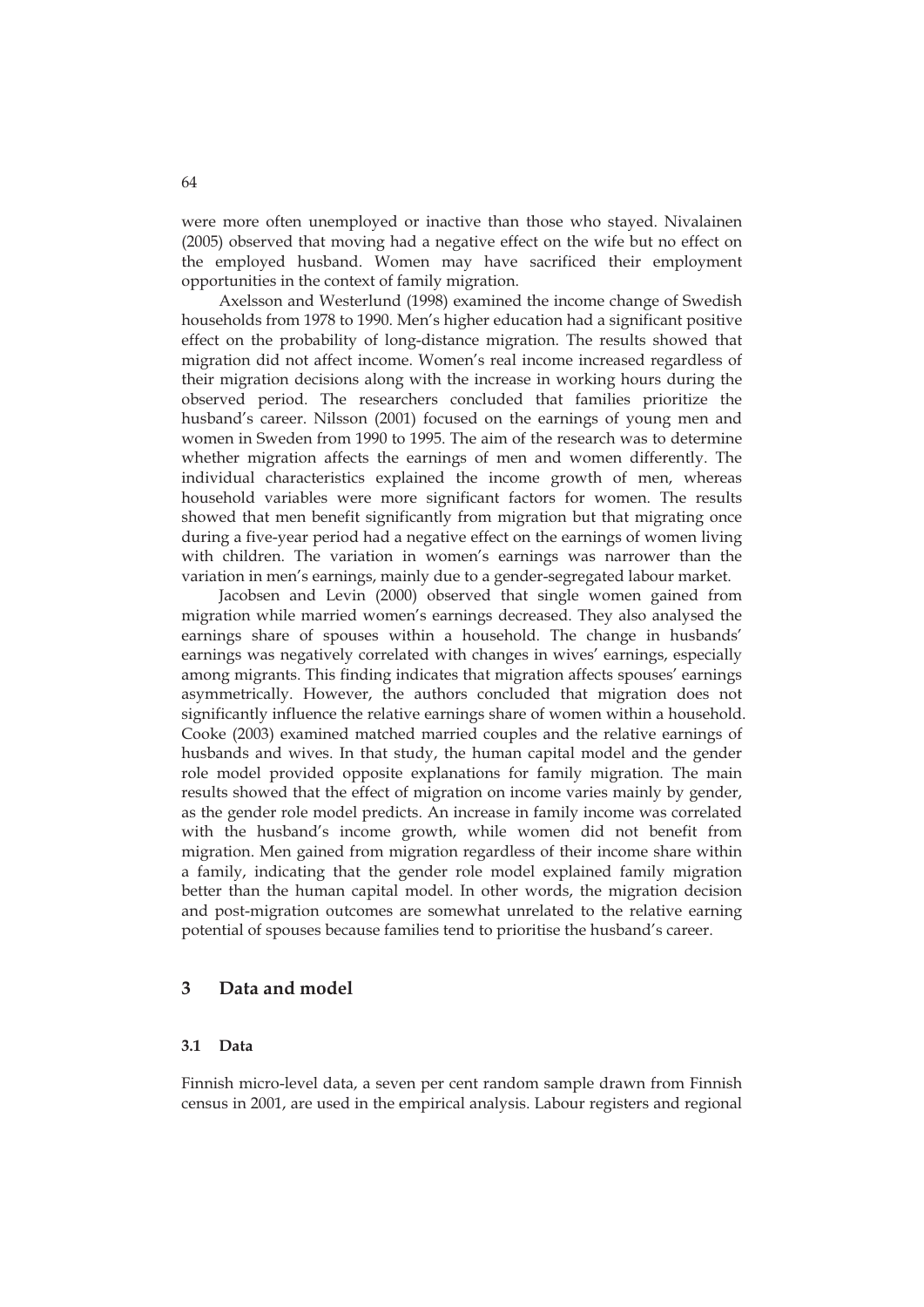were more often unemployed or inactive than those who stayed. Nivalainen (2005) observed that moving had a negative effect on the wife but no effect on the employed husband. Women may have sacrificed their employment opportunities in the context of family migration.

Axelsson and Westerlund (1998) examined the income change of Swedish households from 1978 to 1990. Men's higher education had a significant positive effect on the probability of long-distance migration. The results showed that migration did not affect income. Women's real income increased regardless of their migration decisions along with the increase in working hours during the observed period. The researchers concluded that families prioritize the husband's career. Nilsson (2001) focused on the earnings of young men and women in Sweden from 1990 to 1995. The aim of the research was to determine whether migration affects the earnings of men and women differently. The individual characteristics explained the income growth of men, whereas household variables were more significant factors for women. The results showed that men benefit significantly from migration but that migrating once during a five-year period had a negative effect on the earnings of women living with children. The variation in women's earnings was narrower than the variation in men's earnings, mainly due to a gender-segregated labour market.

Jacobsen and Levin (2000) observed that single women gained from migration while married women's earnings decreased. They also analysed the earnings share of spouses within a household. The change in husbands' earnings was negatively correlated with changes in wives' earnings, especially among migrants. This finding indicates that migration affects spouses' earnings asymmetrically. However, the authors concluded that migration does not significantly influence the relative earnings share of women within a household. Cooke (2003) examined matched married couples and the relative earnings of husbands and wives. In that study, the human capital model and the gender role model provided opposite explanations for family migration. The main results showed that the effect of migration on income varies mainly by gender, as the gender role model predicts. An increase in family income was correlated with the husband's income growth, while women did not benefit from migration. Men gained from migration regardless of their income share within a family, indicating that the gender role model explained family migration better than the human capital model. In other words, the migration decision and post-migration outcomes are somewhat unrelated to the relative earning potential of spouses because families tend to prioritise the husband's career.

## 3 Data and model

### 3.1 Data

Finnish micro-level data, a seven per cent random sample drawn from Finnish census in 2001, are used in the empirical analysis. Labour registers and regional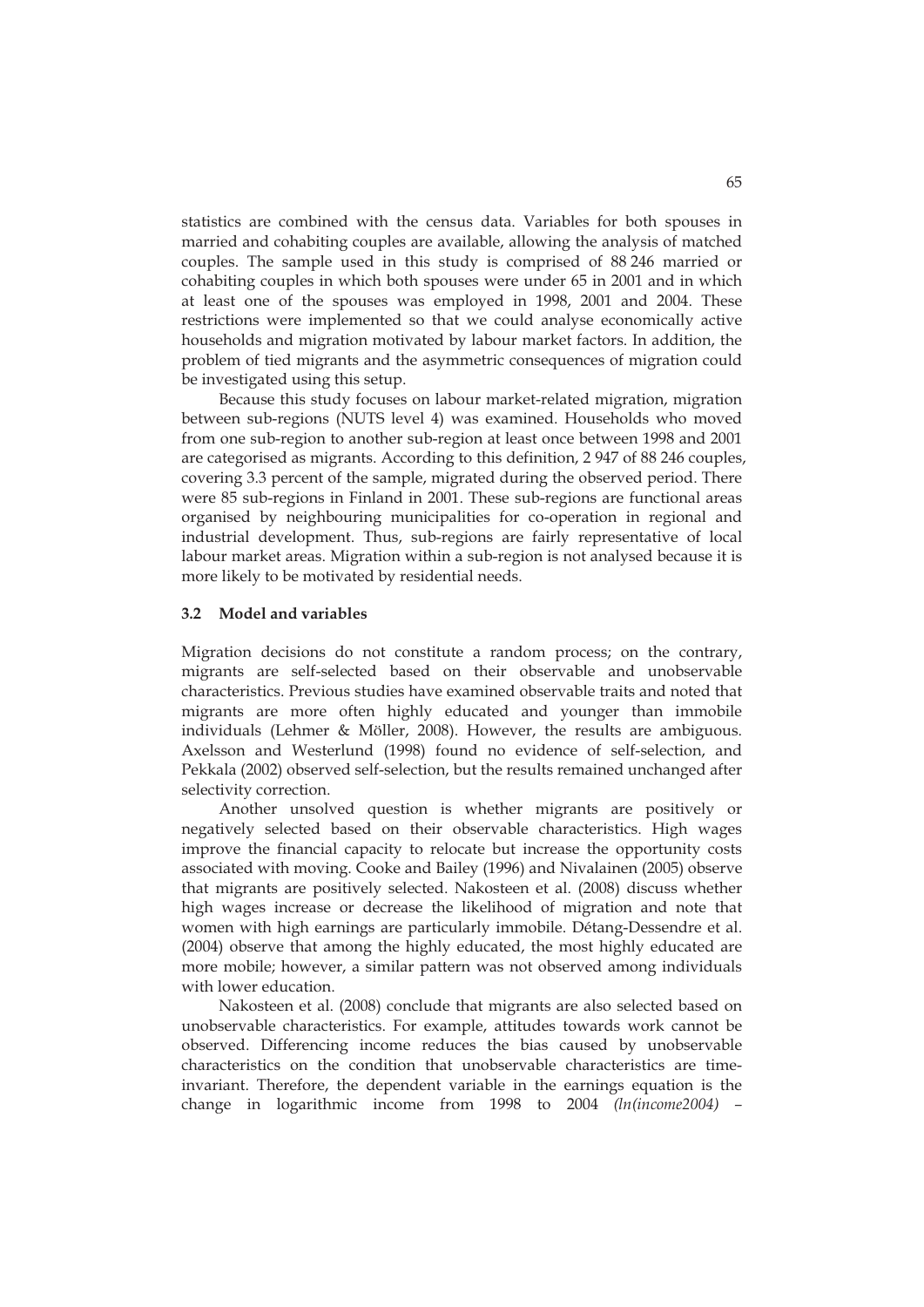statistics are combined with the census data. Variables for both spouses in married and cohabiting couples are available, allowing the analysis of matched couples. The sample used in this study is comprised of 88 246 married or cohabiting couples in which both spouses were under 65 in 2001 and in which at least one of the spouses was employed in 1998, 2001 and 2004. These restrictions were implemented so that we could analyse economically active households and migration motivated by labour market factors. In addition, the problem of tied migrants and the asymmetric consequences of migration could be investigated using this setup.

Because this study focuses on labour market-related migration, migration between sub-regions (NUTS level 4) was examined. Households who moved from one sub-region to another sub-region at least once between 1998 and 2001 are categorised as migrants. According to this definition, 2 947 of 88 246 couples, covering 3.3 percent of the sample, migrated during the observed period. There were 85 sub-regions in Finland in 2001. These sub-regions are functional areas organised by neighbouring municipalities for co-operation in regional and industrial development. Thus, sub-regions are fairly representative of local labour market areas. Migration within a sub-region is not analysed because it is more likely to be motivated by residential needs.

### 3.2 Model and variables

Migration decisions do not constitute a random process; on the contrary, migrants are self-selected based on their observable and unobservable characteristics. Previous studies have examined observable traits and noted that migrants are more often highly educated and younger than immobile individuals (Lehmer & Möller, 2008). However, the results are ambiguous. Axelsson and Westerlund (1998) found no evidence of self-selection, and Pekkala (2002) observed self-selection, but the results remained unchanged after selectivity correction.

Another unsolved question is whether migrants are positively or negatively selected based on their observable characteristics. High wages improve the financial capacity to relocate but increase the opportunity costs associated with moving. Cooke and Bailey (1996) and Nivalainen (2005) observe that migrants are positively selected. Nakosteen et al. (2008) discuss whether high wages increase or decrease the likelihood of migration and note that women with high earnings are particularly immobile. Détang-Dessendre et al. (2004) observe that among the highly educated, the most highly educated are more mobile; however, a similar pattern was not observed among individuals with lower education.

Nakosteen et al. (2008) conclude that migrants are also selected based on unobservable characteristics. For example, attitudes towards work cannot be observed. Differencing income reduces the bias caused by unobservable characteristics on the condition that unobservable characteristics are time-invariant. Therefore, the dependent variable in the earnings equation is the change in logarithmic income from 1998 to 2004 *(ln(income2004)* –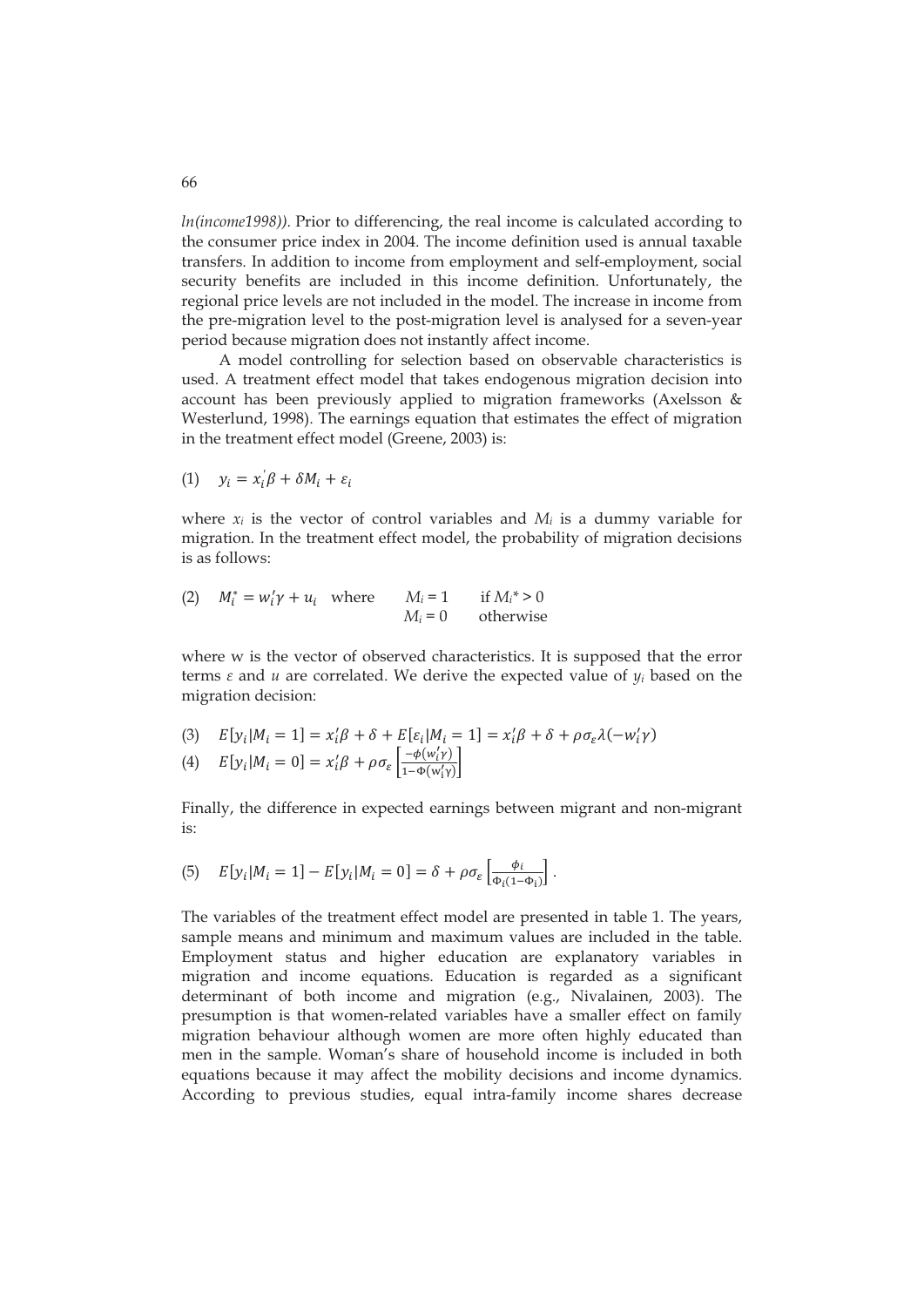*ln(income1998)).* Prior to differencing, the real income is calculated according to the consumer price index in 2004. The income definition used is annual taxable transfers. In addition to income from employment and self-employment, social security benefits are included in this income definition. Unfortunately, the regional price levels are not included in the model. The increase in income from the pre-migration level to the post-migration level is analysed for a seven-year period because migration does not instantly affect income.

A model controlling for selection based on observable characteristics is used. A treatment effect model that takes endogenous migration decision into account has been previously applied to migration frameworks (Axelsson & Westerlund, 1998). The earnings equation that estimates the effect of migration in the treatment effect model (Greene, 2003) is:

$$(1) \quad y_i = x_i'\beta + \delta M_i + \varepsilon_i$$

where $x_i$ is the vector of control variables and $M_i$ is a dummy variable for migration. In the treatment effect model, the probability of migration decisions is as follows:

$$(2) \quad M_i^* = w_i'\gamma + u_i \quad \text{where} \quad \begin{array}{ll} M_i = 1 & \text{if } M_i^* > 0 \\ M_i = 0 & \text{otherwise} \end{array}$$

where w is the vector of observed characteristics. It is supposed that the error terms $\varepsilon$ and $u$ are correlated. We derive the expected value of $y_i$ based on the migration decision:

$$(3) \quad E[y_i|M_i = 1] = x_i'\beta + \delta + E[\varepsilon_i|M_i = 1] = x_i'\beta + \delta + \rho\sigma_\varepsilon\lambda(-w_i'\gamma)$$

$$(4) \quad E[y_i|M_i = 0] = x_i'\beta + \rho\sigma_\varepsilon\left[\frac{-\phi(w_i'\gamma)}{1-\Phi(w_i'\gamma)}\right]$$

Finally, the difference in expected earnings between migrant and non-migrant is:

$$(5) \quad E[y_i|M_i = 1] - E[y_i|M_i = 0] = \delta + \rho\sigma_\varepsilon\left[\frac{\phi_i}{\Phi_i(1-\Phi_i)}\right].$$

The variables of the treatment effect model are presented in table 1. The years, sample means and minimum and maximum values are included in the table. Employment status and higher education are explanatory variables in migration and income equations. Education is regarded as a significant determinant of both income and migration (e.g., Nivalainen, 2003). The presumption is that women-related variables have a smaller effect on family migration behaviour although women are more often highly educated than men in the sample. Woman's share of household income is included in both equations because it may affect the mobility decisions and income dynamics. According to previous studies, equal intra-family income shares decrease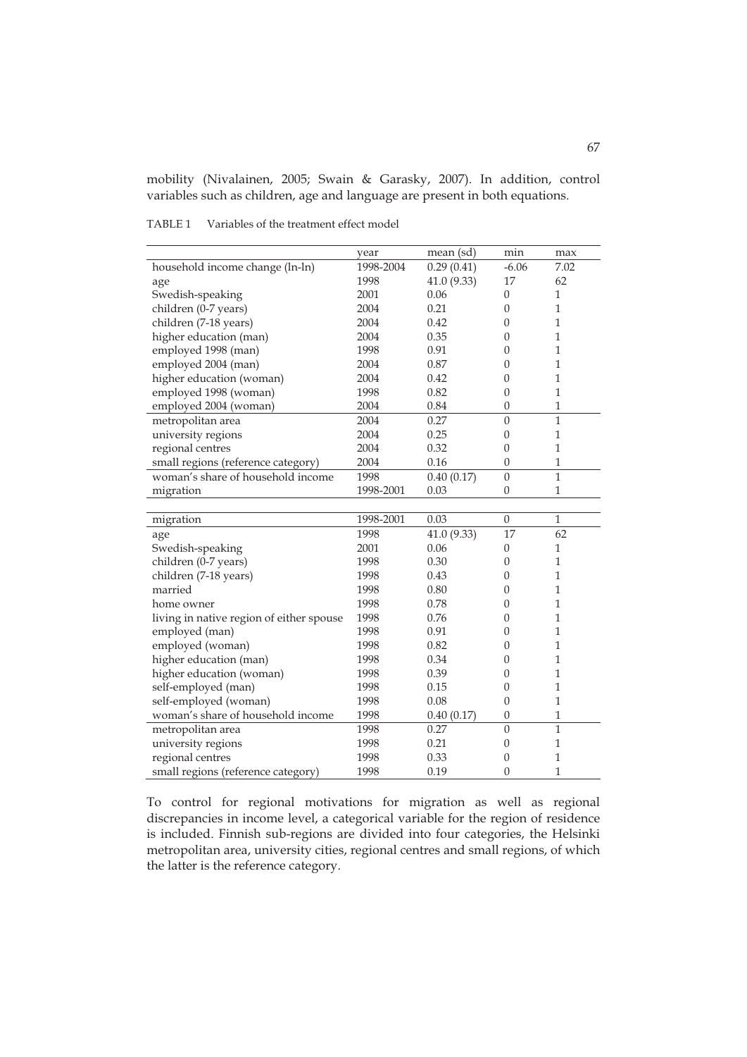mobility (Nivalainen, 2005; Swain & Garasky, 2007). In addition, control variables such as children, age and language are present in both equations.

TABLE 1 Variables of the treatment effect model

| | year | mean (sd) | min | max |
|---|---|---|---|---|
| household income change (ln-ln) | 1998-2004 | 0.29 (0.41) | -6.06 | 7.02 |
| age | 1998 | 41.0 (9.33) | 17 | 62 |
| Swedish-speaking | 2001 | 0.06 | 0 | 1 |
| children (0-7 years) | 2004 | 0.21 | 0 | 1 |
| children (7-18 years) | 2004 | 0.42 | 0 | 1 |
| higher education (man) | 2004 | 0.35 | 0 | 1 |
| employed 1998 (man) | 1998 | 0.91 | 0 | 1 |
| employed 2004 (man) | 2004 | 0.87 | 0 | 1 |
| higher education (woman) | 2004 | 0.42 | 0 | 1 |
| employed 1998 (woman) | 1998 | 0.82 | 0 | 1 |
| employed 2004 (woman) | 2004 | 0.84 | 0 | 1 |
| metropolitan area | 2004 | 0.27 | 0 | 1 |
| university regions | 2004 | 0.25 | 0 | 1 |
| regional centres | 2004 | 0.32 | 0 | 1 |
| small regions (reference category) | 2004 | 0.16 | 0 | 1 |
| woman's share of household income | 1998 | 0.40 (0.17) | 0 | 1 |
| migration | 1998-2001 | 0.03 | 0 | 1 |
| | | | | |
| migration | 1998-2001 | 0.03 | 0 | 1 |
| age | 1998 | 41.0 (9.33) | 17 | 62 |
| Swedish-speaking | 2001 | 0.06 | 0 | 1 |
| children (0-7 years) | 1998 | 0.30 | 0 | 1 |
| children (7-18 years) | 1998 | 0.43 | 0 | 1 |
| married | 1998 | 0.80 | 0 | 1 |
| home owner | 1998 | 0.78 | 0 | 1 |
| living in native region of either spouse | 1998 | 0.76 | 0 | 1 |
| employed (man) | 1998 | 0.91 | 0 | 1 |
| employed (woman) | 1998 | 0.82 | 0 | 1 |
| higher education (man) | 1998 | 0.34 | 0 | 1 |
| higher education (woman) | 1998 | 0.39 | 0 | 1 |
| self-employed (man) | 1998 | 0.15 | 0 | 1 |
| self-employed (woman) | 1998 | 0.08 | 0 | 1 |
| woman's share of household income | 1998 | 0.40 (0.17) | 0 | 1 |
| metropolitan area | 1998 | 0.27 | 0 | 1 |
| university regions | 1998 | 0.21 | 0 | 1 |
| regional centres | 1998 | 0.33 | 0 | 1 |
| small regions (reference category) | 1998 | 0.19 | 0 | 1 |

To control for regional motivations for migration as well as regional discrepancies in income level, a categorical variable for the region of residence is included. Finnish sub-regions are divided into four categories, the Helsinki metropolitan area, university cities, regional centres and small regions, of which the latter is the reference category.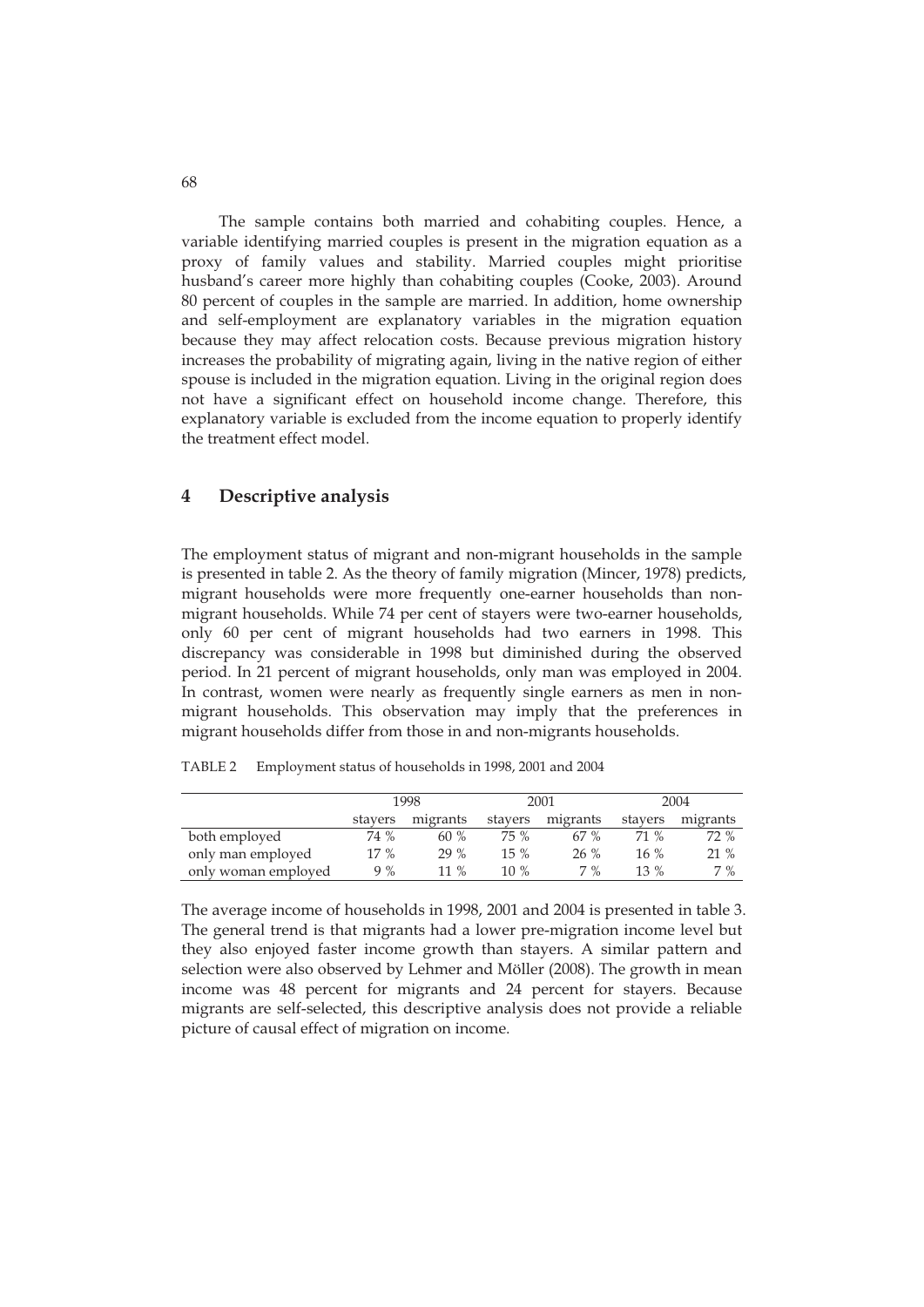The sample contains both married and cohabiting couples. Hence, a variable identifying married couples is present in the migration equation as a proxy of family values and stability. Married couples might prioritise husband's career more highly than cohabiting couples (Cooke, 2003). Around 80 percent of couples in the sample are married. In addition, home ownership and self-employment are explanatory variables in the migration equation because they may affect relocation costs. Because previous migration history increases the probability of migrating again, living in the native region of either spouse is included in the migration equation. Living in the original region does not have a significant effect on household income change. Therefore, this explanatory variable is excluded from the income equation to properly identify the treatment effect model.

## 4 Descriptive analysis

The employment status of migrant and non-migrant households in the sample is presented in table 2. As the theory of family migration (Mincer, 1978) predicts, migrant households were more frequently one-earner households than non-migrant households. While 74 per cent of stayers were two-earner households, only 60 per cent of migrant households had two earners in 1998. This discrepancy was considerable in 1998 but diminished during the observed period. In 21 percent of migrant households, only man was employed in 2004. In contrast, women were nearly as frequently single earners as men in non-migrant households. This observation may imply that the preferences in migrant households differ from those in and non-migrants households.

TABLE 2 Employment status of households in 1998, 2001 and 2004

| | 1998 | | 2001 | | 2004 | |
|---|---|---|---|---|---|---|
| | stayers | migrants | stayers | migrants | stayers | migrants |
| both employed | 74 % | 60 % | 75 % | 67 % | 71 % | 72 % |
| only man employed | 17 % | 29 % | 15 % | 26 % | 16 % | 21 % |
| only woman employed | 9 % | 11 % | 10 % | 7 % | 13 % | 7 % |

The average income of households in 1998, 2001 and 2004 is presented in table 3. The general trend is that migrants had a lower pre-migration income level but they also enjoyed faster income growth than stayers. A similar pattern and selection were also observed by Lehmer and Möller (2008). The growth in mean income was 48 percent for migrants and 24 percent for stayers. Because migrants are self-selected, this descriptive analysis does not provide a reliable picture of causal effect of migration on income.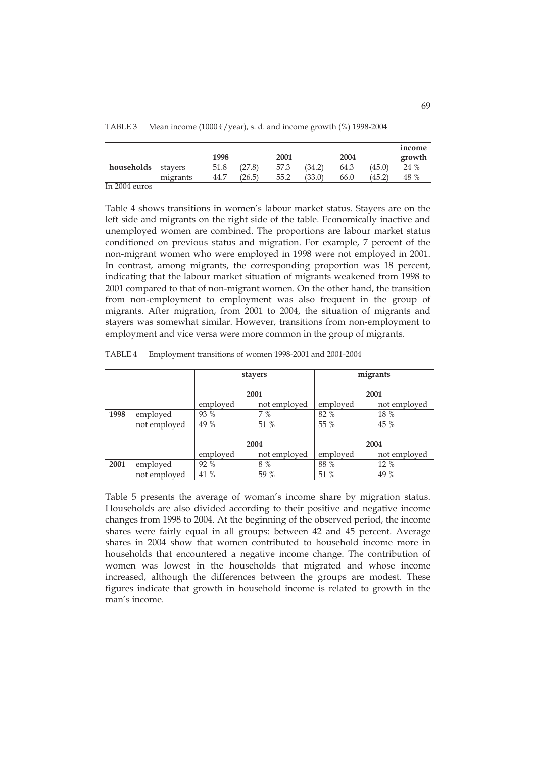TABLE 3 Mean income (1000 €/year), s. d. and income growth (%) 1998-2004

| | | 1998 | | 2001 | | 2004 | | income growth |
|---|---|---|---|---|---|---|---|---|
| **households** | stayers | 51.8 | (27.8) | 57.3 | (34.2) | 64.3 | (45.0) | 24 % |
| | migrants | 44.7 | (26.5) | 55.2 | (33.0) | 66.0 | (45.2) | 48 % |

In 2004 euros

Table 4 shows transitions in women's labour market status. Stayers are on the left side and migrants on the right side of the table. Economically inactive and unemployed women are combined. The proportions are labour market status conditioned on previous status and migration. For example, 7 percent of the non-migrant women who were employed in 1998 were not employed in 2001. In contrast, among migrants, the corresponding proportion was 18 percent, indicating that the labour market situation of migrants weakened from 1998 to 2001 compared to that of non-migrant women. On the other hand, the transition from non-employment to employment was also frequent in the group of migrants. After migration, from 2001 to 2004, the situation of migrants and stayers was somewhat similar. However, transitions from non-employment to employment and vice versa were more common in the group of migrants.

TABLE 4 Employment transitions of women 1998-2001 and 2001-2004

| | | stayers | | migrants | |
|---|---|---|---|---|---|
| | | 2001 | | 2001 | |
| | | employed | not employed | employed | not employed |
| **1998** | employed | 93 % | 7 % | 82 % | 18 % |
| | not employed | 49 % | 51 % | 55 % | 45 % |
| | | 2004 | | 2004 | |
| | | employed | not employed | employed | not employed |
| **2001** | employed | 92 % | 8 % | 88 % | 12 % |
| | not employed | 41 % | 59 % | 51 % | 49 % |

Table 5 presents the average of woman's income share by migration status. Households are also divided according to their positive and negative income changes from 1998 to 2004. At the beginning of the observed period, the income shares were fairly equal in all groups: between 42 and 45 percent. Average shares in 2004 show that women contributed to household income more in households that encountered a negative income change. The contribution of women was lowest in the households that migrated and whose income increased, although the differences between the groups are modest. These figures indicate that growth in household income is related to growth in the man's income.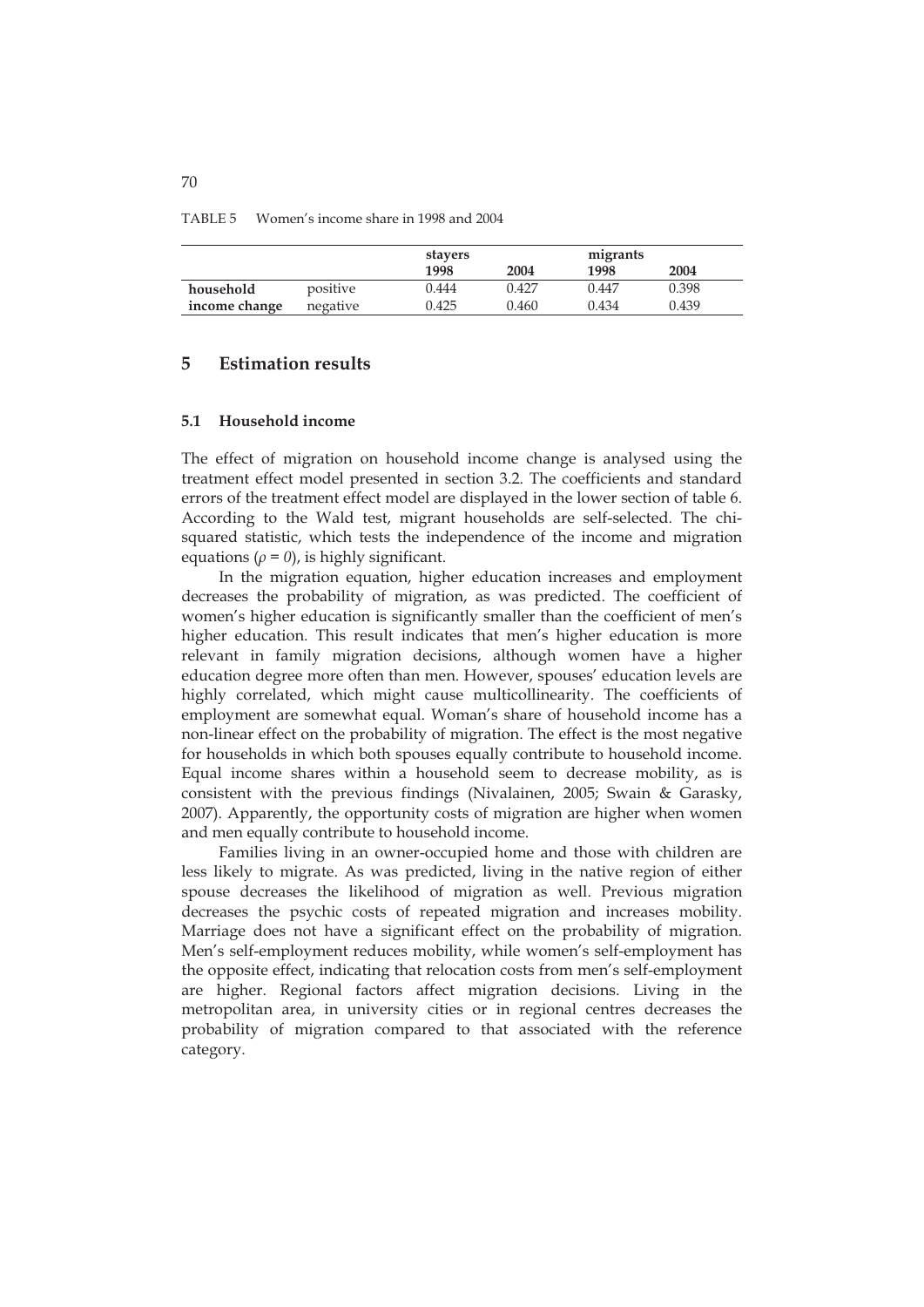TABLE 5 Women's income share in 1998 and 2004

| | | stayers | | migrants | |
|---|---|---|---|---|---|
| | | 1998 | 2004 | 1998 | 2004 |
| **household** | positive | 0.444 | 0.427 | 0.447 | 0.398 |
| **income change** | negative | 0.425 | 0.460 | 0.434 | 0.439 |

## 5 Estimation results

### 5.1 Household income

The effect of migration on household income change is analysed using the treatment effect model presented in section 3.2. The coefficients and standard errors of the treatment effect model are displayed in the lower section of table 6. According to the Wald test, migrant households are self-selected. The chi-squared statistic, which tests the independence of the income and migration equations ($\rho = 0$), is highly significant.

In the migration equation, higher education increases and employment decreases the probability of migration, as was predicted. The coefficient of women's higher education is significantly smaller than the coefficient of men's higher education. This result indicates that men's higher education is more relevant in family migration decisions, although women have a higher education degree more often than men. However, spouses' education levels are highly correlated, which might cause multicollinearity. The coefficients of employment are somewhat equal. Woman's share of household income has a non-linear effect on the probability of migration. The effect is the most negative for households in which both spouses equally contribute to household income. Equal income shares within a household seem to decrease mobility, as is consistent with the previous findings (Nivalainen, 2005; Swain & Garasky, 2007). Apparently, the opportunity costs of migration are higher when women and men equally contribute to household income.

Families living in an owner-occupied home and those with children are less likely to migrate. As was predicted, living in the native region of either spouse decreases the likelihood of migration as well. Previous migration decreases the psychic costs of repeated migration and increases mobility. Marriage does not have a significant effect on the probability of migration. Men's self-employment reduces mobility, while women's self-employment has the opposite effect, indicating that relocation costs from men's self-employment are higher. Regional factors affect migration decisions. Living in the metropolitan area, in university cities or in regional centres decreases the probability of migration compared to that associated with the reference category.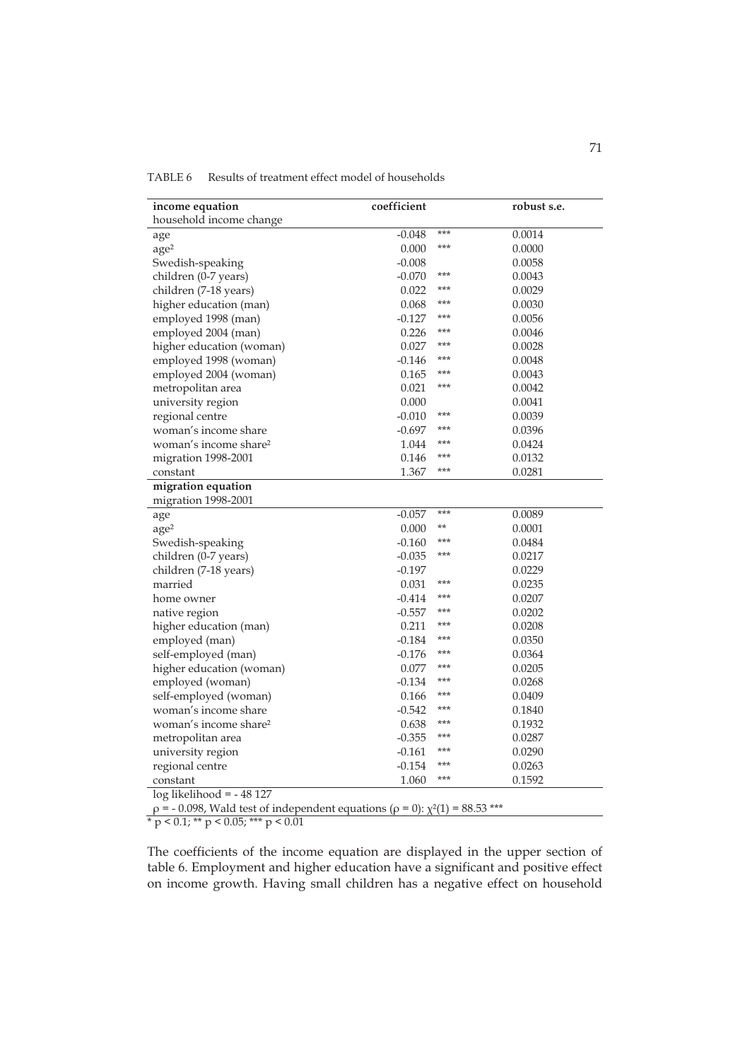TABLE 6 Results of treatment effect model of households

| **income equation** | **coefficient** | | **robust s.e.** |
|---|---|---|---|
| household income change | | | |
| age | -0.048 | *** | 0.0014 |
| age² | 0.000 | *** | 0.0000 |
| Swedish-speaking | -0.008 | | 0.0058 |
| children (0-7 years) | -0.070 | *** | 0.0043 |
| children (7-18 years) | 0.022 | *** | 0.0029 |
| higher education (man) | 0.068 | *** | 0.0030 |
| employed 1998 (man) | -0.127 | *** | 0.0056 |
| employed 2004 (man) | 0.226 | *** | 0.0046 |
| higher education (woman) | 0.027 | *** | 0.0028 |
| employed 1998 (woman) | -0.146 | *** | 0.0048 |
| employed 2004 (woman) | 0.165 | *** | 0.0043 |
| metropolitan area | 0.021 | *** | 0.0042 |
| university region | 0.000 | | 0.0041 |
| regional centre | -0.010 | *** | 0.0039 |
| woman's income share | -0.697 | *** | 0.0396 |
| woman's income share² | 1.044 | *** | 0.0424 |
| migration 1998-2001 | 0.146 | *** | 0.0132 |
| constant | 1.367 | *** | 0.0281 |
| **migration equation** | | | |
| migration 1998-2001 | | | |
| age | -0.057 | *** | 0.0089 |
| age² | 0.000 | ** | 0.0001 |
| Swedish-speaking | -0.160 | *** | 0.0484 |
| children (0-7 years) | -0.035 | *** | 0.0217 |
| children (7-18 years) | -0.197 | | 0.0229 |
| married | 0.031 | *** | 0.0235 |
| home owner | -0.414 | *** | 0.0207 |
| native region | -0.557 | *** | 0.0202 |
| higher education (man) | 0.211 | *** | 0.0208 |
| employed (man) | -0.184 | *** | 0.0350 |
| self-employed (man) | -0.176 | *** | 0.0364 |
| higher education (woman) | 0.077 | *** | 0.0205 |
| employed (woman) | -0.134 | *** | 0.0268 |
| self-employed (woman) | 0.166 | *** | 0.0409 |
| woman's income share | -0.542 | *** | 0.1840 |
| woman's income share² | 0.638 | *** | 0.1932 |
| metropolitan area | -0.355 | *** | 0.0287 |
| university region | -0.161 | *** | 0.0290 |
| regional centre | -0.154 | *** | 0.0263 |
| constant | 1.060 | *** | 0.1592 |

log likelihood = - 48 127

$\rho$ = - 0.098, Wald test of independent equations ($\rho = 0$): $\chi^2(1) = 88.53$ ***

\* $p < 0.1$; ** $p < 0.05$; *** $p < 0.01$

The coefficients of the income equation are displayed in the upper section of table 6. Employment and higher education have a significant and positive effect on income growth. Having small children has a negative effect on household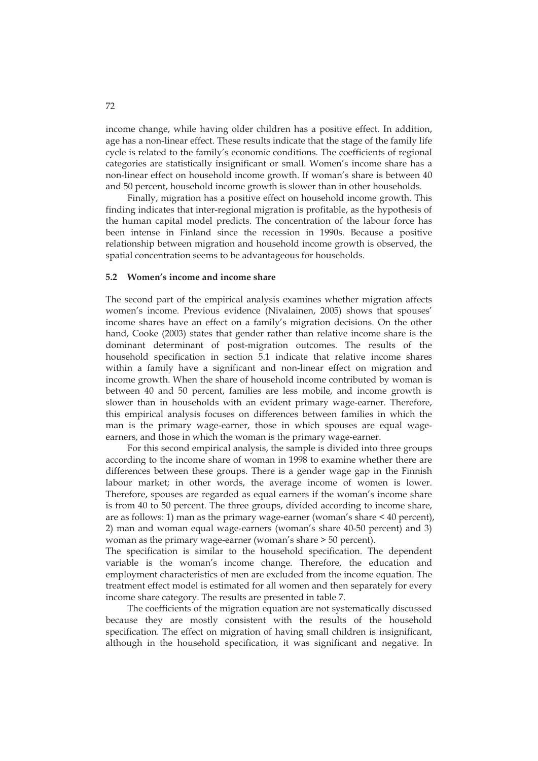income change, while having older children has a positive effect. In addition, age has a non-linear effect. These results indicate that the stage of the family life cycle is related to the family's economic conditions. The coefficients of regional categories are statistically insignificant or small. Women's income share has a non-linear effect on household income growth. If woman's share is between 40 and 50 percent, household income growth is slower than in other households.

Finally, migration has a positive effect on household income growth. This finding indicates that inter-regional migration is profitable, as the hypothesis of the human capital model predicts. The concentration of the labour force has been intense in Finland since the recession in 1990s. Because a positive relationship between migration and household income growth is observed, the spatial concentration seems to be advantageous for households.

### 5.2 Women's income and income share

The second part of the empirical analysis examines whether migration affects women's income. Previous evidence (Nivalainen, 2005) shows that spouses' income shares have an effect on a family's migration decisions. On the other hand, Cooke (2003) states that gender rather than relative income share is the dominant determinant of post-migration outcomes. The results of the household specification in section 5.1 indicate that relative income shares within a family have a significant and non-linear effect on migration and income growth. When the share of household income contributed by woman is between 40 and 50 percent, families are less mobile, and income growth is slower than in households with an evident primary wage-earner. Therefore, this empirical analysis focuses on differences between families in which the man is the primary wage-earner, those in which spouses are equal wage-earners, and those in which the woman is the primary wage-earner.

For this second empirical analysis, the sample is divided into three groups according to the income share of woman in 1998 to examine whether there are differences between these groups. There is a gender wage gap in the Finnish labour market; in other words, the average income of women is lower. Therefore, spouses are regarded as equal earners if the woman's income share is from 40 to 50 percent. The three groups, divided according to income share, are as follows: 1) man as the primary wage-earner (woman's share < 40 percent), 2) man and woman equal wage-earners (woman's share 40-50 percent) and 3) woman as the primary wage-earner (woman's share > 50 percent).
The specification is similar to the household specification. The dependent variable is the woman's income change. Therefore, the education and employment characteristics of men are excluded from the income equation. The treatment effect model is estimated for all women and then separately for every income share category. The results are presented in table 7.

The coefficients of the migration equation are not systematically discussed because they are mostly consistent with the results of the household specification. The effect on migration of having small children is insignificant, although in the household specification, it was significant and negative. In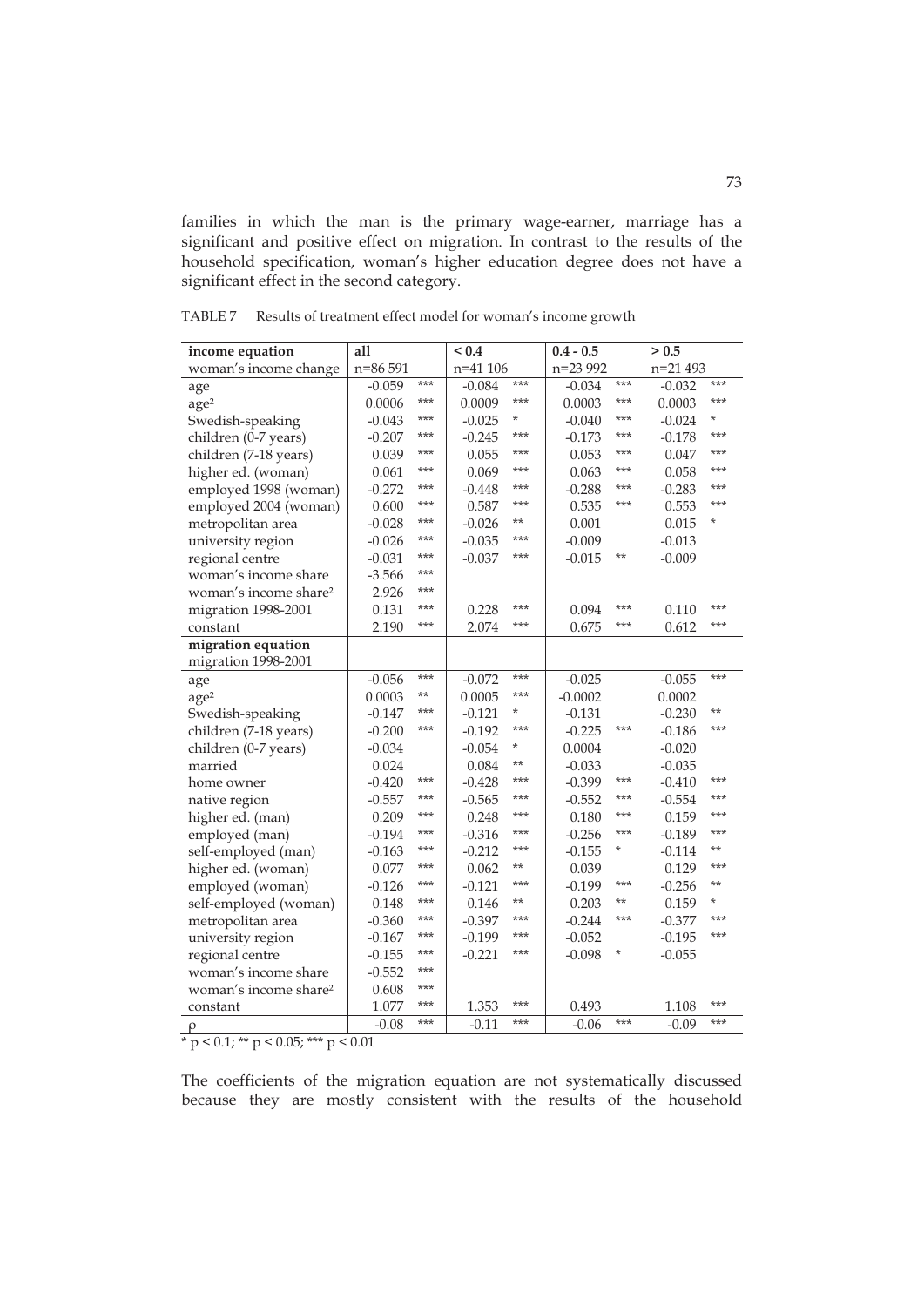families in which the man is the primary wage-earner, marriage has a significant and positive effect on migration. In contrast to the results of the household specification, woman's higher education degree does not have a significant effect in the second category.

TABLE 7 Results of treatment effect model for woman's income growth

| income equation | all | | < 0.4 | | 0.4 - 0.5 | | > 0.5 | |
|---|---|---|---|---|---|---|---|---|
| woman's income change | n=86 591 | | n=41 106 | | n=23 992 | | n=21 493 | |
| age | -0.059 | *** | -0.084 | *** | -0.034 | *** | -0.032 | *** |
| age² | 0.0006 | *** | 0.0009 | *** | 0.0003 | *** | 0.0003 | *** |
| Swedish-speaking | -0.043 | *** | -0.025 | * | -0.040 | *** | -0.024 | * |
| children (0-7 years) | -0.207 | *** | -0.245 | *** | -0.173 | *** | -0.178 | *** |
| children (7-18 years) | 0.039 | *** | 0.055 | *** | 0.053 | *** | 0.047 | *** |
| higher ed. (woman) | 0.061 | *** | 0.069 | *** | 0.063 | *** | 0.058 | *** |
| employed 1998 (woman) | -0.272 | *** | -0.448 | *** | -0.288 | *** | -0.283 | *** |
| employed 2004 (woman) | 0.600 | *** | 0.587 | *** | 0.535 | *** | 0.553 | *** |
| metropolitan area | -0.028 | *** | -0.026 | ** | 0.001 | | 0.015 | * |
| university region | -0.026 | *** | -0.035 | *** | -0.009 | | -0.013 | |
| regional centre | -0.031 | *** | -0.037 | *** | -0.015 | ** | -0.009 | |
| woman's income share | -3.566 | *** | | | | | | |
| woman's income share² | 2.926 | *** | | | | | | |
| migration 1998-2001 | 0.131 | *** | 0.228 | *** | 0.094 | *** | 0.110 | *** |
| constant | 2.190 | *** | 2.074 | *** | 0.675 | *** | 0.612 | *** |
| **migration equation** | | | | | | | | |
| migration 1998-2001 | | | | | | | | |
| age | -0.056 | *** | -0.072 | *** | -0.025 | | -0.055 | *** |
| age² | 0.0003 | ** | 0.0005 | *** | -0.0002 | | 0.0002 | |
| Swedish-speaking | -0.147 | *** | -0.121 | * | -0.131 | | -0.230 | ** |
| children (7-18 years) | -0.200 | *** | -0.192 | *** | -0.225 | *** | -0.186 | *** |
| children (0-7 years) | -0.034 | | -0.054 | * | 0.0004 | | -0.020 | |
| married | 0.024 | | 0.084 | ** | -0.033 | | -0.035 | |
| home owner | -0.420 | *** | -0.428 | *** | -0.399 | *** | -0.410 | *** |
| native region | -0.557 | *** | -0.565 | *** | -0.552 | *** | -0.554 | *** |
| higher ed. (man) | 0.209 | *** | 0.248 | *** | 0.180 | *** | 0.159 | *** |
| employed (man) | -0.194 | *** | -0.316 | *** | -0.256 | *** | -0.189 | *** |
| self-employed (man) | -0.163 | *** | -0.212 | *** | -0.155 | * | -0.114 | ** |
| higher ed. (woman) | 0.077 | *** | 0.062 | ** | 0.039 | | 0.129 | *** |
| employed (woman) | -0.126 | *** | -0.121 | *** | -0.199 | *** | -0.256 | ** |
| self-employed (woman) | 0.148 | *** | 0.146 | ** | 0.203 | ** | 0.159 | * |
| metropolitan area | -0.360 | *** | -0.397 | *** | -0.244 | *** | -0.377 | *** |
| university region | -0.167 | *** | -0.199 | *** | -0.052 | | -0.195 | *** |
| regional centre | -0.155 | *** | -0.221 | *** | -0.098 | * | -0.055 | |
| woman's income share | -0.552 | *** | | | | | | |
| woman's income share² | 0.608 | *** | | | | | | |
| constant | 1.077 | *** | 1.353 | *** | 0.493 | | 1.108 | *** |
| ρ | -0.08 | *** | -0.11 | *** | -0.06 | *** | -0.09 | *** |

* $p < 0.1$; ** $p < 0.05$; *** $p < 0.01$

The coefficients of the migration equation are not systematically discussed because they are mostly consistent with the results of the household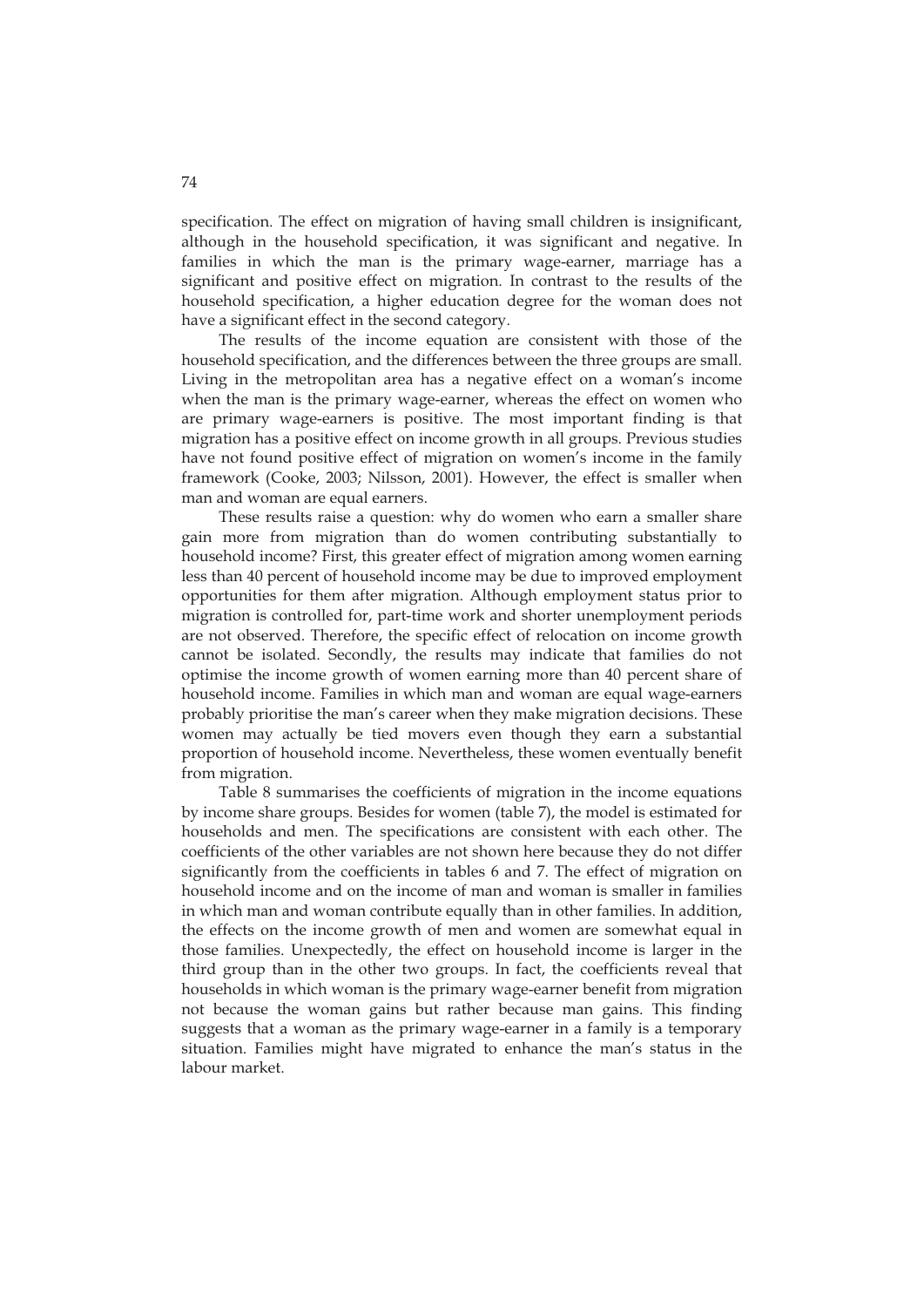specification. The effect on migration of having small children is insignificant, although in the household specification, it was significant and negative. In families in which the man is the primary wage-earner, marriage has a significant and positive effect on migration. In contrast to the results of the household specification, a higher education degree for the woman does not have a significant effect in the second category.

The results of the income equation are consistent with those of the household specification, and the differences between the three groups are small. Living in the metropolitan area has a negative effect on a woman's income when the man is the primary wage-earner, whereas the effect on women who are primary wage-earners is positive. The most important finding is that migration has a positive effect on income growth in all groups. Previous studies have not found positive effect of migration on women's income in the family framework (Cooke, 2003; Nilsson, 2001). However, the effect is smaller when man and woman are equal earners.

These results raise a question: why do women who earn a smaller share gain more from migration than do women contributing substantially to household income? First, this greater effect of migration among women earning less than 40 percent of household income may be due to improved employment opportunities for them after migration. Although employment status prior to migration is controlled for, part-time work and shorter unemployment periods are not observed. Therefore, the specific effect of relocation on income growth cannot be isolated. Secondly, the results may indicate that families do not optimise the income growth of women earning more than 40 percent share of household income. Families in which man and woman are equal wage-earners probably prioritise the man's career when they make migration decisions. These women may actually be tied movers even though they earn a substantial proportion of household income. Nevertheless, these women eventually benefit from migration.

Table 8 summarises the coefficients of migration in the income equations by income share groups. Besides for women (table 7), the model is estimated for households and men. The specifications are consistent with each other. The coefficients of the other variables are not shown here because they do not differ significantly from the coefficients in tables 6 and 7. The effect of migration on household income and on the income of man and woman is smaller in families in which man and woman contribute equally than in other families. In addition, the effects on the income growth of men and women are somewhat equal in those families. Unexpectedly, the effect on household income is larger in the third group than in the other two groups. In fact, the coefficients reveal that households in which woman is the primary wage-earner benefit from migration not because the woman gains but rather because man gains. This finding suggests that a woman as the primary wage-earner in a family is a temporary situation. Families might have migrated to enhance the man's status in the labour market.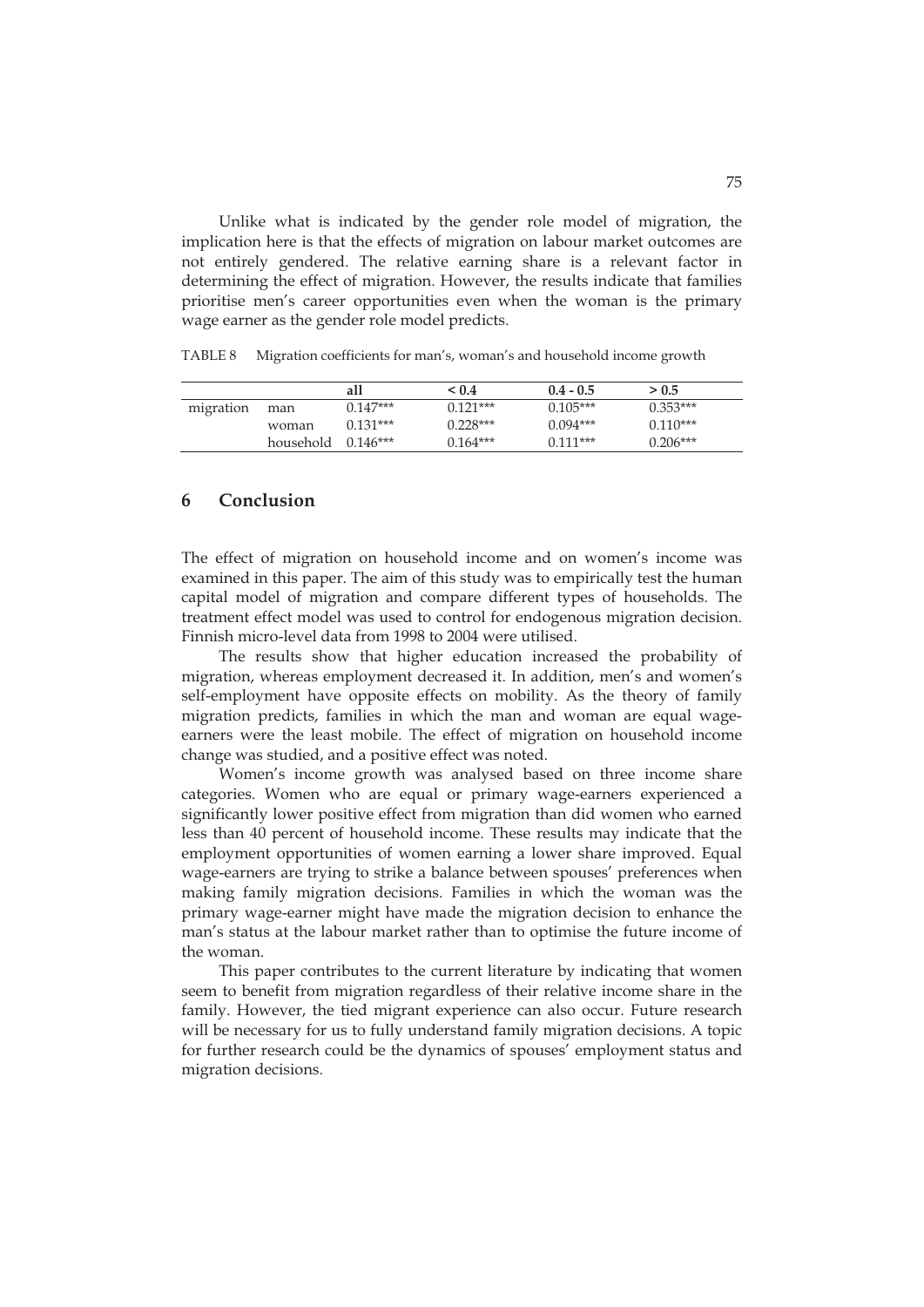Unlike what is indicated by the gender role model of migration, the implication here is that the effects of migration on labour market outcomes are not entirely gendered. The relative earning share is a relevant factor in determining the effect of migration. However, the results indicate that families prioritise men's career opportunities even when the woman is the primary wage earner as the gender role model predicts.

TABLE 8 Migration coefficients for man's, woman's and household income growth

| | | all | < 0.4 | 0.4 - 0.5 | > 0.5 |
|---|---|---|---|---|---|
| migration | man | 0.147*** | 0.121*** | 0.105*** | 0.353*** |
| | woman | 0.131*** | 0.228*** | 0.094*** | 0.110*** |
| | household | 0.146*** | 0.164*** | 0.111*** | 0.206*** |

## 6 Conclusion

The effect of migration on household income and on women's income was examined in this paper. The aim of this study was to empirically test the human capital model of migration and compare different types of households. The treatment effect model was used to control for endogenous migration decision. Finnish micro-level data from 1998 to 2004 were utilised.

The results show that higher education increased the probability of migration, whereas employment decreased it. In addition, men's and women's self-employment have opposite effects on mobility. As the theory of family migration predicts, families in which the man and woman are equal wage-earners were the least mobile. The effect of migration on household income change was studied, and a positive effect was noted.

Women's income growth was analysed based on three income share categories. Women who are equal or primary wage-earners experienced a significantly lower positive effect from migration than did women who earned less than 40 percent of household income. These results may indicate that the employment opportunities of women earning a lower share improved. Equal wage-earners are trying to strike a balance between spouses' preferences when making family migration decisions. Families in which the woman was the primary wage-earner might have made the migration decision to enhance the man's status at the labour market rather than to optimise the future income of the woman.

This paper contributes to the current literature by indicating that women seem to benefit from migration regardless of their relative income share in the family. However, the tied migrant experience can also occur. Future research will be necessary for us to fully understand family migration decisions. A topic for further research could be the dynamics of spouses' employment status and migration decisions.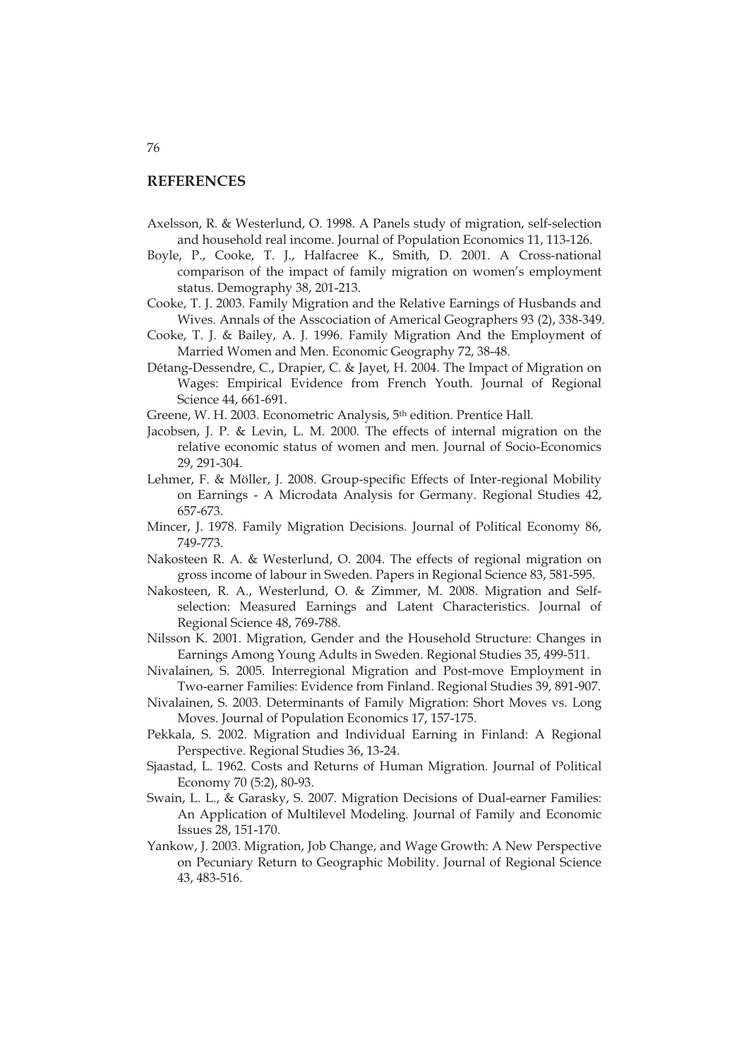## REFERENCES

Axelsson, R. & Westerlund, O. 1998. A Panels study of migration, self-selection and household real income. Journal of Population Economics 11, 113-126.

Boyle, P., Cooke, T. J., Halfacree K., Smith, D. 2001. A Cross-national comparison of the impact of family migration on women's employment status. Demography 38, 201-213.

Cooke, T. J. 2003. Family Migration and the Relative Earnings of Husbands and Wives. Annals of the Asscociation of Americal Geographers 93 (2), 338-349.

Cooke, T. J. & Bailey, A. J. 1996. Family Migration And the Employment of Married Women and Men. Economic Geography 72, 38-48.

Détang-Dessendre, C., Drapier, C. & Jayet, H. 2004. The Impact of Migration on Wages: Empirical Evidence from French Youth. Journal of Regional Science 44, 661-691.

Greene, W. H. 2003. Econometric Analysis, 5th edition. Prentice Hall.

Jacobsen, J. P. & Levin, L. M. 2000. The effects of internal migration on the relative economic status of women and men. Journal of Socio-Economics 29, 291-304.

Lehmer, F. & Möller, J. 2008. Group-specific Effects of Inter-regional Mobility on Earnings - A Microdata Analysis for Germany. Regional Studies 42, 657-673.

Mincer, J. 1978. Family Migration Decisions. Journal of Political Economy 86, 749-773.

Nakosteen R. A. & Westerlund, O. 2004. The effects of regional migration on gross income of labour in Sweden. Papers in Regional Science 83, 581-595.

Nakosteen, R. A., Westerlund, O. & Zimmer, M. 2008. Migration and Self-selection: Measured Earnings and Latent Characteristics. Journal of Regional Science 48, 769-788.

Nilsson K. 2001. Migration, Gender and the Household Structure: Changes in Earnings Among Young Adults in Sweden. Regional Studies 35, 499-511.

Nivalainen, S. 2005. Interregional Migration and Post-move Employment in Two-earner Families: Evidence from Finland. Regional Studies 39, 891-907.

Nivalainen, S. 2003. Determinants of Family Migration: Short Moves vs. Long Moves. Journal of Population Economics 17, 157-175.

Pekkala, S. 2002. Migration and Individual Earning in Finland: A Regional Perspective. Regional Studies 36, 13-24.

Sjaastad, L. 1962. Costs and Returns of Human Migration. Journal of Political Economy 70 (5:2), 80-93.

Swain, L. L., & Garasky, S. 2007. Migration Decisions of Dual-earner Families: An Application of Multilevel Modeling. Journal of Family and Economic Issues 28, 151-170.

Yankow, J. 2003. Migration, Job Change, and Wage Growth: A New Perspective on Pecuniary Return to Geographic Mobility. Journal of Regional Science 43, 483-516.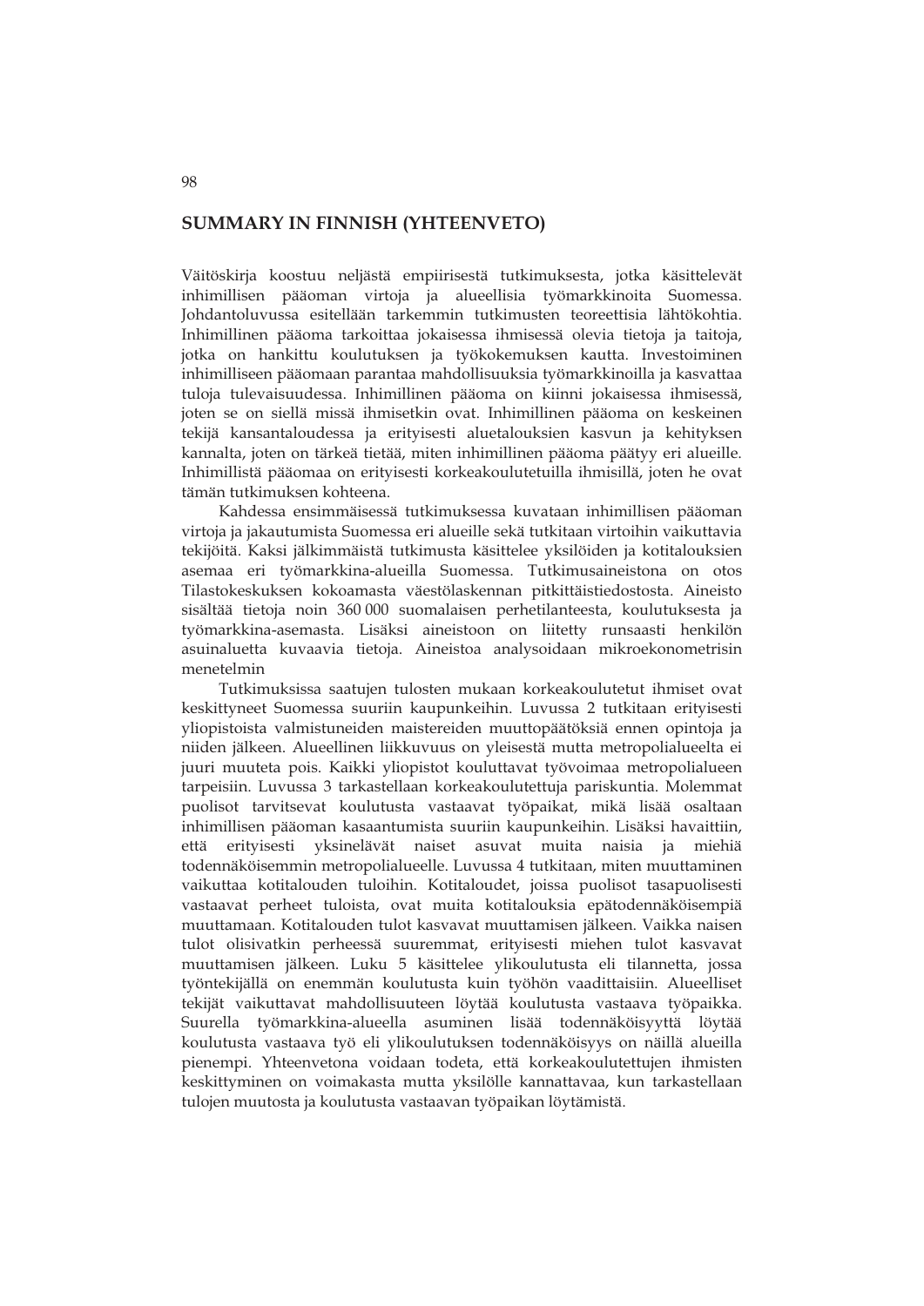## SUMMARY IN FINNISH (YHTEENVETO)

Väitöskirja koostuu neljästä empiirisestä tutkimuksesta, jotka käsittelevät inhimillisen pääoman virtoja ja alueellisia työmarkkinoita Suomessa. Johdantoluvussa esitellään tarkemmin tutkimusten teoreettisia lähtökohtia. Inhimillinen pääoma tarkoittaa jokaisessa ihmisessä olevia tietoja ja taitoja, jotka on hankittu koulutuksen ja työkokemuksen kautta. Investoiminen inhimilliseen pääomaan parantaa mahdollisuuksia työmarkkinoilla ja kasvattaa tuloja tulevaisuudessa. Inhimillinen pääoma on kiinni jokaisessa ihmisessä, joten se on siellä missä ihmisetkin ovat. Inhimillinen pääoma on keskeinen tekijä kansantaloudessa ja erityisesti aluetalouksien kasvun ja kehityksen kannalta, joten on tärkeä tietää, miten inhimillinen pääoma päätyy eri alueille. Inhimillistä pääomaa on erityisesti korkeakoulutetuilla ihmisillä, joten he ovat tämän tutkimuksen kohteena.

Kahdessa ensimmäisessä tutkimuksessa kuvataan inhimillisen pääoman virtoja ja jakautumista Suomessa eri alueille sekä tutkitaan virtoihin vaikuttavia tekijöitä. Kaksi jälkimmäistä tutkimusta käsittelee yksilöiden ja kotitalouksien asemaa eri työmarkkina-alueilla Suomessa. Tutkimusaineistona on otos Tilastokeskuksen kokoamasta väestölaskennan pitkittäistiedostosta. Aineisto sisältää tietoja noin 360 000 suomalaisen perhetilanteesta, koulutuksesta ja työmarkkina-asemasta. Lisäksi aineistoon on liitetty runsaasti henkilön asuinaluetta kuvaavia tietoja. Aineistoa analysoidaan mikroekonometrisin menetelmin

Tutkimuksissa saatujen tulosten mukaan korkeakoulutetut ihmiset ovat keskittyneet Suomessa suuriin kaupunkeihin. Luvussa 2 tutkitaan erityisesti yliopistoista valmistuneiden maistereiden muuttopäätöksiä ennen opintoja ja niiden jälkeen. Alueellinen liikkuvuus on yleisestä mutta metropolialueelta ei juuri muuteta pois. Kaikki yliopistot kouluttavat työvoimaa metropolialueen tarpeisiin. Luvussa 3 tarkastellaan korkeakoulutettuja pariskuntia. Molemmat puolisot tarvitsevat koulutusta vastaavat työpaikat, mikä lisää osaltaan inhimillisen pääoman kasaantumista suuriin kaupunkeihin. Lisäksi havaittiin, että erityisesti yksinelävät naiset asuvat muita naisia ja miehiä todennäköisemmin metropolialueelle. Luvussa 4 tutkitaan, miten muuttaminen vaikuttaa kotitalouden tuloihin. Kotitaloudet, joissa puolisot tasapuolisesti vastaavat perheet tuloista, ovat muita kotitalouksia epätodennäköisempiä muuttamaan. Kotitalouden tulot kasvavat muuttamisen jälkeen. Vaikka naisen tulot olisivatkin perheessä suuremmat, erityisesti miehen tulot kasvavat muuttamisen jälkeen. Luku 5 käsittelee ylikoulutusta eli tilannetta, jossa työntekijällä on enemmän koulutusta kuin työhön vaadittaisiin. Alueelliset tekijät vaikuttavat mahdollisuuteen löytää koulutusta vastaava työpaikka. Suurella työmarkkina-alueella asuminen lisää todennäköisyyttä löytää koulutusta vastaava työ eli ylikoulutuksen todennäköisyys on näillä alueilla pienempi. Yhteenvetona voidaan todeta, että korkeakoulutettujen ihmisten keskittyminen on voimakasta mutta yksilölle kannattavaa, kun tarkastellaan tulojen muutosta ja koulutusta vastaavan työpaikan löytämistä.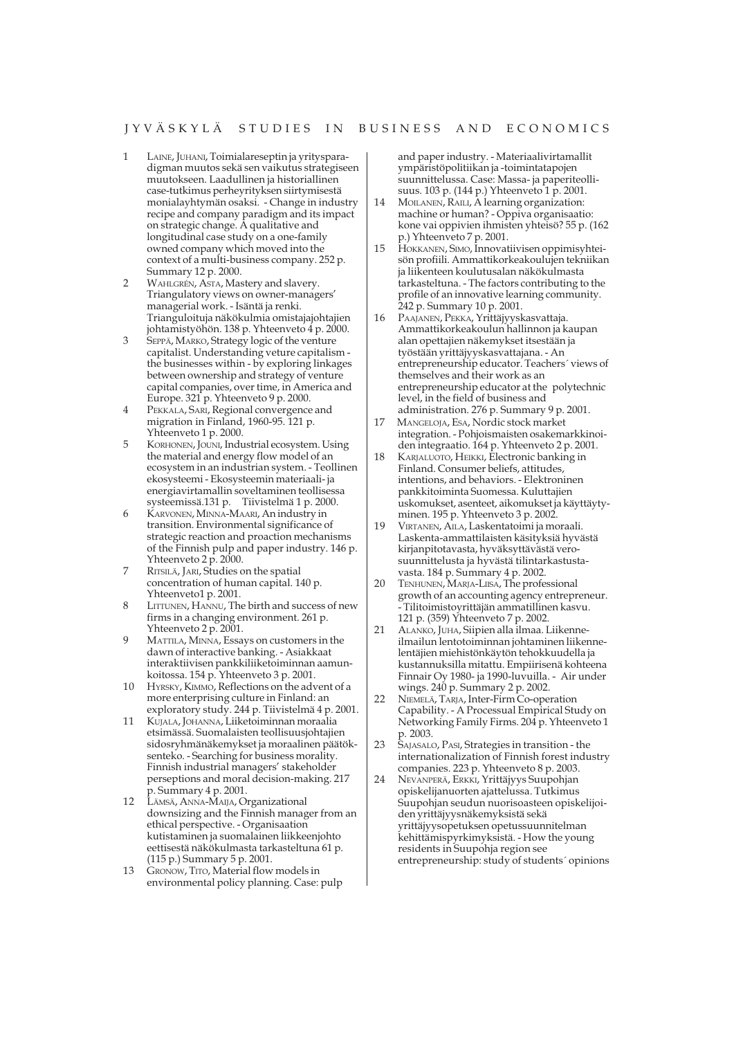# JYVÄSKYLÄ STUDIES IN BUSINESS AND ECONOMICS

1. LAINE, JUHANI, Toimialareseptin ja yritysparadigman muutos sekä sen vaikutus strategiseen muutokseen. Laadullinen ja historiallinen case-tutkimus perheyrityksen siirtymisestä monialayhtymän osaksi. - Change in industry recipe and company paradigm and its impact on strategic change. A qualitative and longitudinal case study on a one-family owned company which moved into the context of a multi-business company. 252 p. Summary 12 p. 2000.
2. WAHLGRÉN, ASTA, Mastery and slavery. Triangulatory views on owner-managers' managerial work. - Isäntä ja renki. Trianguloituja näkökulmia omistajajohtajien johtamistyöhön. 138 p. Yhteenveto 4 p. 2000.
3. SEPPÄ, MARKO, Strategy logic of the venture capitalist. Understanding veture capitalism - the businesses within - by exploring linkages between ownership and strategy of venture capital companies, over time, in America and Europe. 321 p. Yhteenveto 9 p. 2000.
4. PEKKALA, SARI, Regional convergence and migration in Finland, 1960-95. 121 p. Yhteenveto 1 p. 2000.
5. KORHONEN, JOUNI, Industrial ecosystem. Using the material and energy flow model of an ecosystem in an industrian system. - Teollinen ekosysteemi - Ekosysteemin materiaali- ja energiavirtamallin soveltaminen teollisessa systeemissä.131 p. Tiivistelmä 1 p. 2000.
6. KARVONEN, MINNA-MAARI, An industry in transition. Environmental significance of strategic reaction and proaction mechanisms of the Finnish pulp and paper industry. 146 p. Yhteenveto 2 p. 2000.
7. RITSILÄ, JARI, Studies on the spatial concentration of human capital. 140 p. Yhteenveto1 p. 2001.
8. LITTUNEN, HANNU, The birth and success of new firms in a changing environment. 261 p. Yhteenveto 2 p. 2001.
9. MATTILA, MINNA, Essays on customers in the dawn of interactive banking. - Asiakkaat interaktiivisen pankkiliiketoiminnan aamunkoitossa. 154 p. Yhteenveto 3 p. 2001.
10. HYRSKY, KIMMO, Reflections on the advent of a more enterprising culture in Finland: an exploratory study. 244 p. Tiivistelmä 4 p. 2001.
11. KUJALA, JOHANNA, Liiketoiminnan moraalia etsimässä. Suomalaisten teollisuusjohtajien sidosryhmänäkemykset ja moraalinen päätöksenteko. - Searching for business morality. Finnish industrial managers' stakeholder perseptions and moral decision-making. 217 p. Summary 4 p. 2001.
12. LÄMSÄ, ANNA-MAIJA, Organizational downsizing and the Finnish manager from an ethical perspective. - Organisaation kutistaminen ja suomalainen liikkeenjohto eettisestä näkökulmasta tarkasteltuna 61 p. (115 p.) Summary 5 p. 2001.
13. GRONOW, TITO, Material flow models in environmental policy planning. Case: pulp and paper industry. - Materiaalivirtamallit ympäristöpolitiikan ja -toimintatapojen suunnittelussa. Case: Massa- ja paperiteollisuus. 103 p. (144 p.) Yhteenveto 1 p. 2001.
14. MOILANEN, RAILI, A learning organization: machine or human? - Oppiva organisaatio: kone vai oppivien ihmisten yhteisö? 55 p. (162 p.) Yhteenveto 7 p. 2001.
15. HOKKANEN, SIMO, Innovatiivisen oppimisyhteisön profiili. Ammattikorkeakoulujen tekniikan ja liikenteen koulutusalan näkökulmasta tarkasteltuna. - The factors contributing to the profile of an innovative learning community. 242 p. Summary 10 p. 2001.
16. PAAJANEN, PEKKA, Yrittäjyyskasvattaja. Ammattikorkeakoulun hallinnon ja kaupan alan opettajien näkemykset itsestään ja työstään yrittäjyyskasvattajana. - An entrepreneurship educator. Teachers´ views of themselves and their work as an entrepreneurship educator at the polytechnic level, in the field of business and administration. 276 p. Summary 9 p. 2001.
17. MANGELOJA, ESA, Nordic stock market integration. - Pohjoismaisten osakemarkkinoiden integraatio. 164 p. Yhteenveto 2 p. 2001.
18. KARJALUOTO, HEIKKI, Electronic banking in Finland. Consumer beliefs, attitudes, intentions, and behaviors. - Elektroninen pankkitoiminta Suomessa. Kuluttajien uskomukset, asenteet, aikomukset ja käyttäytyminen. 195 p. Yhteenveto 3 p. 2002.
19. VIRTANEN, AILA, Laskentatoimi ja moraali. Laskenta-ammattilaisten käsityksiä hyvästä kirjanpitotavasta, hyväksyttävästä verosuunnittelusta ja hyvästä tilintarkastustavasta. 184 p. Summary 4 p. 2002.
20. TENHUNEN, MARJA-LIISA, The professional growth of an accounting agency entrepreneur. - Tilitoimistoyrittäjän ammatillinen kasvu. 121 p. (359) Yhteenveto 7 p. 2002.
21. ALANKO, JUHA, Siipien alla ilmaa. Liikenneilmailun lentotoiminnan johtaminen liikennelentäjien miehistönkäytön tehokkuudella ja kustannuksilla mitattu. Empiirisenä kohteena Finnair Oy 1980- ja 1990-luvuilla. - Air under wings. 240 p. Summary 2 p. 2002.
22. NIEMELÄ, TARJA, Inter-Firm Co-operation Capability. - A Processual Empirical Study on Networking Family Firms. 204 p. Yhteenveto 1 p. 2003.
23. SAJASALO, PASI, Strategies in transition - the internationalization of Finnish forest industry companies. 223 p. Yhteenveto 8 p. 2003.
24. NEVANPERÄ, ERKKI, Yrittäjyys Suupohjan opiskelijanuorten ajattelussa. Tutkimus Suupohjan seudun nuorisoasteen opiskelijoiden yrittäjyysnäkemyksistä sekä yrittäjyysopetuksen opetussuunnitelman kehittämispyrkimyksistä. - How the young residents in Suupohja region see entrepreneurship: study of students´ opinions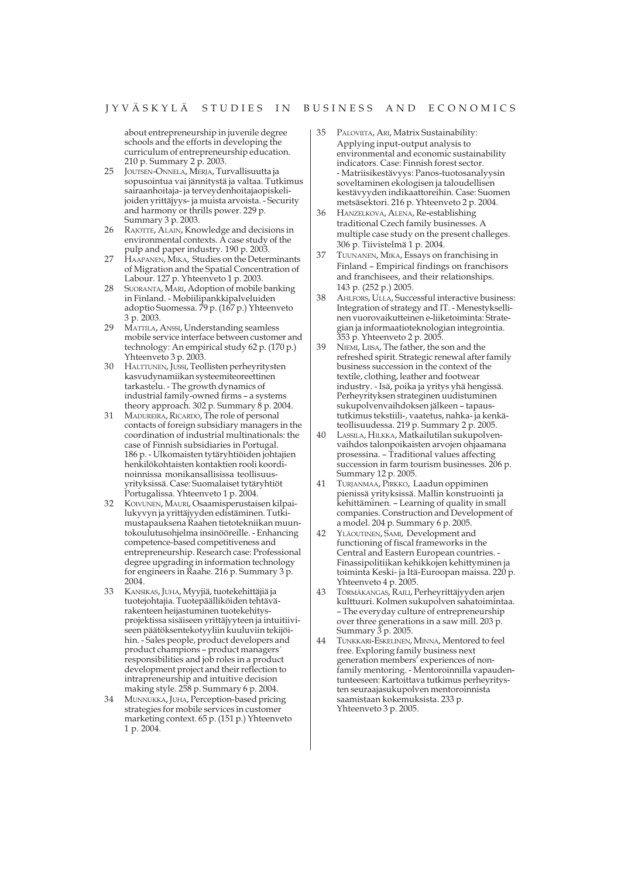about entrepreneurship in juvenile degree schools and the efforts in developing the curriculum of entrepreneurship education. 210 p. Summary 2 p. 2003.

25 JOUTSEN-ONNELA, MERJA, Turvallisuutta ja sopusointua vai jännitystä ja valtaa. Tutkimus sairaanhoitaja- ja terveydenhoitajaopiskelijoiden yrittäjyys- ja muista arvoista. - Security and harmony or thrills power. 229 p. Summary 3 p. 2003.

26 RAJOTTE, ALAIN, Knowledge and decisions in environmental contexts. A case study of the pulp and paper industry. 190 p. 2003.

27 HAAPANEN, MIKA, Studies on the Determinants of Migration and the Spatial Concentration of Labour. 127 p. Yhteenveto 1 p. 2003.

28 SUORANTA, MARI, Adoption of mobile banking in Finland. - Mobiilipankkipalveluiden adoptio Suomessa. 79 p. (167 p.) Yhteenveto 3 p. 2003.

29 MATTILA, ANSSI, Understanding seamless mobile service interface between customer and technology: An empirical study 62 p. (170 p.) Yhteenveto 3 p. 2003.

30 HALTTUNEN, JUSSI, Teollisten perheyritysten kasvudynamiikan systeemiteoreettinen tarkastelu. - The growth dynamics of industrial family-owned firms – a systems theory approach. 302 p. Summary 8 p. 2004.

31 MADUREIRA, RICARDO, The role of personal contacts of foreign subsidiary managers in the coordination of industrial multinationals: the case of Finnish subsidiaries in Portugal. 186 p. - Ulkomaisten tytäryhtiöiden johtajien henkilökohtaisten kontaktien rooli koordinoinnissa monikansallisissa teollisuusyrityksissä. Case: Suomalaiset tytäryhtiöt Portugalissa. Yhteenveto 1 p. 2004.

32 KOIVUNEN, MAURI, Osaamisperustaisen kilpailukyvyn ja yrittäjyyden edistäminen. Tutkimustapauksena Raahen tietotekniikan muuntokoulutusohjelma insinööreille. - Enhancing competence-based competitiveness and entrepreneurship. Research case: Professional degree upgrading in information technology for engineers in Raahe. 216 p. Summary 3 p. 2004.

33 KANSIKAS, JUHA, Myyjiä, tuotekehittäjiä ja tuotejohtajia. Tuotepäälliköiden tehtävärakenteen heijastuminen tuotekehitysprojektissa sisäiseen yrittäjyyteen ja intuitiiviseen päätöksentekotyyliin kuuluviin tekijöihin. - Sales people, product developers and product champions – product managers´ responsibilities and job roles in a product development project and their reflection to intrapreneurship and intuitive decision making style. 258 p. Summary 6 p. 2004.

34 MUNNUKKA, JUHA, Perception-based pricing strategies for mobile services in customer marketing context. 65 p. (151 p.) Yhteenveto 1 p. 2004.

35 PALOVIITA, ARI, Matrix Sustainability: Applying input-output analysis to environmental and economic sustainability indicators. Case: Finnish forest sector. - Matriisikestävyys: Panos-tuotosanalyysin soveltaminen ekologisen ja taloudellisen kestävyyden indikaattoreihin. Case: Suomen metsäsektori. 216 p. Yhteenveto 2 p. 2004.

36 HANZELKOVA, ALENA, Re-establishing traditional Czech family businesses. A multiple case study on the present challeges. 306 p. Tiivistelmä 1 p. 2004.

37 TUUNANEN, MIKA, Essays on franchising in Finland – Empirical findings on franchisors and franchisees, and their relationships. 143 p. (252 p.) 2005.

38 AHLFORS, ULLA, Successful interactive business: Integration of strategy and IT. - Menestyksellinen vuorovaikutteinen e-liiketoiminta: Strategian ja informaatioteknologian integrointia. 353 p. Yhteenveto 2 p. 2005.

39 NIEMI, LIISA, The father, the son and the refreshed spirit. Strategic renewal after family business succession in the context of the textile, clothing, leather and footwear industry. - Isä, poika ja yritys yhä hengissä. Perheyrityksen strateginen uudistuminen sukupolvenvaihdoksen jälkeen – tapaustutkimus tekstiili-, vaatetus, nahka- ja kenkäteollisuudessa. 219 p. Summary 2 p. 2005.

40 LASSILA, HILKKA, Matkailutilan sukupolvenvaihdos talonpoikaisten arvojen ohjaamana prosessina. – Traditional values affecting succession in farm tourism businesses. 206 p. Summary 12 p. 2005.

41 TURJANMAA, PIRKKO, Laadun oppiminen pienissä yrityksissä. Mallin konstruointi ja kehittäminen. – Learning of quality in small companies. Construction and Development of a model. 204 p. Summary 6 p. 2005.

42 YLÄOUTINEN, SAMI, Development and functioning of fiscal frameworks in the Central and Eastern European countries. - Finassipolitiikan kehikkojen kehittyminen ja toiminta Keski- ja Itä-Euroopan maissa. 220 p. Yhteenveto 4 p. 2005.

43 TÖRMÄKANGAS, RAILI, Perheyrittäjyyden arjen kulttuuri. Kolmen sukupolven sahatoimintaa. – The everyday culture of entrepreneurship over three generations in a saw mill. 203 p. Summary 3 p. 2005.

44 TUNKKARI-ESKELINEN, MINNA, Mentored to feel free. Exploring family business next generation members' experiences of non-family mentoring. - Mentoroinnilla vapaudentunteeseen: Kartoittava tutkimus perheyritysten seuraajasukupolven mentoroinnista saamistaan kokemuksista. 233 p. Yhteenveto 3 p. 2005.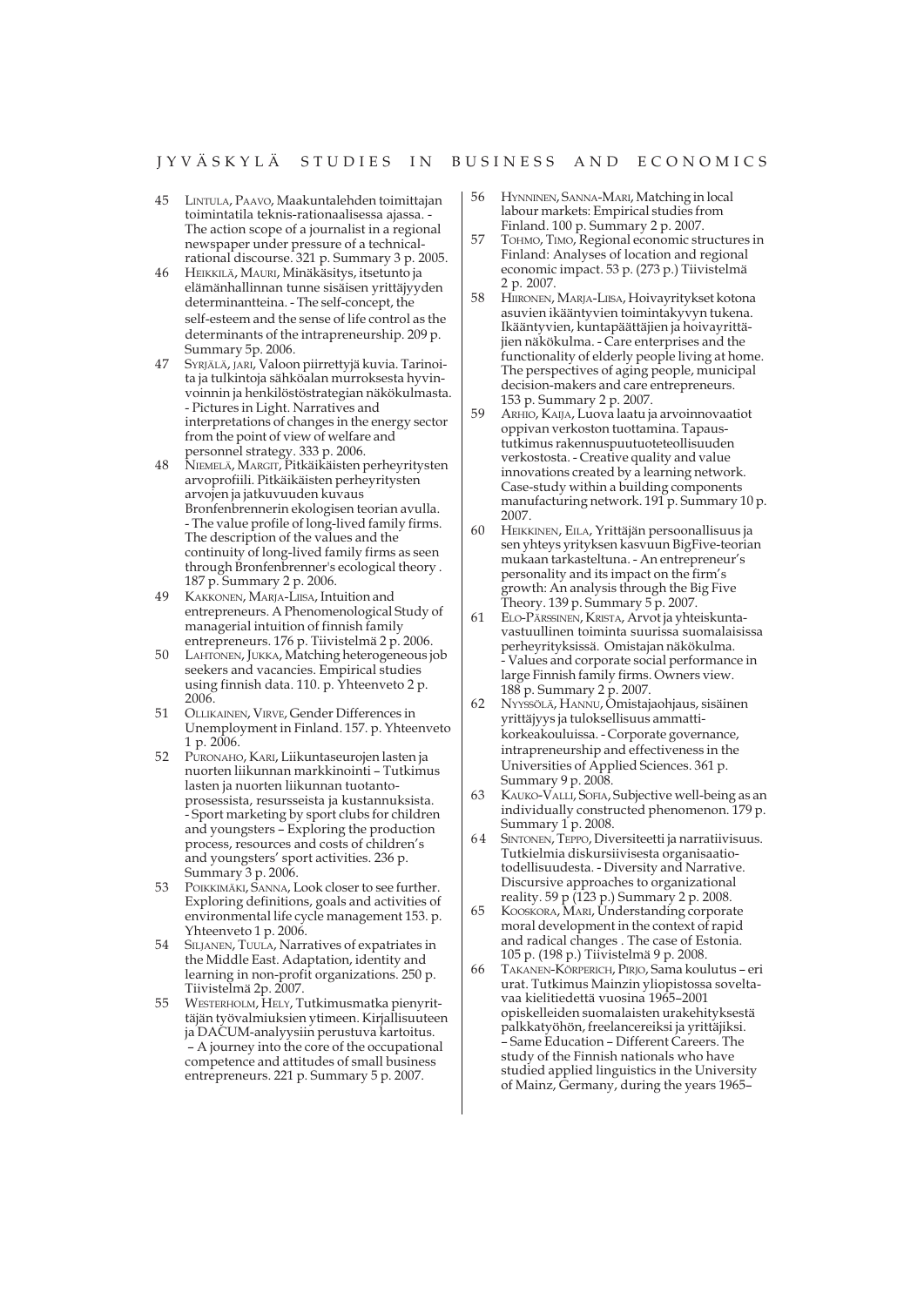# JYVÄSKYLÄ STUDIES IN BUSINESS AND ECONOMICS

45 LINTULA, PAAVO, Maakuntalehden toimittajan toimintatila teknis-rationaalisessa ajassa. - The action scope of a journalist in a regional newspaper under pressure of a technical-rational discourse. 321 p. Summary 3 p. 2005.

46 HEIKKILÄ, MAURI, Minäkäsitys, itsetunto ja elämänhallinnan tunne sisäisen yrittäjyyden determinantteina. - The self-concept, the self-esteem and the sense of life control as the determinants of the intrapreneurship. 209 p. Summary 5p. 2006.

47 SYRJÄLÄ, JARI, Valoon piirrettyjä kuvia. Tarinoita ja tulkintoja sähköalan murroksesta hyvinvoinnin ja henkilöstöstrategian näkökulmasta. - Pictures in Light. Narratives and interpretations of changes in the energy sector from the point of view of welfare and personnel strategy. 333 p. 2006.

48 NIEMELÄ, MARGIT, Pitkäikäisten perheyritysten arvoprofiili. Pitkäikäisten perheyritysten arvojen ja jatkuvuuden kuvaus Bronfenbrennerin ekologisen teorian avulla. - The value profile of long-lived family firms. The description of the values and the continuity of long-lived family firms as seen through Bronfenbrenner's ecological theory . 187 p. Summary 2 p. 2006.

49 KAKKONEN, MARJA-LIISA, Intuition and entrepreneurs. A Phenomenological Study of managerial intuition of finnish family entrepreneurs. 176 p. Tiivistelmä 2 p. 2006.

50 LAHTONEN, JUKKA, Matching heterogeneous job seekers and vacancies. Empirical studies using finnish data. 110. p. Yhteenveto 2 p. 2006.

51 OLLIKAINEN, VIRVE, Gender Differences in Unemployment in Finland. 157. p. Yhteenveto 1 p. 2006.

52 PURONAHO, KARI, Liikuntaseurojen lasten ja nuorten liikunnan markkinointi – Tutkimus lasten ja nuorten liikunnan tuotantoprosessista, resursseista ja kustannuksista. - Sport marketing by sport clubs for children and youngsters – Exploring the production process, resources and costs of children's and youngsters' sport activities. 236 p. Summary 3 p. 2006.

53 POIKKIMÄKI, SANNA, Look closer to see further. Exploring definitions, goals and activities of environmental life cycle management 153. p. Yhteenveto 1 p. 2006.

54 SILJANEN, TUULA, Narratives of expatriates in the Middle East. Adaptation, identity and learning in non-profit organizations. 250 p. Tiivistelmä 2p. 2007.

55 WESTERHOLM, HELY, Tutkimusmatka pienyrittäjän työvalmiuksien ytimeen. Kirjallisuuteen ja DACUM-analyysiin perustuva kartoitus. – A journey into the core of the occupational competence and attitudes of small business entrepreneurs. 221 p. Summary 5 p. 2007.

56 HYNNINEN, SANNA-MARI, Matching in local labour markets: Empirical studies from Finland. 100 p. Summary 2 p. 2007.

57 TOHMO, TIMO, Regional economic structures in Finland: Analyses of location and regional economic impact. 53 p. (273 p.) Tiivistelmä 2 p. 2007.

58 HIIRONEN, MARJA-LIISA, Hoivayritykset kotona asuvien ikääntyvien toimintakyvyn tukena. Ikääntyvien, kuntapäättäjien ja hoivayrittäjien näkökulma. - Care enterprises and the functionality of elderly people living at home. The perspectives of aging people, municipal decision-makers and care entrepreneurs. 153 p. Summary 2 p. 2007.

59 ARHIO, KAIJA, Luova laatu ja arvoinnovaatiot oppivan verkoston tuottamina. Tapaustutkimus rakennuspuutuoteteollisuuden verkostosta. - Creative quality and value innovations created by a learning network. Case-study within a building components manufacturing network. 191 p. Summary 10 p. 2007.

60 HEIKKINEN, EILA, Yrittäjän persoonallisuus ja sen yhteys yrityksen kasvuun BigFive-teorian mukaan tarkasteltuna. - An entrepreneur's personality and its impact on the firm's growth: An analysis through the Big Five Theory. 139 p. Summary 5 p. 2007.

61 ELO-PÄRSSINEN, KRISTA, Arvot ja yhteiskuntavastuullinen toiminta suurissa suomalaisissa perheyrityksissä. Omistajan näkökulma. - Values and corporate social performance in large Finnish family firms. Owners view. 188 p. Summary 2 p. 2007.

62 NYYSSÖLÄ, HANNU, Omistajaohjaus, sisäinen yrittäjyys ja tuloksellisuus ammattikorkeakouluissa. - Corporate governance, intrapreneurship and effectiveness in the Universities of Applied Sciences. 361 p. Summary 9 p. 2008.

63 KAUKO-VALLI, SOFIA, Subjective well-being as an individually constructed phenomenon. 179 p. Summary 1 p. 2008.

64 SINTONEN, TEPPO, Diversiteetti ja narratiivisuus. Tutkielmia diskursiivisesta organisaatiotodellisuudesta. - Diversity and Narrative. Discursive approaches to organizational reality. 59 p (123 p.) Summary 2 p. 2008.

65 KOOSKORA, MARI, Understanding corporate moral development in the context of rapid and radical changes . The case of Estonia. 105 p. (198 p.) Tiivistelmä 9 p. 2008.

66 TAKANEN-KÖRPERICH, PIRJO, Sama koulutus – eri urat. Tutkimus Mainzin yliopistossa soveltavaa kielitiedettä vuosina 1965–2001 opiskelleiden suomalaisten urakehityksestä palkkatyöhön, freelancereiksi ja yrittäjiksi. – Same Education – Different Careers. The study of the Finnish nationals who have studied applied linguistics in the University of Mainz, Germany, during the years 1965–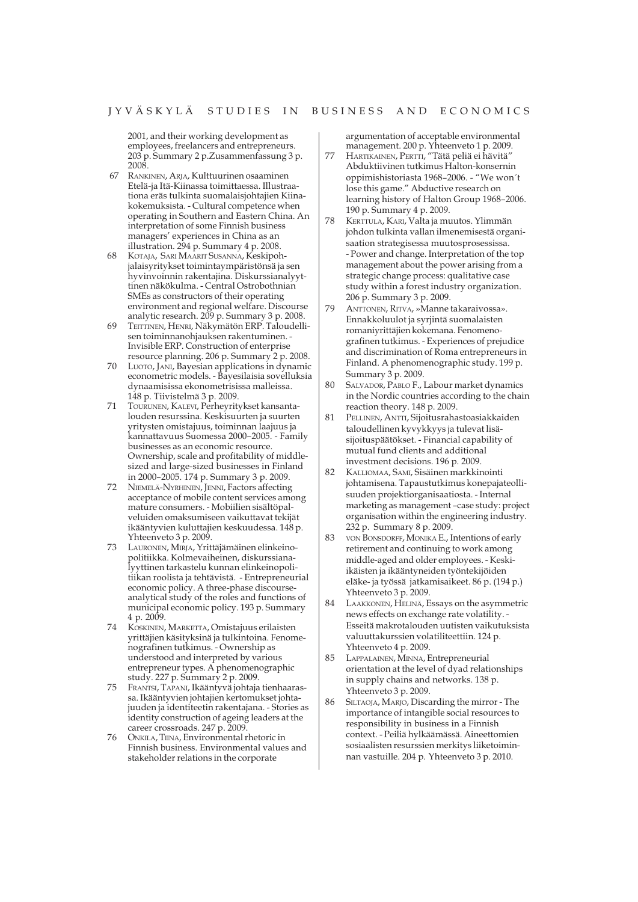2001, and their working development as employees, freelancers and entrepreneurs. 203 p. Summary 2 p.Zusammenfassung 3 p. 2008.

67 RANKINEN, ARJA, Kulttuurinen osaaminen Etelä-ja Itä-Kiinassa toimittaessa. Illustraationa eräs tulkinta suomalaisjohtajien Kiinakokemuksista. - Cultural competence when operating in Southern and Eastern China. An interpretation of some Finnish business managers' experiences in China as an illustration. 294 p. Summary 4 p. 2008.

68 KOTAJA, SARI MAARIT SUSANNA, Keskipohjalaisyritykset toimintaympäristönsä ja sen hyvinvoinnin rakentajina. Diskurssianalyyttinen näkökulma. - Central Ostrobothnian SMEs as constructors of their operating environment and regional welfare. Discourse analytic research. 209 p. Summary 3 p. 2008.

69 TEITTINEN, HENRI, Näkymätön ERP. Taloudellisen toiminnanohjauksen rakentuminen. - Invisible ERP. Construction of enterprise resource planning. 206 p. Summary 2 p. 2008.

70 LUOTO, JANI, Bayesian applications in dynamic econometric models. - Bayesilaisia sovelluksia dynaamisissa ekonometrisissa malleissa. 148 p. Tiivistelmä 3 p. 2009.

71 TOURUNEN, KALEVI, Perheyritykset kansantalouden resurssina. Keskisuurten ja suurten yritysten omistajuus, toiminnan laajuus ja kannattavuus Suomessa 2000–2005. - Family businesses as an economic resource. Ownership, scale and profitability of middle-sized and large-sized businesses in Finland in 2000–2005. 174 p. Summary 3 p. 2009.

72 NIEMELÄ-NYRHINEN, JENNI, Factors affecting acceptance of mobile content services among mature consumers. - Mobiilien sisältöpalveluiden omaksumiseen vaikuttavat tekijät ikääntyvien kuluttajien keskuudessa. 148 p. Yhteenveto 3 p. 2009.

73 LAURONEN, MIRJA, Yrittäjämäinen elinkeinopolitiikka. Kolmevaiheinen, diskurssianalyyttinen tarkastelu kunnan elinkeinopolitiikan roolista ja tehtävistä. - Entrepreneurial economic policy. A three-phase discourse-analytical study of the roles and functions of municipal economic policy. 193 p. Summary 4 p. 2009.

74 KOSKINEN, MARKETTA, Omistajuus erilaisten yrittäjien käsityksinä ja tulkintoina. Fenomenografinen tutkimus. - Ownership as understood and interpreted by various entrepreneur types. A phenomenographic study. 227 p. Summary 2 p. 2009.

75 FRANTSI, TAPANI, Ikääntyvä johtaja tienhaarassa. Ikääntyvien johtajien kertomukset johtajuuden ja identiteetin rakentajana. - Stories as identity construction of ageing leaders at the career crossroads. 247 p. 2009.

76 ONKILA, TIINA, Environmental rhetoric in Finnish business. Environmental values and stakeholder relations in the corporate argumentation of acceptable environmental management. 200 p. Yhteenveto 1 p. 2009.

77 HARTIKAINEN, PERTTI, "Tätä peliä ei hävitä" Abduktiivinen tutkimus Halton-konsernin oppimishistoriasta 1968–2006. - "We won´t lose this game." Abductive research on learning history of Halton Group 1968–2006. 190 p. Summary 4 p. 2009.

78 KERTTULA, KARI, Valta ja muutos. Ylimmän johdon tulkinta vallan ilmenemisestä organisaation strategisessa muutosprosessissa. - Power and change. Interpretation of the top management about the power arising from a strategic change process: qualitative case study within a forest industry organization. 206 p. Summary 3 p. 2009.

79 ANTTONEN, RITVA, »Manne takaraivossa». Ennakkoluulot ja syrjintä suomalaisten romaniyrittäjien kokemana. Fenomenografinen tutkimus. - Experiences of prejudice and discrimination of Roma entrepreneurs in Finland. A phenomenographic study. 199 p. Summary 3 p. 2009.

80 SALVADOR, PABLO F., Labour market dynamics in the Nordic countries according to the chain reaction theory. 148 p. 2009.

81 PELLINEN, ANTTI, Sijoitusrahastoasiakkaiden taloudellinen kyvykkyys ja tulevat lisäsijoituspäätökset. - Financial capability of mutual fund clients and additional investment decisions. 196 p. 2009.

82 KALLIOMAA, SAMI, Sisäinen markkinointi johtamisena. Tapaustutkimus konepajateollisuuden projektiorganisaatiosta. - Internal marketing as management –case study: project organisation within the engineering industry. 232 p. Summary 8 p. 2009.

83 VON BONSDORFF, MONIKA E., Intentions of early retirement and continuing to work among middle-aged and older employees. - Keski-ikäisten ja ikääntyneiden työntekijöiden eläke- ja työssä jatkamisaikeet. 86 p. (194 p.) Yhteenveto 3 p. 2009.

84 LAAKKONEN, HELINÄ, Essays on the asymmetric news effects on exchange rate volatility. - Esseitä makrotalouden uutisten vaikutuksista valuuttakurssien volatiliteettiin. 124 p. Yhteenveto 4 p. 2009.

85 LAPPALAINEN, MINNA, Entrepreneurial orientation at the level of dyad relationships in supply chains and networks. 138 p. Yhteenveto 3 p. 2009.

86 SILTAOJA, MARJO, Discarding the mirror - The importance of intangible social resources to responsibility in business in a Finnish context. - Peiliä hylkäämässä. Aineettomien sosiaalisten resurssien merkitys liiketoiminnan vastuille. 204 p. Yhteenveto 3 p. 2010.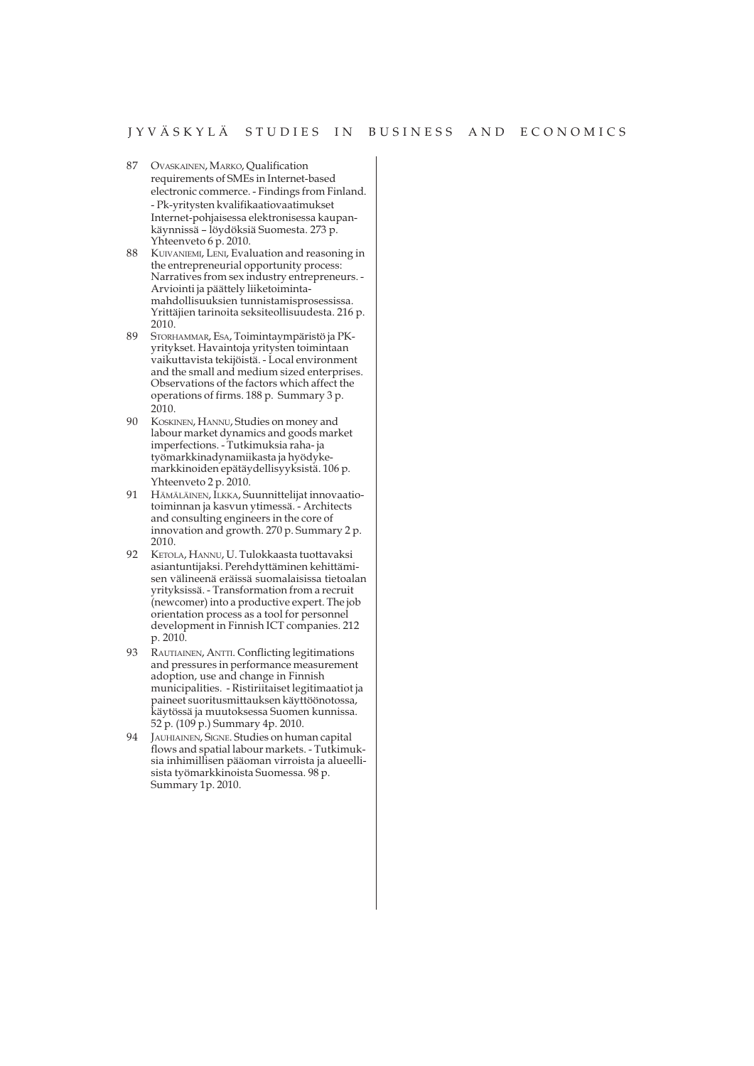# JYVÄSKYLÄ STUDIES IN BUSINESS AND ECONOMICS

87 OVASKAINEN, MARKO, Qualification requirements of SMEs in Internet-based electronic commerce. - Findings from Finland. - Pk-yritysten kvalifikaatiovaatimukset Internet-pohjaisessa elektronisessa kaupankäynnissä – löydöksiä Suomesta. 273 p. Yhteenveto 6 p. 2010.

88 KUIVANIEMI, LENI, Evaluation and reasoning in the entrepreneurial opportunity process: Narratives from sex industry entrepreneurs. - Arviointi ja päättely liiketoimintamahdollisuuksien tunnistamisprosessissa. Yrittäjien tarinoita seksiteollisuudesta. 216 p. 2010.

89 STORHAMMAR, ESA, Toimintaympäristö ja PK-yritykset. Havaintoja yritysten toimintaan vaikuttavista tekijöistä. - Local environment and the small and medium sized enterprises. Observations of the factors which affect the operations of firms. 188 p. Summary 3 p. 2010.

90 KOSKINEN, HANNU, Studies on money and labour market dynamics and goods market imperfections. - Tutkimuksia raha- ja työmarkkinadynamiikasta ja hyödykemarkkinoiden epätäydellisyyksistä. 106 p. Yhteenveto 2 p. 2010.

91 HÄMÄLÄINEN, ILKKA, Suunnittelijat innovaatiotoiminnan ja kasvun ytimessä. - Architects and consulting engineers in the core of innovation and growth. 270 p. Summary 2 p. 2010.

92 KETOLA, HANNU, U. Tulokkaasta tuottavaksi asiantuntijaksi. Perehdyttäminen kehittämisen välineenä eräissä suomalaisissa tietoalan yrityksissä. - Transformation from a recruit (newcomer) into a productive expert. The job orientation process as a tool for personnel development in Finnish ICT companies. 212 p. 2010.

93 RAUTIAINEN, ANTTI. Conflicting legitimations and pressures in performance measurement adoption, use and change in Finnish municipalities. - Ristiriitaiset legitimaatiot ja paineet suoritusmittauksen käyttöönotossa, käytössä ja muutoksessa Suomen kunnissa. 52 p. (109 p.) Summary 4p. 2010.

94 JAUHIAINEN, SIGNE. Studies on human capital flows and spatial labour markets. - Tutkimuksia inhimillisen pääoman virroista ja alueellisista työmarkkinoista Suomessa. 98 p. Summary 1p. 2010.